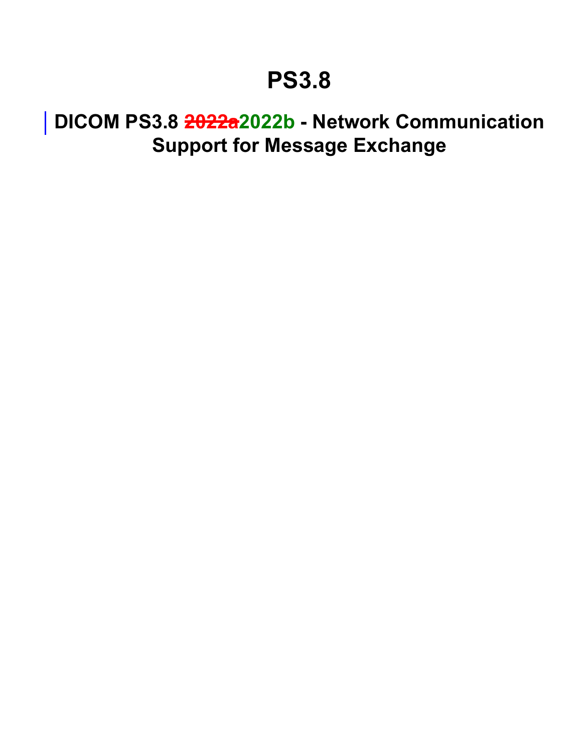# PS3.8

## DICOM PS3.8 ~~2022a~~2022b - Network Communication Support for Message Exchange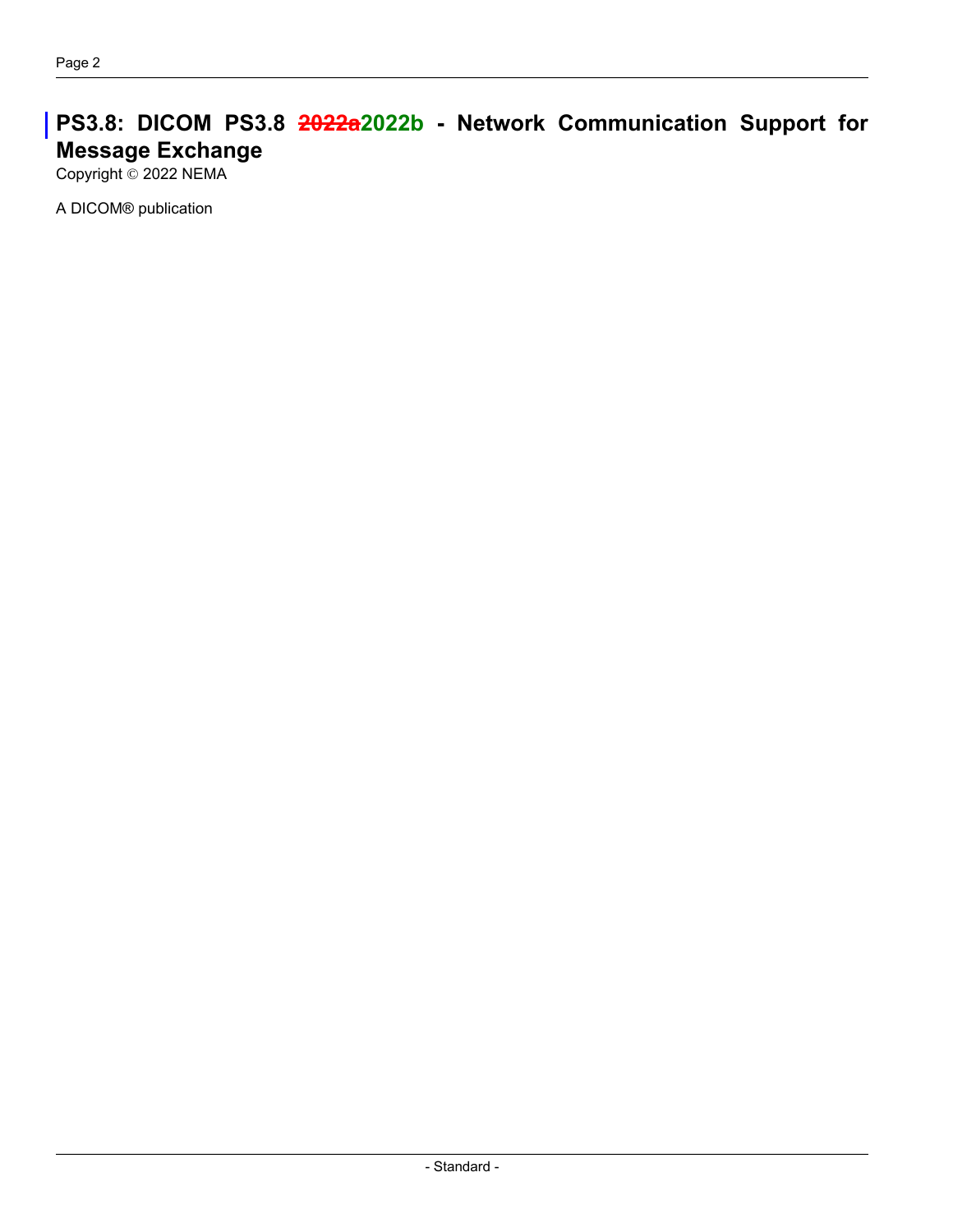# PS3.8: DICOM PS3.8 ~~2022a~~2022b - Network Communication Support for Message Exchange

Copyright © 2022 NEMA

A DICOM® publication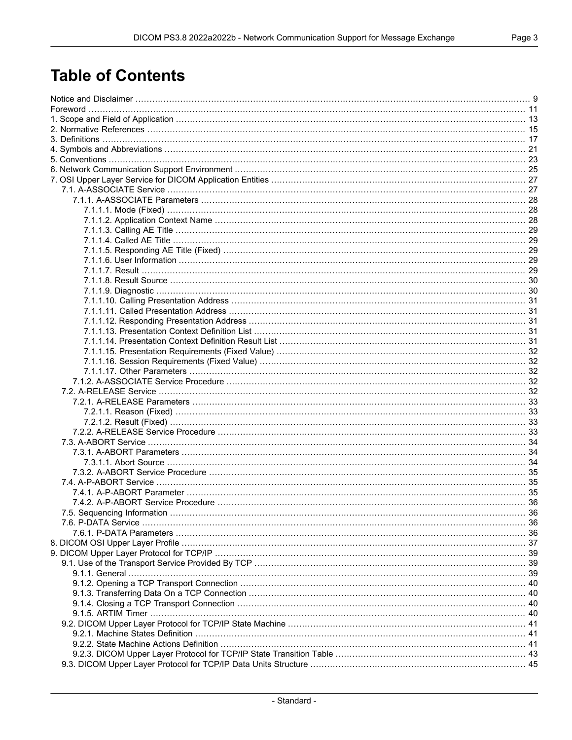# Table of Contents

Notice and Disclaimer ... 9
Foreword ... 11
1. Scope and Field of Application ... 13
2. Normative References ... 15
3. Definitions ... 17
4. Symbols and Abbreviations ... 21
5. Conventions ... 23
6. Network Communication Support Environment ... 25
7. OSI Upper Layer Service for DICOM Application Entities ... 27
  7.1. A-ASSOCIATE Service ... 27
    7.1.1. A-ASSOCIATE Parameters ... 28
      7.1.1.1. Mode (Fixed) ... 28
      7.1.1.2. Application Context Name ... 28
      7.1.1.3. Calling AE Title ... 29
      7.1.1.4. Called AE Title ... 29
      7.1.1.5. Responding AE Title (Fixed) ... 29
      7.1.1.6. User Information ... 29
      7.1.1.7. Result ... 29
      7.1.1.8. Result Source ... 30
      7.1.1.9. Diagnostic ... 30
      7.1.1.10. Calling Presentation Address ... 31
      7.1.1.11. Called Presentation Address ... 31
      7.1.1.12. Responding Presentation Address ... 31
      7.1.1.13. Presentation Context Definition List ... 31
      7.1.1.14. Presentation Context Definition Result List ... 31
      7.1.1.15. Presentation Requirements (Fixed Value) ... 32
      7.1.1.16. Session Requirements (Fixed Value) ... 32
      7.1.1.17. Other Parameters ... 32
    7.1.2. A-ASSOCIATE Service Procedure ... 32
  7.2. A-RELEASE Service ... 32
    7.2.1. A-RELEASE Parameters ... 33
      7.2.1.1. Reason (Fixed) ... 33
      7.2.1.2. Result (Fixed) ... 33
    7.2.2. A-RELEASE Service Procedure ... 33
  7.3. A-ABORT Service ... 34
    7.3.1. A-ABORT Parameters ... 34
      7.3.1.1. Abort Source ... 34
    7.3.2. A-ABORT Service Procedure ... 35
  7.4. A-P-ABORT Service ... 35
    7.4.1. A-P-ABORT Parameter ... 35
    7.4.2. A-P-ABORT Service Procedure ... 36
  7.5. Sequencing Information ... 36
  7.6. P-DATA Service ... 36
    7.6.1. P-DATA Parameters ... 36
8. DICOM OSI Upper Layer Profile ... 37
9. DICOM Upper Layer Protocol for TCP/IP ... 39
  9.1. Use of the Transport Service Provided By TCP ... 39
    9.1.1. General ... 39
    9.1.2. Opening a TCP Transport Connection ... 40
    9.1.3. Transferring Data On a TCP Connection ... 40
    9.1.4. Closing a TCP Transport Connection ... 40
    9.1.5. ARTIM Timer ... 40
  9.2. DICOM Upper Layer Protocol for TCP/IP State Machine ... 41
    9.2.1. Machine States Definition ... 41
    9.2.2. State Machine Actions Definition ... 41
    9.2.3. DICOM Upper Layer Protocol for TCP/IP State Transition Table ... 43
  9.3. DICOM Upper Layer Protocol for TCP/IP Data Units Structure ... 45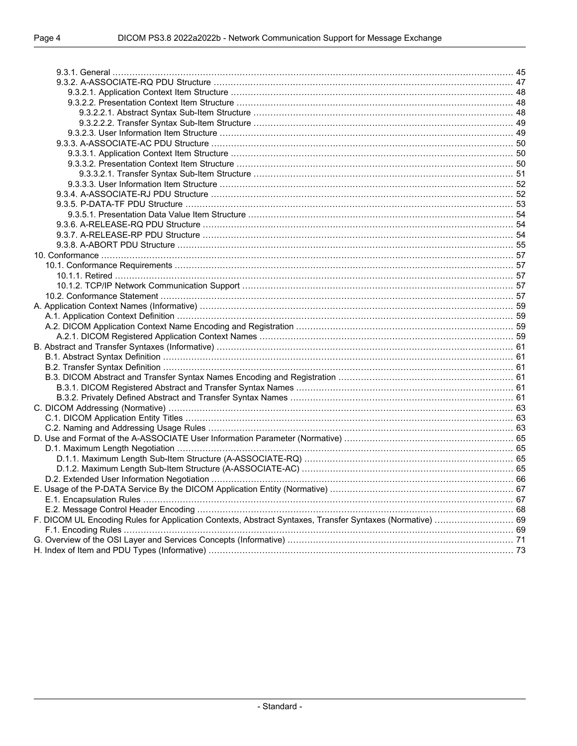- 9.3.1. General ... 45
- 9.3.2. A-ASSOCIATE-RQ PDU Structure ... 47
  - 9.3.2.1. Application Context Item Structure ... 48
  - 9.3.2.2. Presentation Context Item Structure ... 48
    - 9.3.2.2.1. Abstract Syntax Sub-Item Structure ... 48
    - 9.3.2.2.2. Transfer Syntax Sub-Item Structure ... 49
  - 9.3.2.3. User Information Item Structure ... 49
- 9.3.3. A-ASSOCIATE-AC PDU Structure ... 50
  - 9.3.3.1. Application Context Item Structure ... 50
  - 9.3.3.2. Presentation Context Item Structure ... 50
    - 9.3.3.2.1. Transfer Syntax Sub-Item Structure ... 51
  - 9.3.3.3. User Information Item Structure ... 52
- 9.3.4. A-ASSOCIATE-RJ PDU Structure ... 52
- 9.3.5. P-DATA-TF PDU Structure ... 53
  - 9.3.5.1. Presentation Data Value Item Structure ... 54
- 9.3.6. A-RELEASE-RQ PDU Structure ... 54
- 9.3.7. A-RELEASE-RP PDU Structure ... 54
- 9.3.8. A-ABORT PDU Structure ... 55

10. Conformance ... 57
- 10.1. Conformance Requirements ... 57
  - 10.1.1. Retired ... 57
  - 10.1.2. TCP/IP Network Communication Support ... 57
- 10.2. Conformance Statement ... 57

A. Application Context Names (Informative) ... 59
- A.1. Application Context Definition ... 59
- A.2. DICOM Application Context Name Encoding and Registration ... 59
  - A.2.1. DICOM Registered Application Context Names ... 59

B. Abstract and Transfer Syntaxes (Informative) ... 61
- B.1. Abstract Syntax Definition ... 61
- B.2. Transfer Syntax Definition ... 61
- B.3. DICOM Abstract and Transfer Syntax Names Encoding and Registration ... 61
  - B.3.1. DICOM Registered Abstract and Transfer Syntax Names ... 61
  - B.3.2. Privately Defined Abstract and Transfer Syntax Names ... 61

C. DICOM Addressing (Normative) ... 63
- C.1. DICOM Application Entity Titles ... 63
- C.2. Naming and Addressing Usage Rules ... 63

D. Use and Format of the A-ASSOCIATE User Information Parameter (Normative) ... 65
- D.1. Maximum Length Negotiation ... 65
  - D.1.1. Maximum Length Sub-Item Structure (A-ASSOCIATE-RQ) ... 65
  - D.1.2. Maximum Length Sub-Item Structure (A-ASSOCIATE-AC) ... 65
- D.2. Extended User Information Negotiation ... 66

E. Usage of the P-DATA Service By the DICOM Application Entity (Normative) ... 67
- E.1. Encapsulation Rules ... 67
- E.2. Message Control Header Encoding ... 68

F. DICOM UL Encoding Rules for Application Contexts, Abstract Syntaxes, Transfer Syntaxes (Normative) ... 69
- F.1. Encoding Rules ... 69

G. Overview of the OSI Layer and Services Concepts (Informative) ... 71

H. Index of Item and PDU Types (Informative) ... 73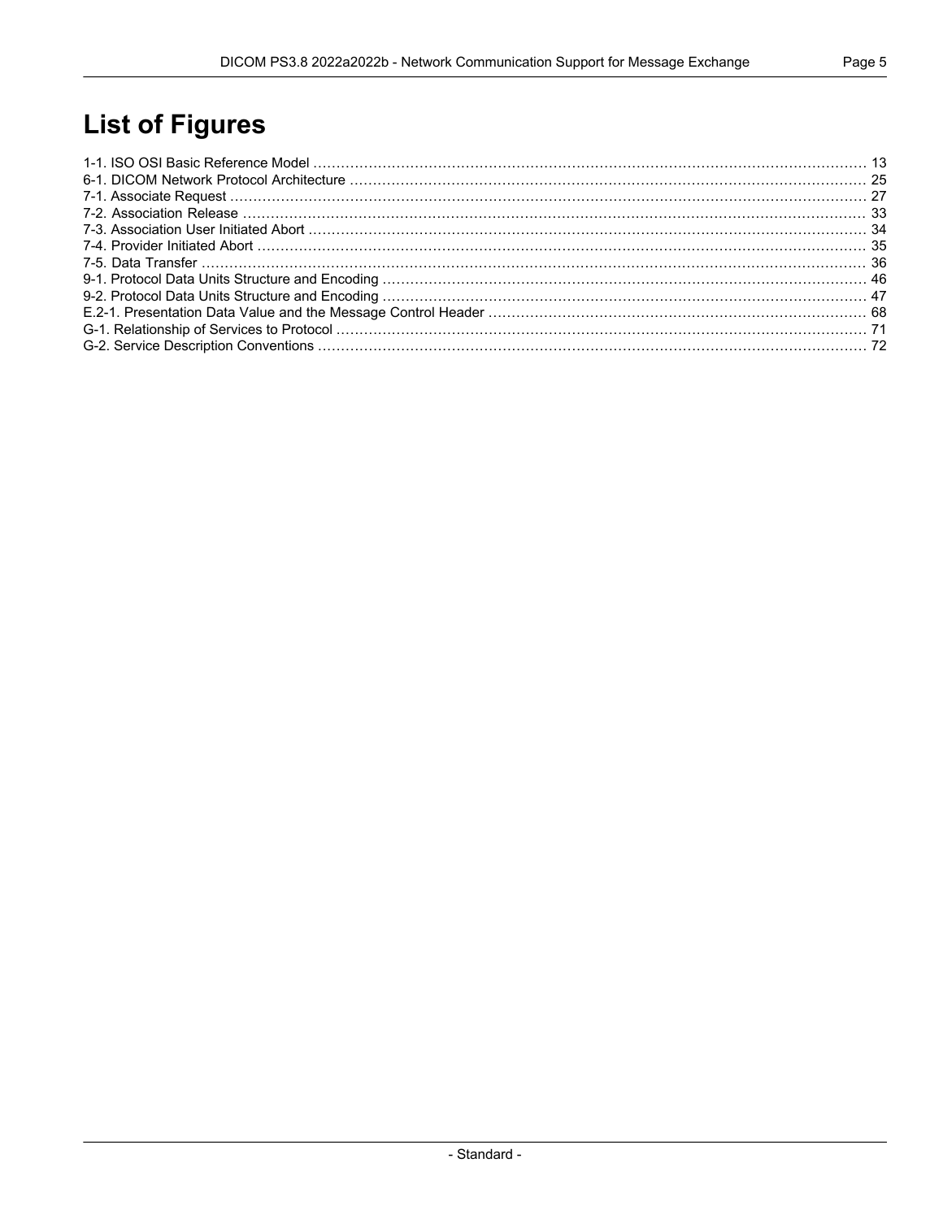# List of Figures

1-1. ISO OSI Basic Reference Model ........................................................................................................................ 13
6-1. DICOM Network Protocol Architecture ................................................................................................................ 25
7-1. Associate Request .......................................................................................................................................... 27
7-2. Association Release ........................................................................................................................................ 33
7-3. Association User Initiated Abort ......................................................................................................................... 34
7-4. Provider Initiated Abort .................................................................................................................................... 35
7-5. Data Transfer ................................................................................................................................................ 36
9-1. Protocol Data Units Structure and Encoding ......................................................................................................... 46
9-2. Protocol Data Units Structure and Encoding ......................................................................................................... 47
E.2-1. Presentation Data Value and the Message Control Header .................................................................................. 68
G-1. Relationship of Services to Protocol ................................................................................................................... 71
G-2. Service Description Conventions ....................................................................................................................... 72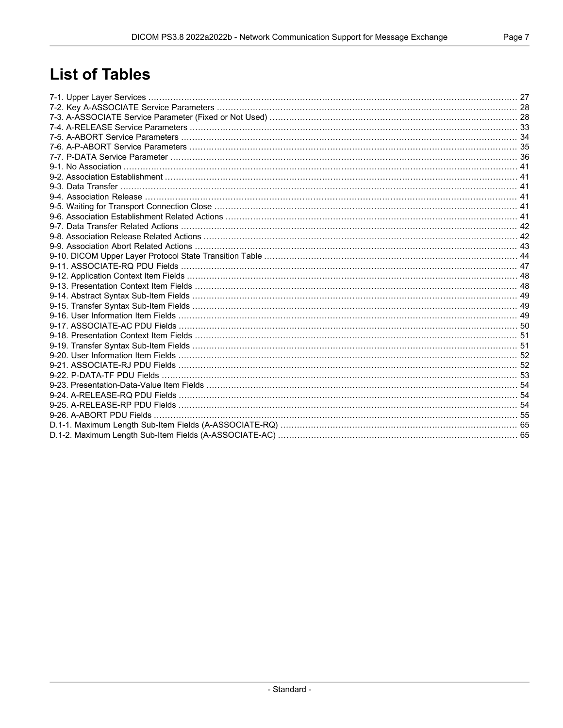# List of Tables

7-1. Upper Layer Services ........................................................................................................................................ 27
7-2. Key A-ASSOCIATE Service Parameters .............................................................................................................. 28
7-3. A-ASSOCIATE Service Parameter (Fixed or Not Used) ........................................................................................... 28
7-4. A-RELEASE Service Parameters ........................................................................................................................ 33
7-5. A-ABORT Service Parameters ........................................................................................................................... 34
7-6. A-P-ABORT Service Parameters ........................................................................................................................ 35
7-7. P-DATA Service Parameter ............................................................................................................................... 36
9-1. No Association ................................................................................................................................................. 41
9-2. Association Establishment ................................................................................................................................. 41
9-3. Data Transfer .................................................................................................................................................. 41
9-4. Association Release ......................................................................................................................................... 41
9-5. Waiting for Transport Connection Close ............................................................................................................... 41
9-6. Association Establishment Related Actions ........................................................................................................... 41
9-7. Data Transfer Related Actions ........................................................................................................................... 42
9-8. Association Release Related Actions ................................................................................................................... 42
9-9. Association Abort Related Actions ...................................................................................................................... 43
9-10. DICOM Upper Layer Protocol State Transition Table ............................................................................................. 44
9-11. ASSOCIATE-RQ PDU Fields ........................................................................................................................... 47
9-12. Application Context Item Fields ......................................................................................................................... 48
9-13. Presentation Context Item Fields ....................................................................................................................... 48
9-14. Abstract Syntax Sub-Item Fields ....................................................................................................................... 49
9-15. Transfer Syntax Sub-Item Fields ....................................................................................................................... 49
9-16. User Information Item Fields ............................................................................................................................ 49
9-17. ASSOCIATE-AC PDU Fields ............................................................................................................................ 50
9-18. Presentation Context Item Fields ....................................................................................................................... 51
9-19. Transfer Syntax Sub-Item Fields ....................................................................................................................... 51
9-20. User Information Item Fields ............................................................................................................................ 52
9-21. ASSOCIATE-RJ PDU Fields ............................................................................................................................ 52
9-22. P-DATA-TF PDU Fields .................................................................................................................................. 53
9-23. Presentation-Data-Value Item Fields .................................................................................................................. 54
9-24. A-RELEASE-RQ PDU Fields ............................................................................................................................ 54
9-25. A-RELEASE-RP PDU Fields ............................................................................................................................ 54
9-26. A-ABORT PDU Fields ..................................................................................................................................... 55
D.1-1. Maximum Length Sub-Item Fields (A-ASSOCIATE-RQ) ....................................................................................... 65
D.1-2. Maximum Length Sub-Item Fields (A-ASSOCIATE-AC) ........................................................................................ 65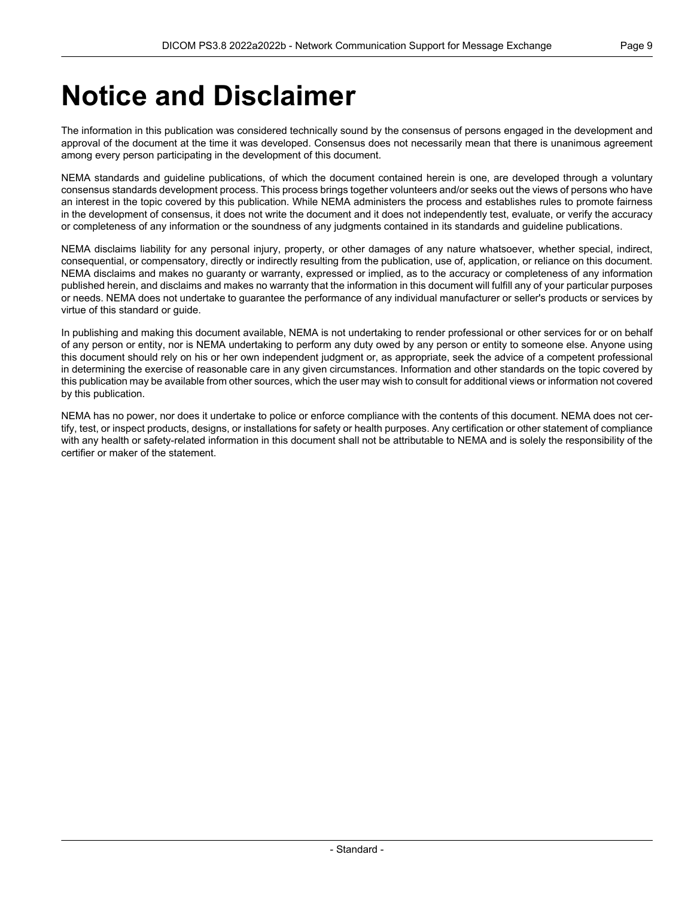# Notice and Disclaimer

The information in this publication was considered technically sound by the consensus of persons engaged in the development and approval of the document at the time it was developed. Consensus does not necessarily mean that there is unanimous agreement among every person participating in the development of this document.

NEMA standards and guideline publications, of which the document contained herein is one, are developed through a voluntary consensus standards development process. This process brings together volunteers and/or seeks out the views of persons who have an interest in the topic covered by this publication. While NEMA administers the process and establishes rules to promote fairness in the development of consensus, it does not write the document and it does not independently test, evaluate, or verify the accuracy or completeness of any information or the soundness of any judgments contained in its standards and guideline publications.

NEMA disclaims liability for any personal injury, property, or other damages of any nature whatsoever, whether special, indirect, consequential, or compensatory, directly or indirectly resulting from the publication, use of, application, or reliance on this document. NEMA disclaims and makes no guaranty or warranty, expressed or implied, as to the accuracy or completeness of any information published herein, and disclaims and makes no warranty that the information in this document will fulfill any of your particular purposes or needs. NEMA does not undertake to guarantee the performance of any individual manufacturer or seller's products or services by virtue of this standard or guide.

In publishing and making this document available, NEMA is not undertaking to render professional or other services for or on behalf of any person or entity, nor is NEMA undertaking to perform any duty owed by any person or entity to someone else. Anyone using this document should rely on his or her own independent judgment or, as appropriate, seek the advice of a competent professional in determining the exercise of reasonable care in any given circumstances. Information and other standards on the topic covered by this publication may be available from other sources, which the user may wish to consult for additional views or information not covered by this publication.

NEMA has no power, nor does it undertake to police or enforce compliance with the contents of this document. NEMA does not certify, test, or inspect products, designs, or installations for safety or health purposes. Any certification or other statement of compliance with any health or safety-related information in this document shall not be attributable to NEMA and is solely the responsibility of the certifier or maker of the statement.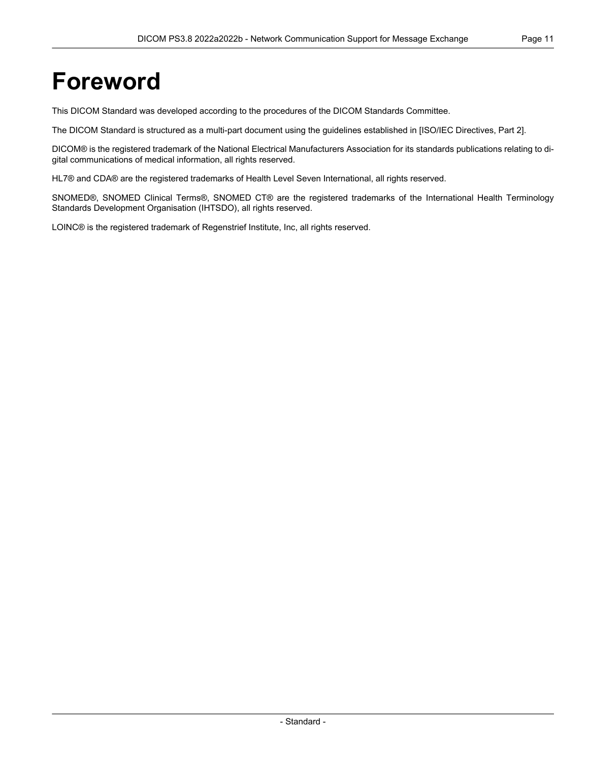# Foreword

This DICOM Standard was developed according to the procedures of the DICOM Standards Committee.

The DICOM Standard is structured as a multi-part document using the guidelines established in [ISO/IEC Directives, Part 2].

DICOM® is the registered trademark of the National Electrical Manufacturers Association for its standards publications relating to digital communications of medical information, all rights reserved.

HL7® and CDA® are the registered trademarks of Health Level Seven International, all rights reserved.

SNOMED®, SNOMED Clinical Terms®, SNOMED CT® are the registered trademarks of the International Health Terminology Standards Development Organisation (IHTSDO), all rights reserved.

LOINC® is the registered trademark of Regenstrief Institute, Inc, all rights reserved.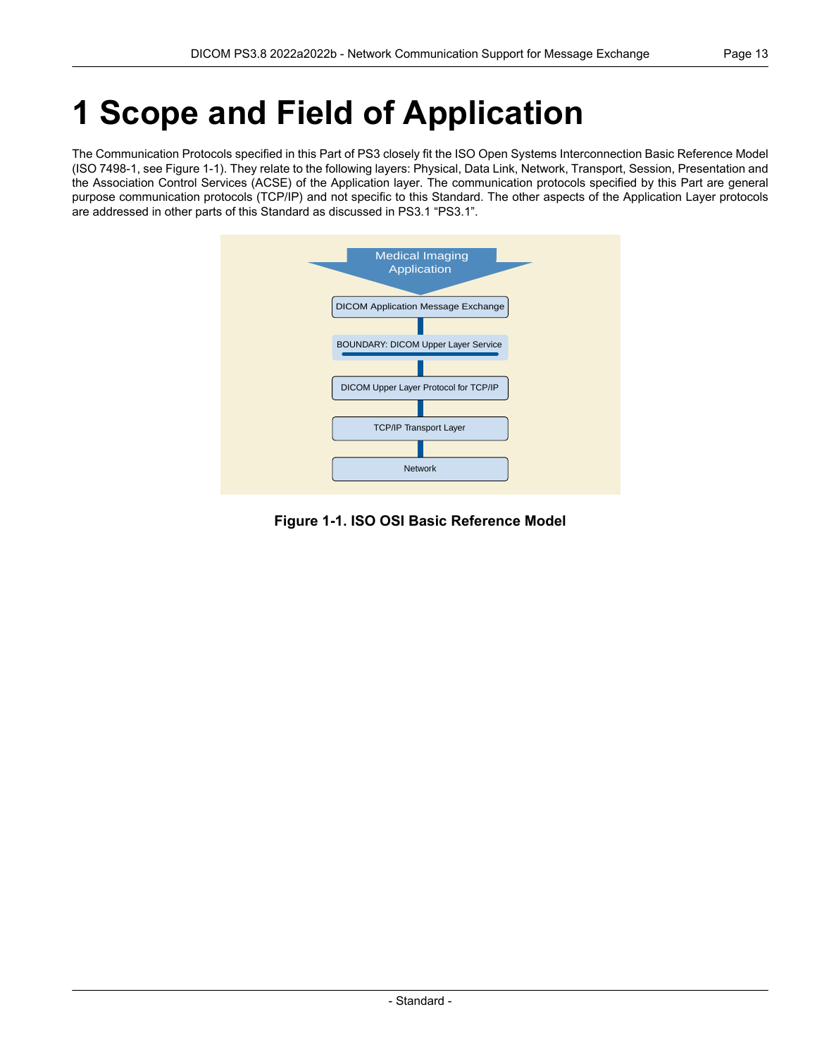# 1 Scope and Field of Application

The Communication Protocols specified in this Part of PS3 closely fit the ISO Open Systems Interconnection Basic Reference Model (ISO 7498-1, see Figure 1-1). They relate to the following layers: Physical, Data Link, Network, Transport, Session, Presentation and the Association Control Services (ACSE) of the Application layer. The communication protocols specified by this Part are general purpose communication protocols (TCP/IP) and not specific to this Standard. The other aspects of the Application Layer protocols are addressed in other parts of this Standard as discussed in PS3.1 “PS3.1”.

**Figure 1-1. ISO OSI Basic Reference Model**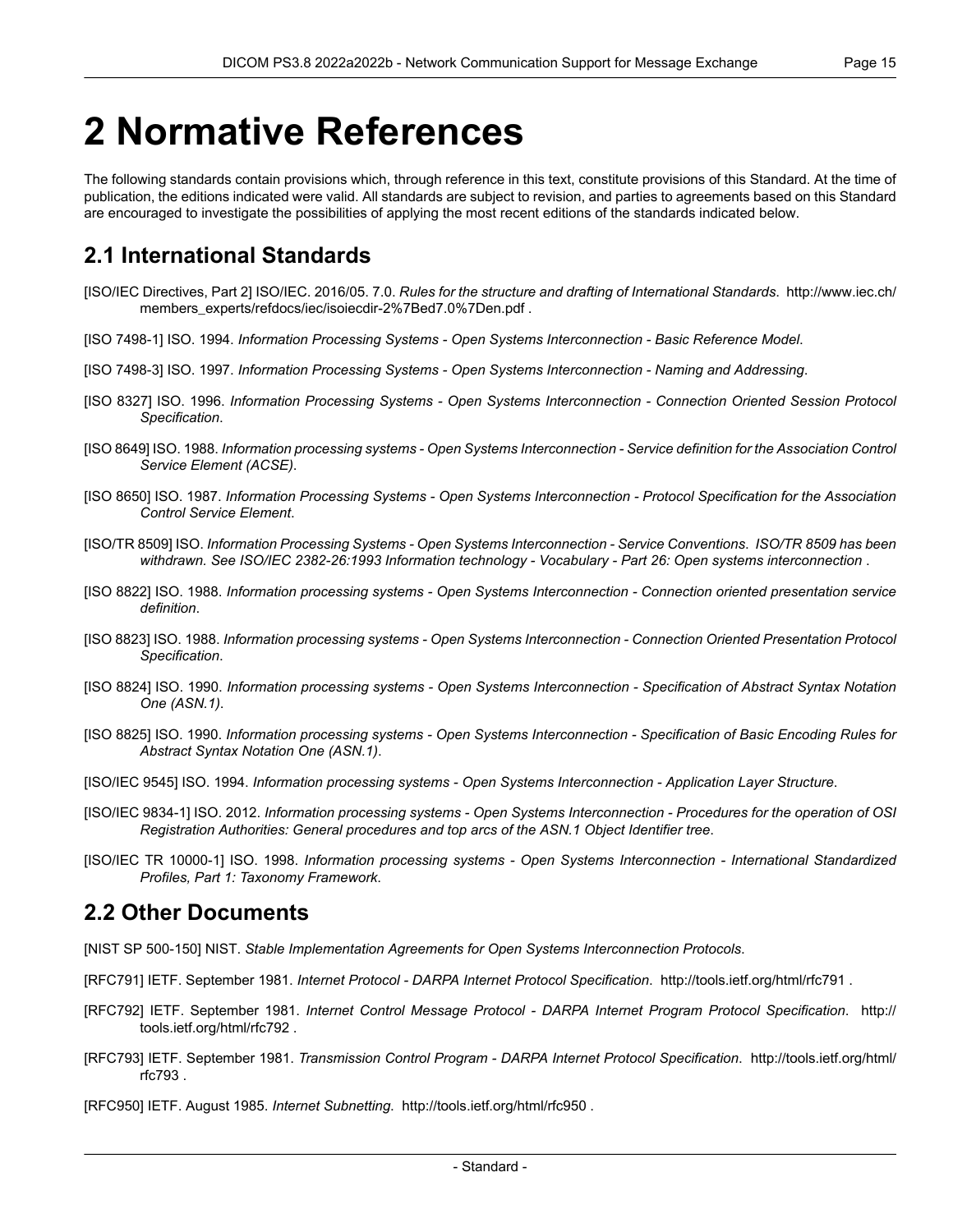# 2 Normative References

The following standards contain provisions which, through reference in this text, constitute provisions of this Standard. At the time of publication, the editions indicated were valid. All standards are subject to revision, and parties to agreements based on this Standard are encouraged to investigate the possibilities of applying the most recent editions of the standards indicated below.

## 2.1 International Standards

[ISO/IEC Directives, Part 2] ISO/IEC. 2016/05. 7.0. *Rules for the structure and drafting of International Standards*. http://www.iec.ch/members_experts/refdocs/iec/isoiecdir-2%7Bed7.0%7Den.pdf .

[ISO 7498-1] ISO. 1994. *Information Processing Systems - Open Systems Interconnection - Basic Reference Model*.

[ISO 7498-3] ISO. 1997. *Information Processing Systems - Open Systems Interconnection - Naming and Addressing*.

[ISO 8327] ISO. 1996. *Information Processing Systems - Open Systems Interconnection - Connection Oriented Session Protocol Specification*.

[ISO 8649] ISO. 1988. *Information processing systems - Open Systems Interconnection - Service definition for the Association Control Service Element (ACSE)*.

[ISO 8650] ISO. 1987. *Information Processing Systems - Open Systems Interconnection - Protocol Specification for the Association Control Service Element*.

[ISO/TR 8509] ISO. *Information Processing Systems - Open Systems Interconnection - Service Conventions. ISO/TR 8509 has been withdrawn. See ISO/IEC 2382-26:1993 Information technology - Vocabulary - Part 26: Open systems interconnection* .

[ISO 8822] ISO. 1988. *Information processing systems - Open Systems Interconnection - Connection oriented presentation service definition*.

[ISO 8823] ISO. 1988. *Information processing systems - Open Systems Interconnection - Connection Oriented Presentation Protocol Specification*.

[ISO 8824] ISO. 1990. *Information processing systems - Open Systems Interconnection - Specification of Abstract Syntax Notation One (ASN.1)*.

[ISO 8825] ISO. 1990. *Information processing systems - Open Systems Interconnection - Specification of Basic Encoding Rules for Abstract Syntax Notation One (ASN.1)*.

[ISO/IEC 9545] ISO. 1994. *Information processing systems - Open Systems Interconnection - Application Layer Structure*.

[ISO/IEC 9834-1] ISO. 2012. *Information processing systems - Open Systems Interconnection - Procedures for the operation of OSI Registration Authorities: General procedures and top arcs of the ASN.1 Object Identifier tree*.

[ISO/IEC TR 10000-1] ISO. 1998. *Information processing systems - Open Systems Interconnection - International Standardized Profiles, Part 1: Taxonomy Framework*.

## 2.2 Other Documents

[NIST SP 500-150] NIST. *Stable Implementation Agreements for Open Systems Interconnection Protocols*.

[RFC791] IETF. September 1981. *Internet Protocol - DARPA Internet Protocol Specification*. http://tools.ietf.org/html/rfc791 .

[RFC792] IETF. September 1981. *Internet Control Message Protocol - DARPA Internet Program Protocol Specification*. http://tools.ietf.org/html/rfc792 .

[RFC793] IETF. September 1981. *Transmission Control Program - DARPA Internet Protocol Specification*. http://tools.ietf.org/html/rfc793 .

[RFC950] IETF. August 1985. *Internet Subnetting*. http://tools.ietf.org/html/rfc950 .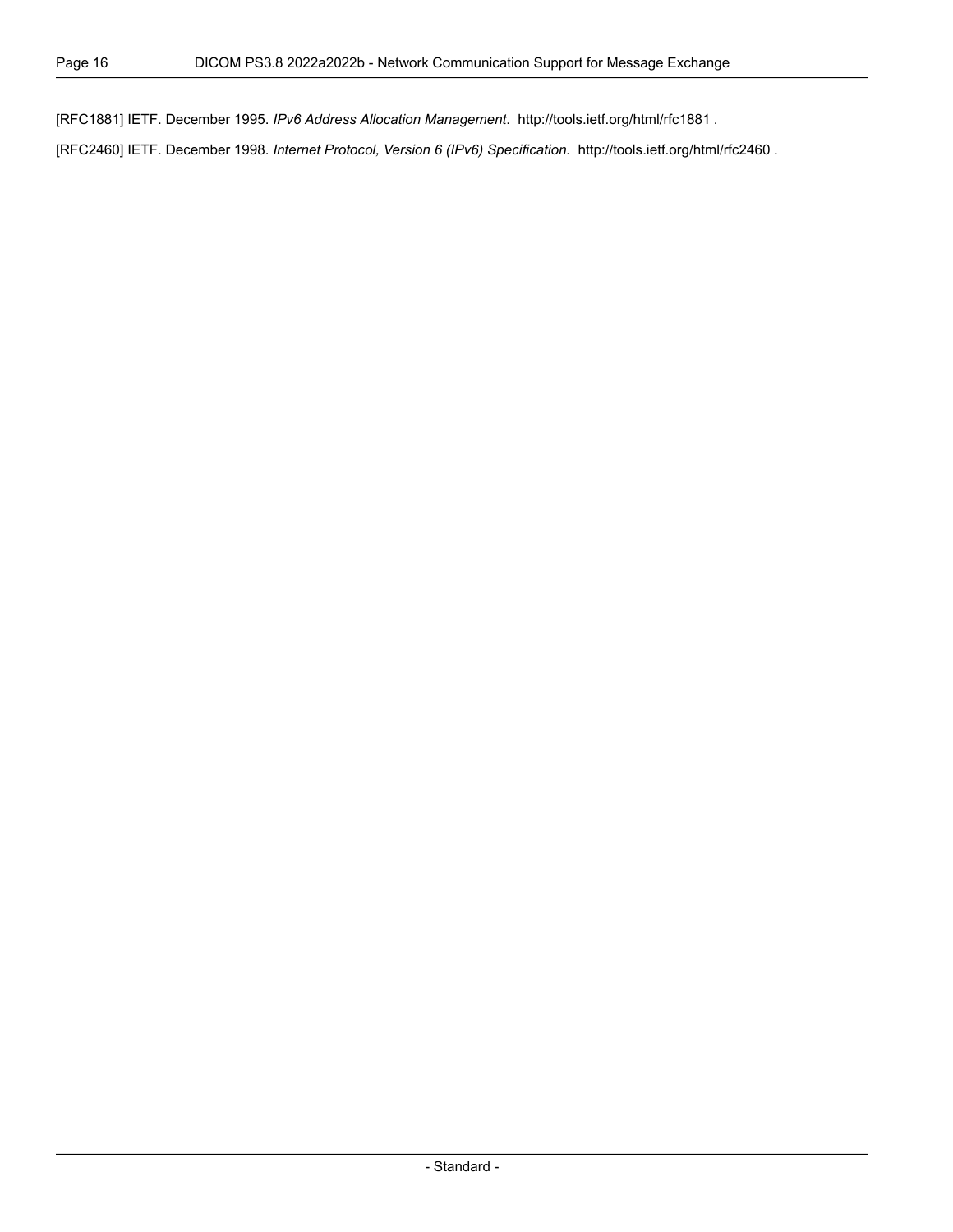[RFC1881] IETF. December 1995. *IPv6 Address Allocation Management*. http://tools.ietf.org/html/rfc1881 .

[RFC2460] IETF. December 1998. *Internet Protocol, Version 6 (IPv6) Specification*. http://tools.ietf.org/html/rfc2460 .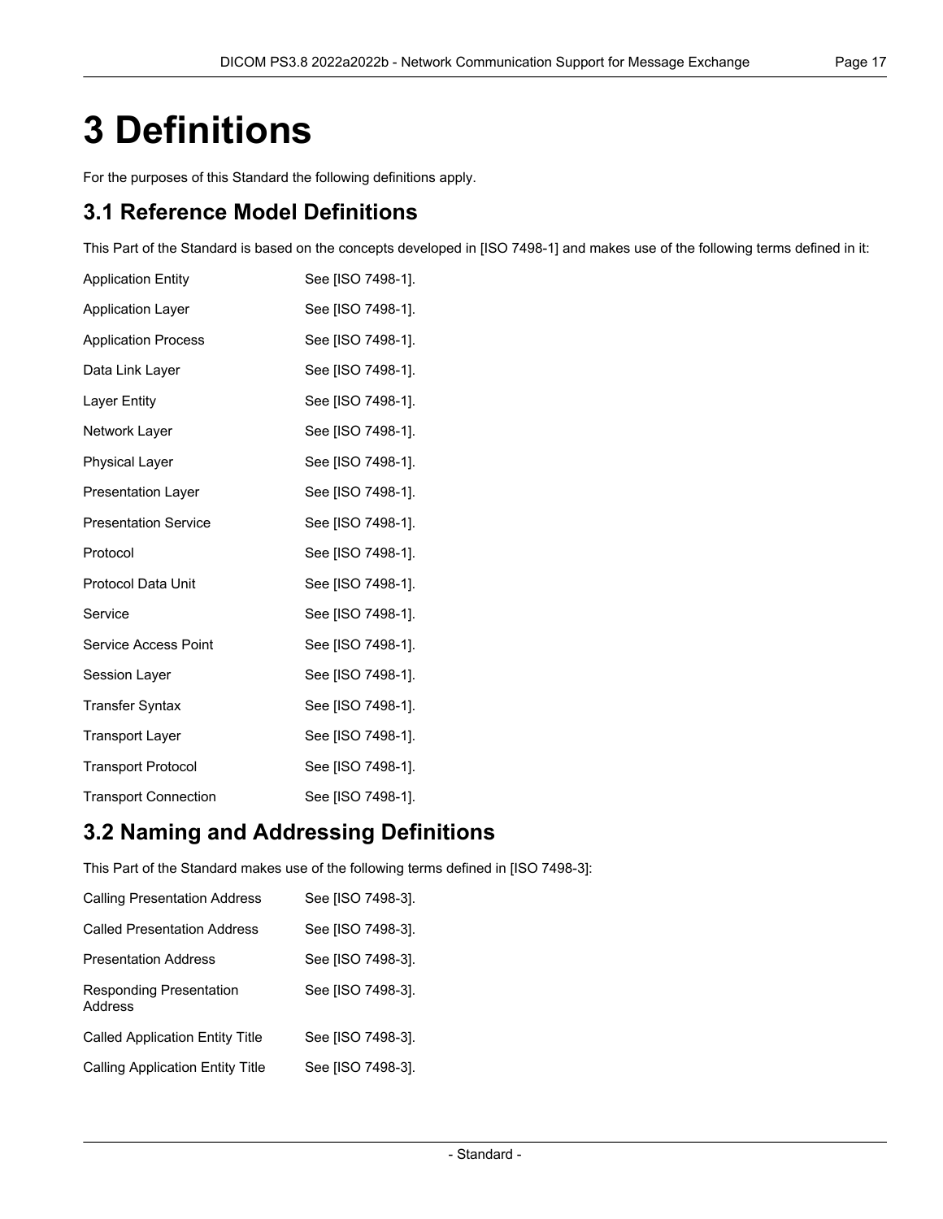# 3 Definitions

For the purposes of this Standard the following definitions apply.

## 3.1 Reference Model Definitions

This Part of the Standard is based on the concepts developed in [ISO 7498-1] and makes use of the following terms defined in it:

| | |
|---|---|
| Application Entity | See [ISO 7498-1]. |
| Application Layer | See [ISO 7498-1]. |
| Application Process | See [ISO 7498-1]. |
| Data Link Layer | See [ISO 7498-1]. |
| Layer Entity | See [ISO 7498-1]. |
| Network Layer | See [ISO 7498-1]. |
| Physical Layer | See [ISO 7498-1]. |
| Presentation Layer | See [ISO 7498-1]. |
| Presentation Service | See [ISO 7498-1]. |
| Protocol | See [ISO 7498-1]. |
| Protocol Data Unit | See [ISO 7498-1]. |
| Service | See [ISO 7498-1]. |
| Service Access Point | See [ISO 7498-1]. |
| Session Layer | See [ISO 7498-1]. |
| Transfer Syntax | See [ISO 7498-1]. |
| Transport Layer | See [ISO 7498-1]. |
| Transport Protocol | See [ISO 7498-1]. |
| Transport Connection | See [ISO 7498-1]. |

## 3.2 Naming and Addressing Definitions

This Part of the Standard makes use of the following terms defined in [ISO 7498-3]:

| | |
|---|---|
| Calling Presentation Address | See [ISO 7498-3]. |
| Called Presentation Address | See [ISO 7498-3]. |
| Presentation Address | See [ISO 7498-3]. |
| Responding Presentation Address | See [ISO 7498-3]. |
| Called Application Entity Title | See [ISO 7498-3]. |
| Calling Application Entity Title | See [ISO 7498-3]. |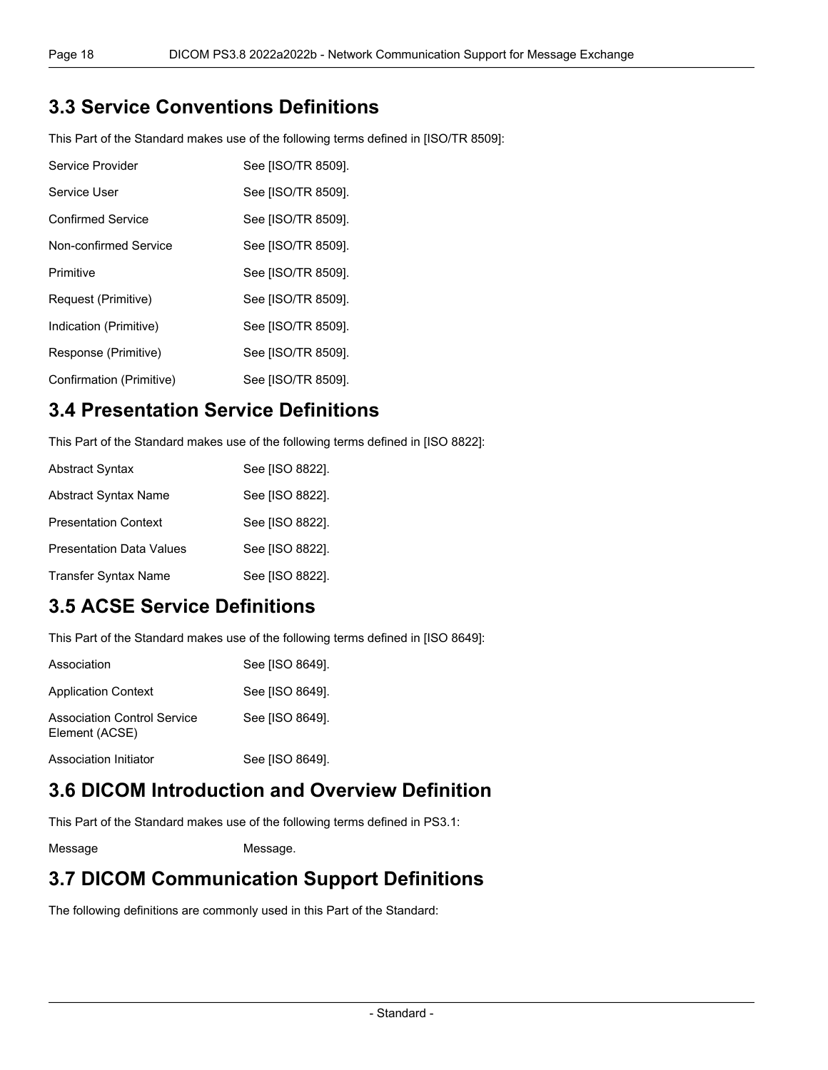## 3.3 Service Conventions Definitions

This Part of the Standard makes use of the following terms defined in [ISO/TR 8509]:

Service Provider See [ISO/TR 8509].

Service User See [ISO/TR 8509].

Confirmed Service See [ISO/TR 8509].

Non-confirmed Service See [ISO/TR 8509].

Primitive See [ISO/TR 8509].

Request (Primitive) See [ISO/TR 8509].

Indication (Primitive) See [ISO/TR 8509].

Response (Primitive) See [ISO/TR 8509].

Confirmation (Primitive) See [ISO/TR 8509].

## 3.4 Presentation Service Definitions

This Part of the Standard makes use of the following terms defined in [ISO 8822]:

Abstract Syntax See [ISO 8822].

Abstract Syntax Name See [ISO 8822].

Presentation Context See [ISO 8822].

Presentation Data Values See [ISO 8822].

Transfer Syntax Name See [ISO 8822].

## 3.5 ACSE Service Definitions

This Part of the Standard makes use of the following terms defined in [ISO 8649]:

Association See [ISO 8649].

Application Context See [ISO 8649].

Association Control Service Element (ACSE) See [ISO 8649].

Association Initiator See [ISO 8649].

## 3.6 DICOM Introduction and Overview Definition

This Part of the Standard makes use of the following terms defined in PS3.1:

Message Message.

## 3.7 DICOM Communication Support Definitions

The following definitions are commonly used in this Part of the Standard: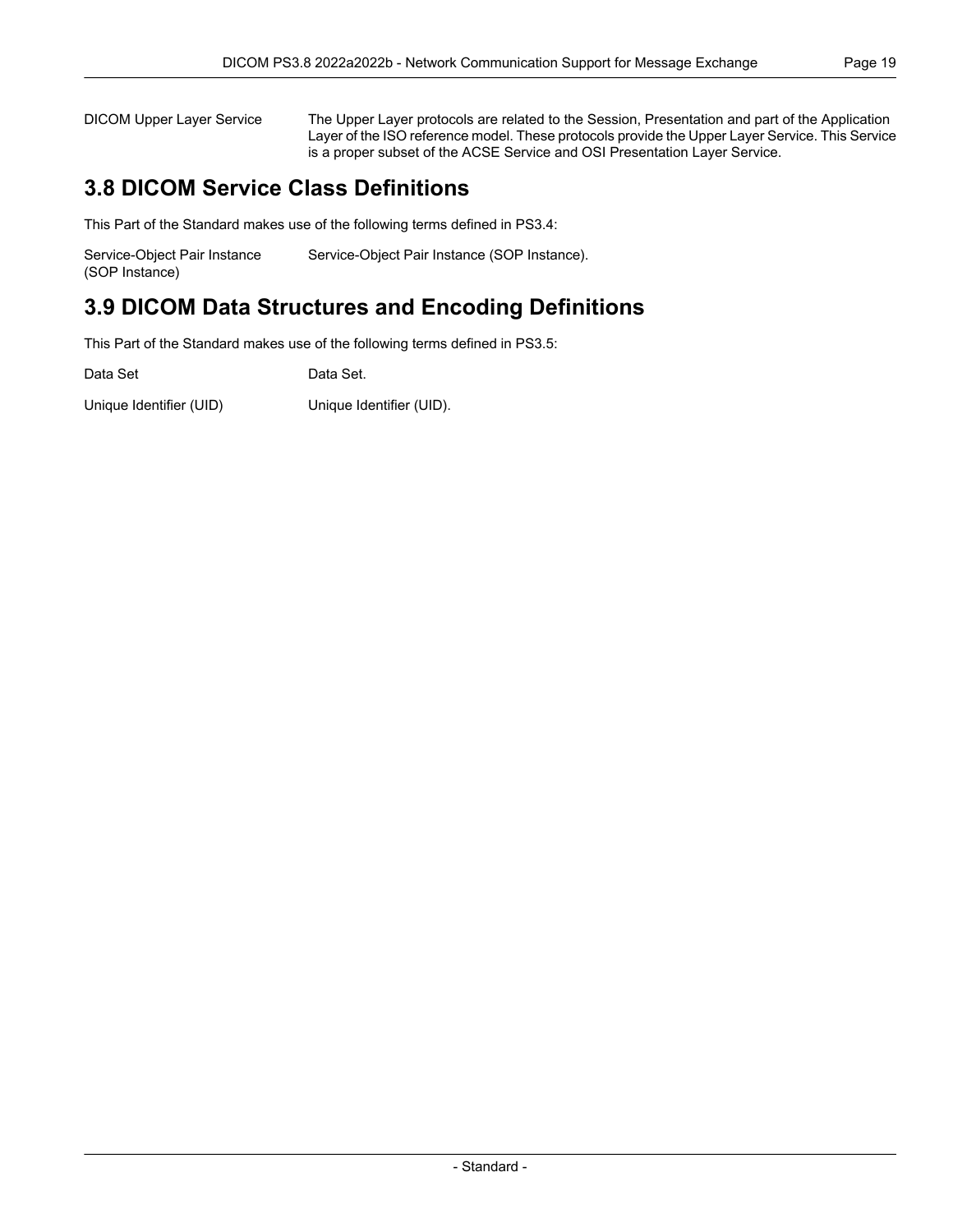DICOM Upper Layer Service The Upper Layer protocols are related to the Session, Presentation and part of the Application Layer of the ISO reference model. These protocols provide the Upper Layer Service. This Service is a proper subset of the ACSE Service and OSI Presentation Layer Service.

## 3.8 DICOM Service Class Definitions

This Part of the Standard makes use of the following terms defined in PS3.4:

Service-Object Pair Instance (SOP Instance) Service-Object Pair Instance (SOP Instance).

## 3.9 DICOM Data Structures and Encoding Definitions

This Part of the Standard makes use of the following terms defined in PS3.5:

Data Set Data Set.

Unique Identifier (UID) Unique Identifier (UID).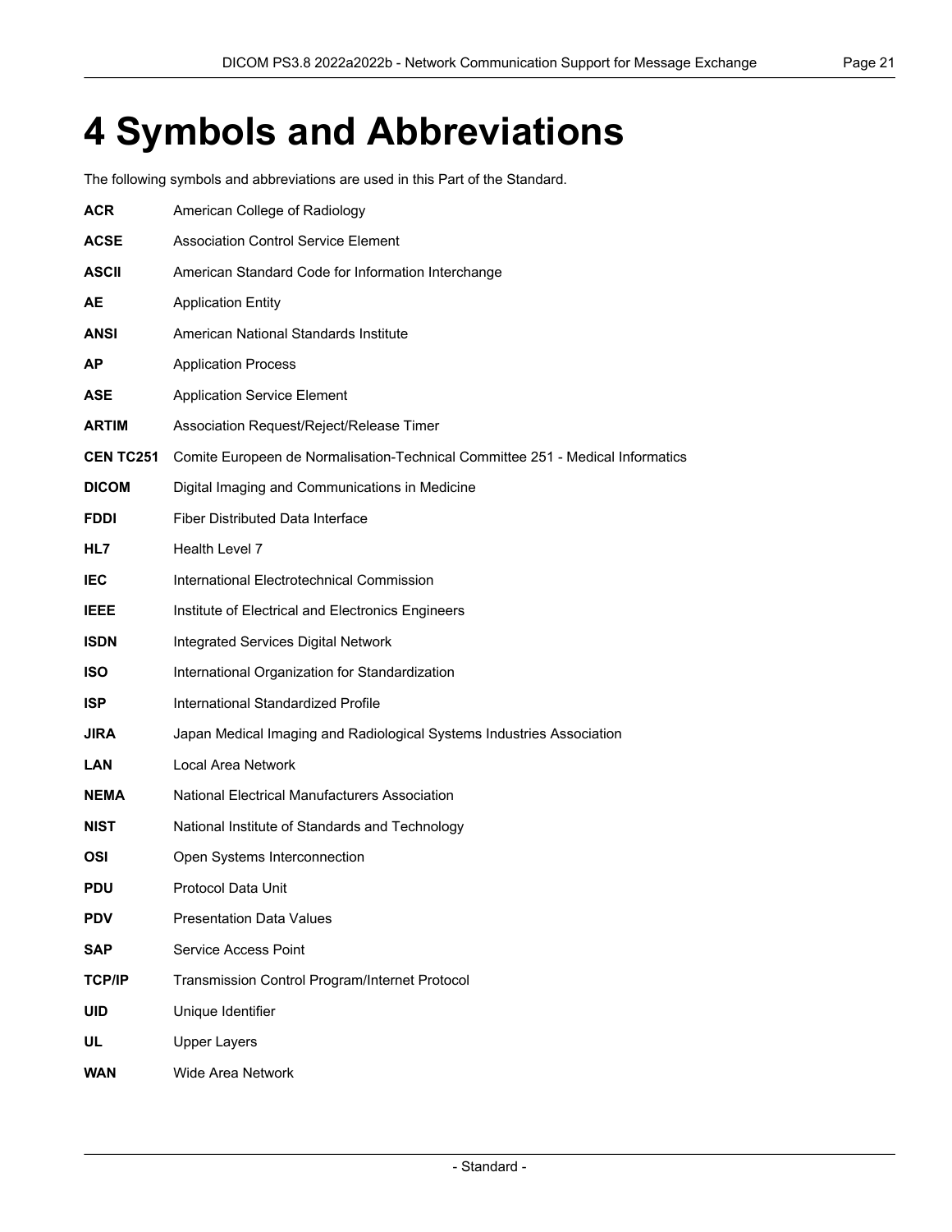# 4 Symbols and Abbreviations

The following symbols and abbreviations are used in this Part of the Standard.

**ACR** American College of Radiology

**ACSE** Association Control Service Element

**ASCII** American Standard Code for Information Interchange

**AE** Application Entity

**ANSI** American National Standards Institute

**AP** Application Process

**ASE** Application Service Element

**ARTIM** Association Request/Reject/Release Timer

**CEN TC251** Comite Europeen de Normalisation-Technical Committee 251 - Medical Informatics

**DICOM** Digital Imaging and Communications in Medicine

**FDDI** Fiber Distributed Data Interface

**HL7** Health Level 7

**IEC** International Electrotechnical Commission

**IEEE** Institute of Electrical and Electronics Engineers

**ISDN** Integrated Services Digital Network

**ISO** International Organization for Standardization

**ISP** International Standardized Profile

**JIRA** Japan Medical Imaging and Radiological Systems Industries Association

**LAN** Local Area Network

**NEMA** National Electrical Manufacturers Association

**NIST** National Institute of Standards and Technology

**OSI** Open Systems Interconnection

**PDU** Protocol Data Unit

**PDV** Presentation Data Values

**SAP** Service Access Point

**TCP/IP** Transmission Control Program/Internet Protocol

**UID** Unique Identifier

**UL** Upper Layers

**WAN** Wide Area Network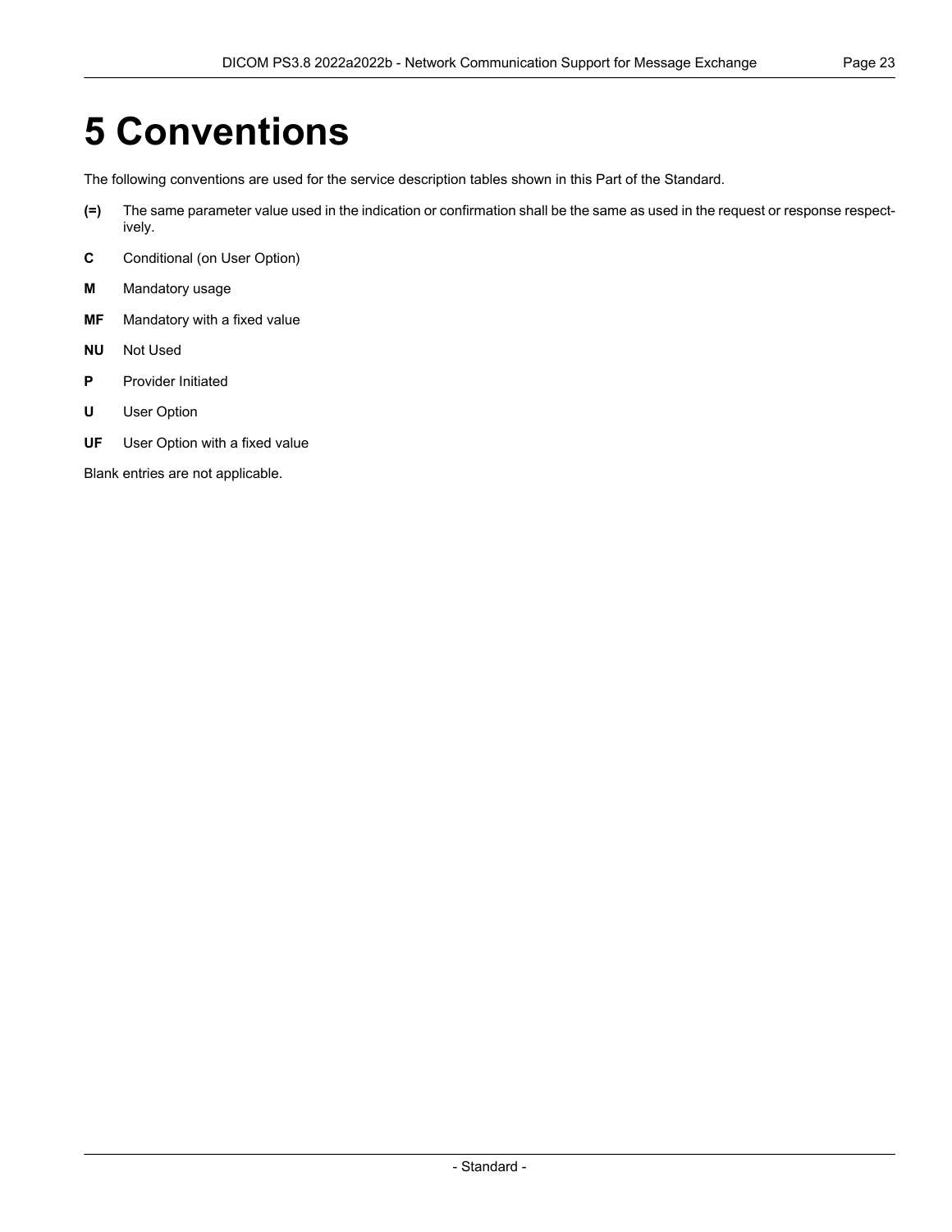# 5 Conventions

The following conventions are used for the service description tables shown in this Part of the Standard.

**(=)** The same parameter value used in the indication or confirmation shall be the same as used in the request or response respectively.

**C** Conditional (on User Option)

**M** Mandatory usage

**MF** Mandatory with a fixed value

**NU** Not Used

**P** Provider Initiated

**U** User Option

**UF** User Option with a fixed value

Blank entries are not applicable.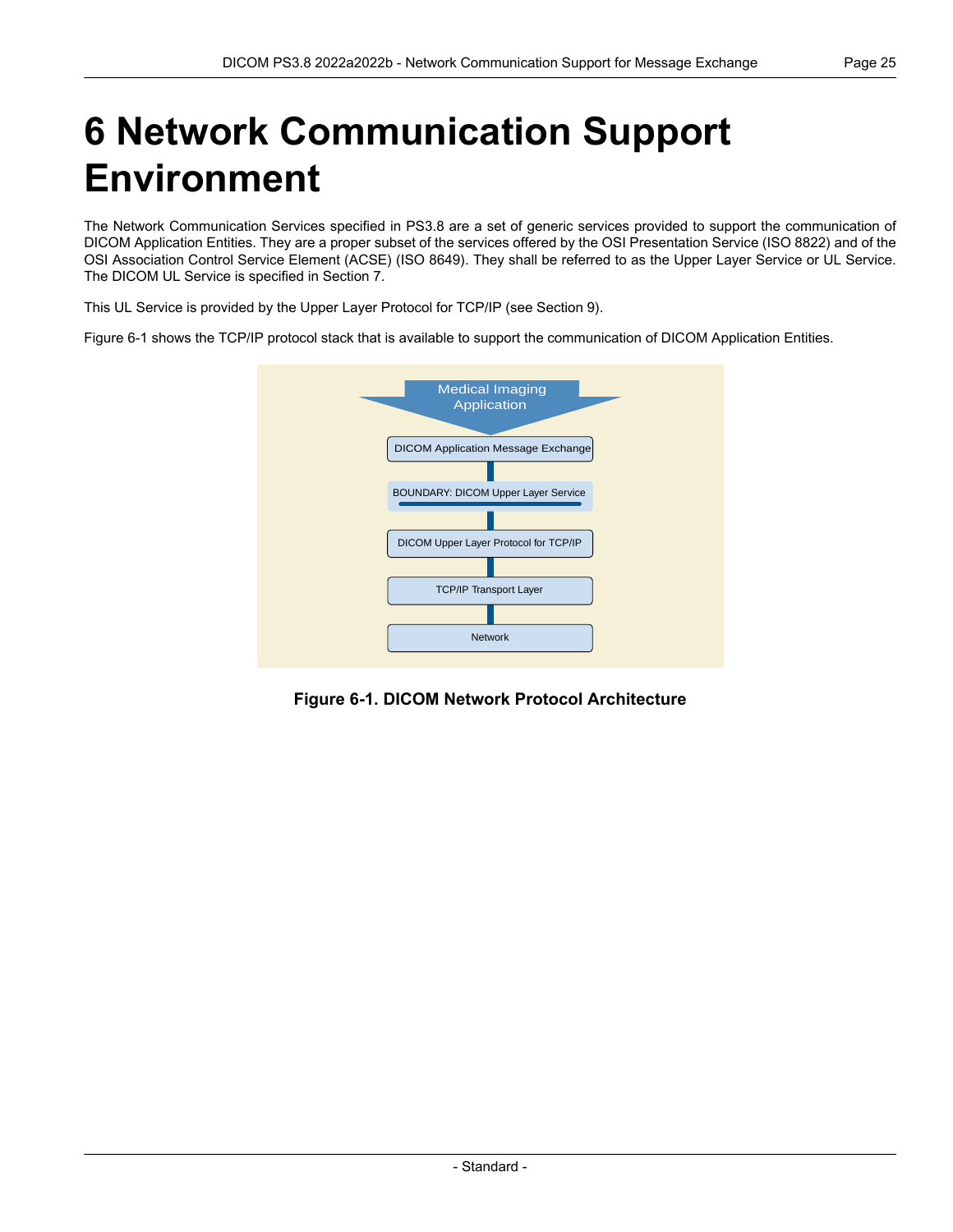# 6 Network Communication Support Environment

The Network Communication Services specified in PS3.8 are a set of generic services provided to support the communication of DICOM Application Entities. They are a proper subset of the services offered by the OSI Presentation Service (ISO 8822) and of the OSI Association Control Service Element (ACSE) (ISO 8649). They shall be referred to as the Upper Layer Service or UL Service. The DICOM UL Service is specified in Section 7.

This UL Service is provided by the Upper Layer Protocol for TCP/IP (see Section 9).

Figure 6-1 shows the TCP/IP protocol stack that is available to support the communication of DICOM Application Entities.

Medical Imaging Application

DICOM Application Message Exchange

BOUNDARY: DICOM Upper Layer Service

DICOM Upper Layer Protocol for TCP/IP

TCP/IP Transport Layer

Network

**Figure 6-1. DICOM Network Protocol Architecture**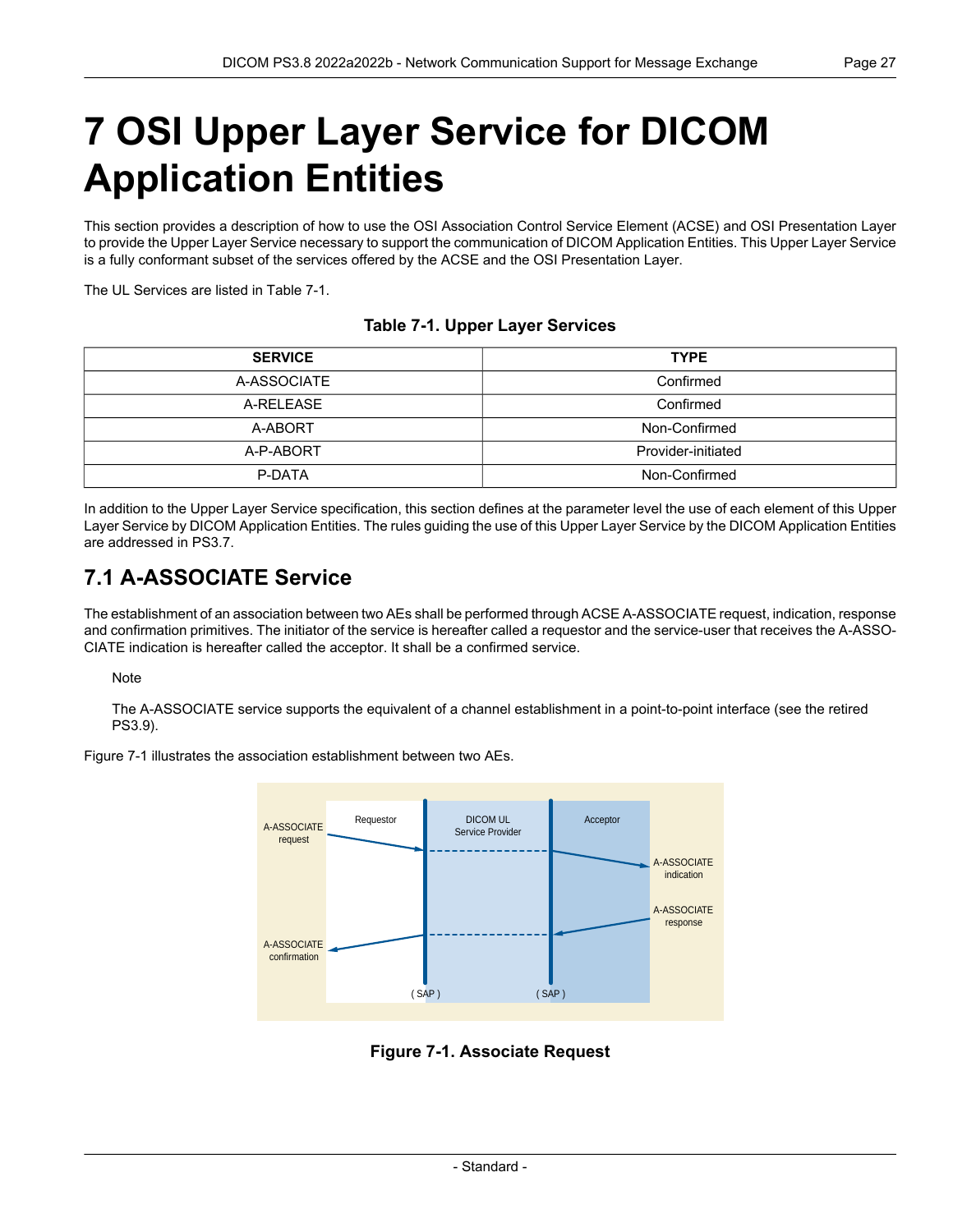# 7 OSI Upper Layer Service for DICOM Application Entities

This section provides a description of how to use the OSI Association Control Service Element (ACSE) and OSI Presentation Layer to provide the Upper Layer Service necessary to support the communication of DICOM Application Entities. This Upper Layer Service is a fully conformant subset of the services offered by the ACSE and the OSI Presentation Layer.

The UL Services are listed in Table 7-1.

**Table 7-1. Upper Layer Services**

| SERVICE | TYPE |
|---|---|
| A-ASSOCIATE | Confirmed |
| A-RELEASE | Confirmed |
| A-ABORT | Non-Confirmed |
| A-P-ABORT | Provider-initiated |
| P-DATA | Non-Confirmed |

In addition to the Upper Layer Service specification, this section defines at the parameter level the use of each element of this Upper Layer Service by DICOM Application Entities. The rules guiding the use of this Upper Layer Service by the DICOM Application Entities are addressed in PS3.7.

## 7.1 A-ASSOCIATE Service

The establishment of an association between two AEs shall be performed through ACSE A-ASSOCIATE request, indication, response and confirmation primitives. The initiator of the service is hereafter called a requestor and the service-user that receives the A-ASSOCIATE indication is hereafter called the acceptor. It shall be a confirmed service.

Note

The A-ASSOCIATE service supports the equivalent of a channel establishment in a point-to-point interface (see the retired PS3.9).

Figure 7-1 illustrates the association establishment between two AEs.

**Figure 7-1. Associate Request**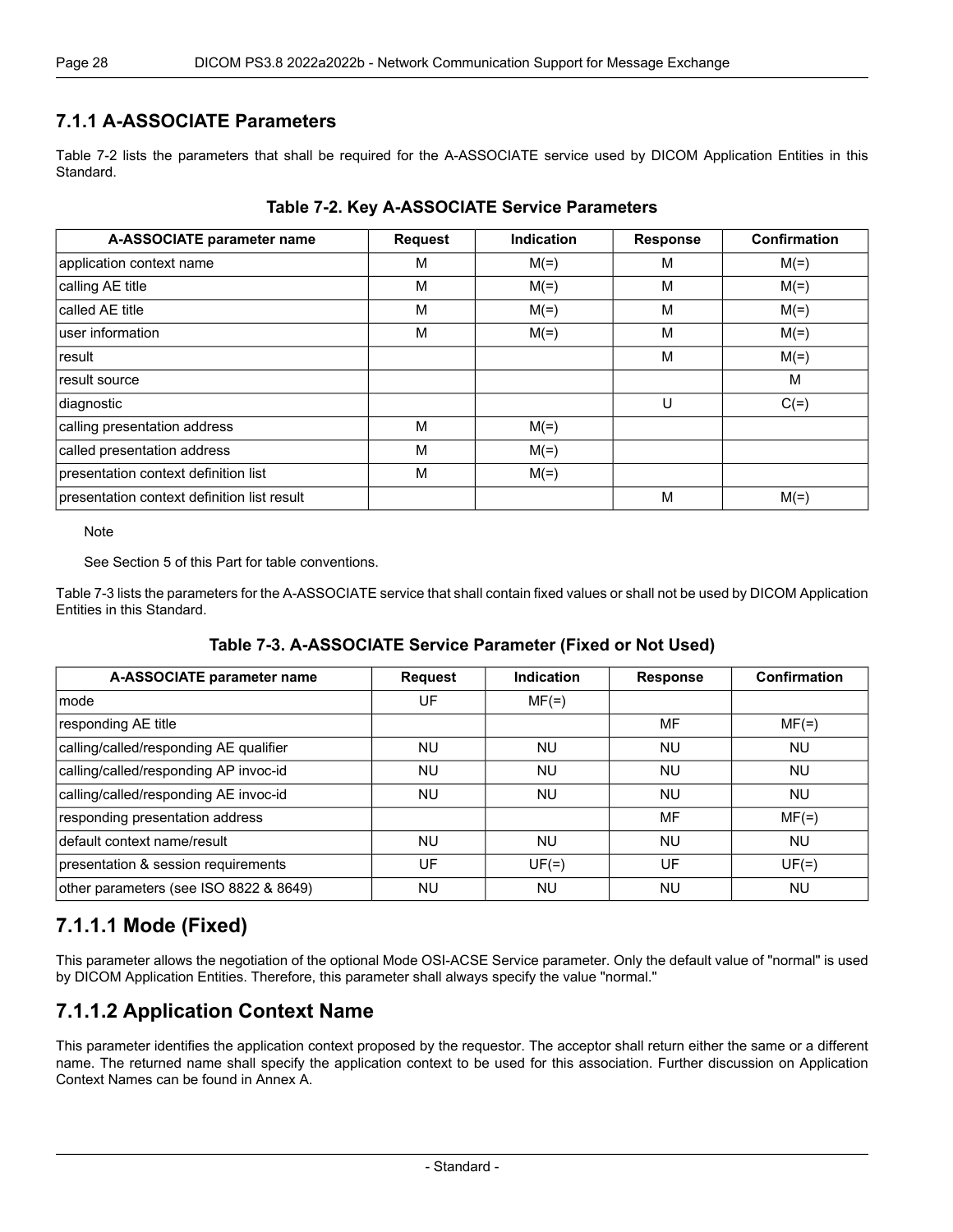### 7.1.1 A-ASSOCIATE Parameters

Table 7-2 lists the parameters that shall be required for the A-ASSOCIATE service used by DICOM Application Entities in this Standard.

**Table 7-2. Key A-ASSOCIATE Service Parameters**

| A-ASSOCIATE parameter name | Request | Indication | Response | Confirmation |
|---|---|---|---|---|
| application context name | M | M(=) | M | M(=) |
| calling AE title | M | M(=) | M | M(=) |
| called AE title | M | M(=) | M | M(=) |
| user information | M | M(=) | M | M(=) |
| result | | | M | M(=) |
| result source | | | | M |
| diagnostic | | | U | C(=) |
| calling presentation address | M | M(=) | | |
| called presentation address | M | M(=) | | |
| presentation context definition list | M | M(=) | | |
| presentation context definition list result | | | M | M(=) |

Note

See Section 5 of this Part for table conventions.

Table 7-3 lists the parameters for the A-ASSOCIATE service that shall contain fixed values or shall not be used by DICOM Application Entities in this Standard.

**Table 7-3. A-ASSOCIATE Service Parameter (Fixed or Not Used)**

| A-ASSOCIATE parameter name | Request | Indication | Response | Confirmation |
|---|---|---|---|---|
| mode | UF | MF(=) | | |
| responding AE title | | | MF | MF(=) |
| calling/called/responding AE qualifier | NU | NU | NU | NU |
| calling/called/responding AP invoc-id | NU | NU | NU | NU |
| calling/called/responding AE invoc-id | NU | NU | NU | NU |
| responding presentation address | | | MF | MF(=) |
| default context name/result | NU | NU | NU | NU |
| presentation & session requirements | UF | UF(=) | UF | UF(=) |
| other parameters (see ISO 8822 & 8649) | NU | NU | NU | NU |

## 7.1.1.1 Mode (Fixed)

This parameter allows the negotiation of the optional Mode OSI-ACSE Service parameter. Only the default value of "normal" is used by DICOM Application Entities. Therefore, this parameter shall always specify the value "normal."

## 7.1.1.2 Application Context Name

This parameter identifies the application context proposed by the requestor. The acceptor shall return either the same or a different name. The returned name shall specify the application context to be used for this association. Further discussion on Application Context Names can be found in Annex A.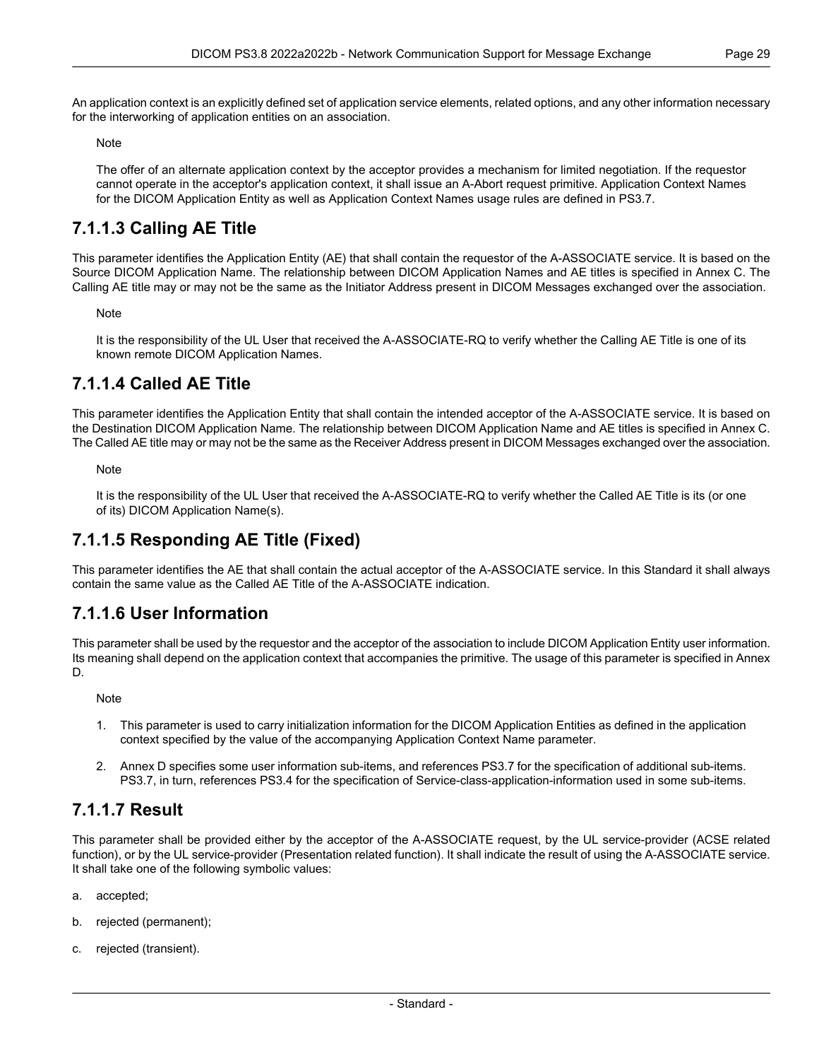An application context is an explicitly defined set of application service elements, related options, and any other information necessary for the interworking of application entities on an association.

Note

The offer of an alternate application context by the acceptor provides a mechanism for limited negotiation. If the requestor cannot operate in the acceptor's application context, it shall issue an A-Abort request primitive. Application Context Names for the DICOM Application Entity as well as Application Context Names usage rules are defined in PS3.7.

## 7.1.1.3 Calling AE Title

This parameter identifies the Application Entity (AE) that shall contain the requestor of the A-ASSOCIATE service. It is based on the Source DICOM Application Name. The relationship between DICOM Application Names and AE titles is specified in Annex C. The Calling AE title may or may not be the same as the Initiator Address present in DICOM Messages exchanged over the association.

Note

It is the responsibility of the UL User that received the A-ASSOCIATE-RQ to verify whether the Calling AE Title is one of its known remote DICOM Application Names.

## 7.1.1.4 Called AE Title

This parameter identifies the Application Entity that shall contain the intended acceptor of the A-ASSOCIATE service. It is based on the Destination DICOM Application Name. The relationship between DICOM Application Name and AE titles is specified in Annex C. The Called AE title may or may not be the same as the Receiver Address present in DICOM Messages exchanged over the association.

Note

It is the responsibility of the UL User that received the A-ASSOCIATE-RQ to verify whether the Called AE Title is its (or one of its) DICOM Application Name(s).

## 7.1.1.5 Responding AE Title (Fixed)

This parameter identifies the AE that shall contain the actual acceptor of the A-ASSOCIATE service. In this Standard it shall always contain the same value as the Called AE Title of the A-ASSOCIATE indication.

## 7.1.1.6 User Information

This parameter shall be used by the requestor and the acceptor of the association to include DICOM Application Entity user information. Its meaning shall depend on the application context that accompanies the primitive. The usage of this parameter is specified in Annex D.

Note

1. This parameter is used to carry initialization information for the DICOM Application Entities as defined in the application context specified by the value of the accompanying Application Context Name parameter.
2. Annex D specifies some user information sub-items, and references PS3.7 for the specification of additional sub-items. PS3.7, in turn, references PS3.4 for the specification of Service-class-application-information used in some sub-items.

## 7.1.1.7 Result

This parameter shall be provided either by the acceptor of the A-ASSOCIATE request, by the UL service-provider (ACSE related function), or by the UL service-provider (Presentation related function). It shall indicate the result of using the A-ASSOCIATE service. It shall take one of the following symbolic values:

a. accepted;

b. rejected (permanent);

c. rejected (transient).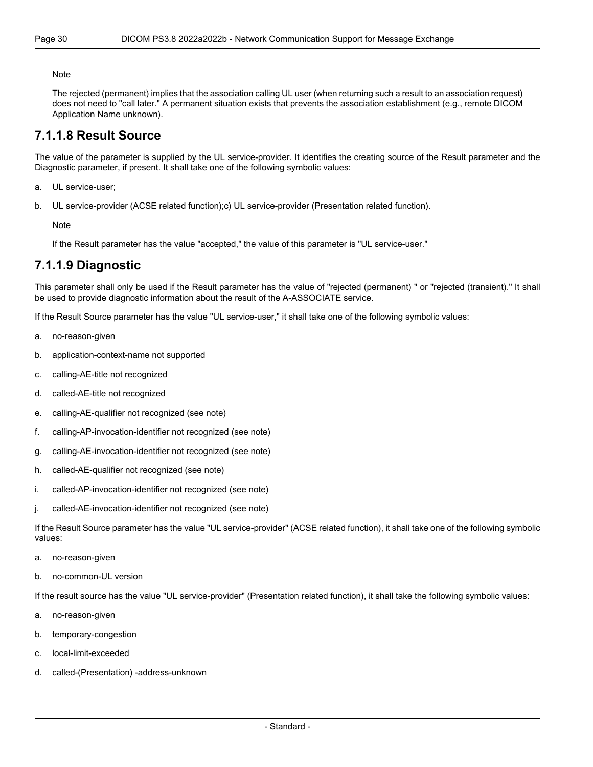Note

The rejected (permanent) implies that the association calling UL user (when returning such a result to an association request) does not need to "call later." A permanent situation exists that prevents the association establishment (e.g., remote DICOM Application Name unknown).

### 7.1.1.8 Result Source

The value of the parameter is supplied by the UL service-provider. It identifies the creating source of the Result parameter and the Diagnostic parameter, if present. It shall take one of the following symbolic values:

a. UL service-user;

b. UL service-provider (ACSE related function);c) UL service-provider (Presentation related function).

Note

If the Result parameter has the value "accepted," the value of this parameter is "UL service-user."

### 7.1.1.9 Diagnostic

This parameter shall only be used if the Result parameter has the value of "rejected (permanent) " or "rejected (transient)." It shall be used to provide diagnostic information about the result of the A-ASSOCIATE service.

If the Result Source parameter has the value "UL service-user," it shall take one of the following symbolic values:

a. no-reason-given

b. application-context-name not supported

c. calling-AE-title not recognized

d. called-AE-title not recognized

e. calling-AE-qualifier not recognized (see note)

f. calling-AP-invocation-identifier not recognized (see note)

g. calling-AE-invocation-identifier not recognized (see note)

h. called-AE-qualifier not recognized (see note)

i. called-AP-invocation-identifier not recognized (see note)

j. called-AE-invocation-identifier not recognized (see note)

If the Result Source parameter has the value "UL service-provider" (ACSE related function), it shall take one of the following symbolic values:

a. no-reason-given

b. no-common-UL version

If the result source has the value "UL service-provider" (Presentation related function), it shall take the following symbolic values:

a. no-reason-given

b. temporary-congestion

c. local-limit-exceeded

d. called-(Presentation) -address-unknown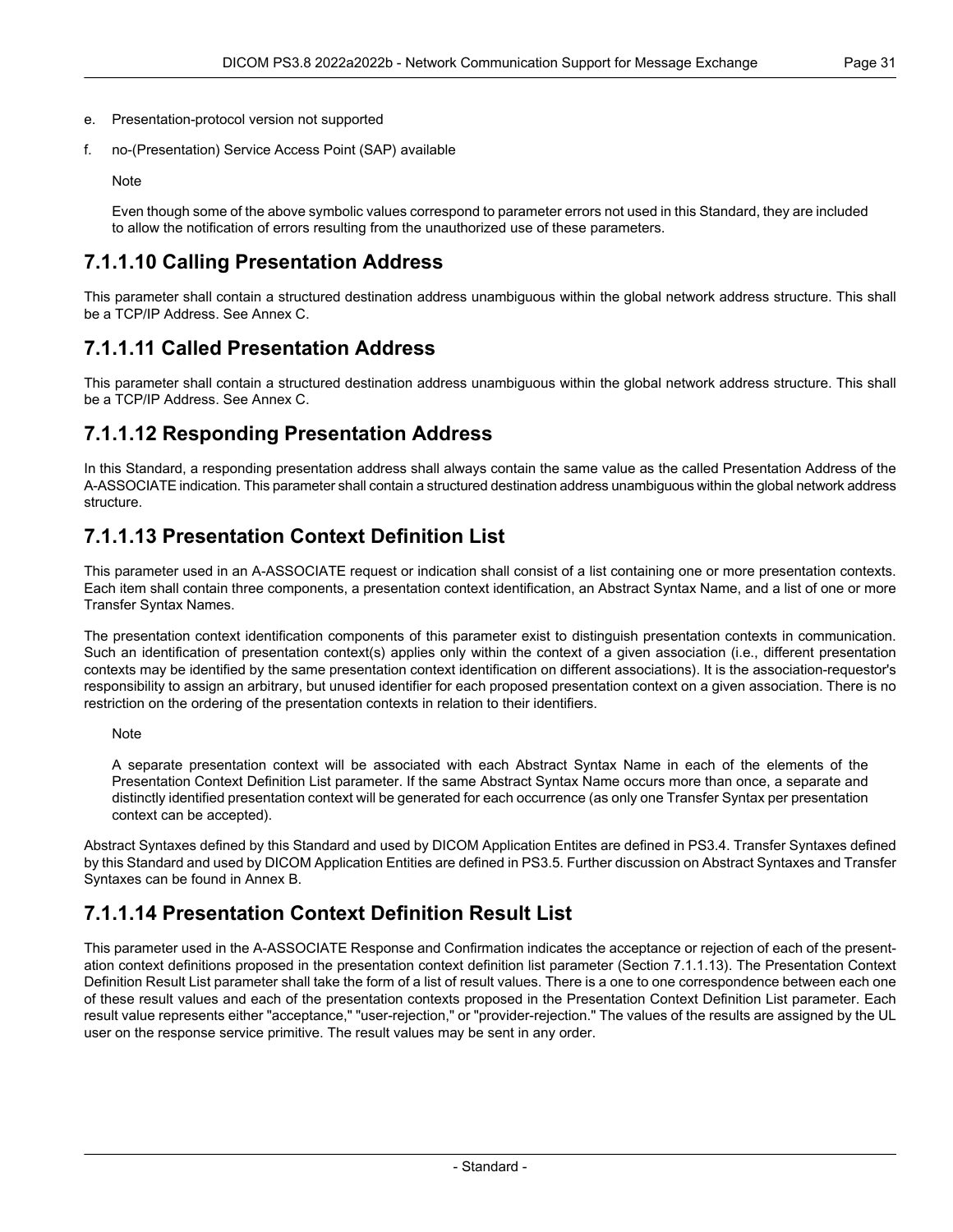e. Presentation-protocol version not supported

f. no-(Presentation) Service Access Point (SAP) available

Note

Even though some of the above symbolic values correspond to parameter errors not used in this Standard, they are included to allow the notification of errors resulting from the unauthorized use of these parameters.

## 7.1.1.10 Calling Presentation Address

This parameter shall contain a structured destination address unambiguous within the global network address structure. This shall be a TCP/IP Address. See Annex C.

## 7.1.1.11 Called Presentation Address

This parameter shall contain a structured destination address unambiguous within the global network address structure. This shall be a TCP/IP Address. See Annex C.

## 7.1.1.12 Responding Presentation Address

In this Standard, a responding presentation address shall always contain the same value as the called Presentation Address of the A-ASSOCIATE indication. This parameter shall contain a structured destination address unambiguous within the global network address structure.

## 7.1.1.13 Presentation Context Definition List

This parameter used in an A-ASSOCIATE request or indication shall consist of a list containing one or more presentation contexts. Each item shall contain three components, a presentation context identification, an Abstract Syntax Name, and a list of one or more Transfer Syntax Names.

The presentation context identification components of this parameter exist to distinguish presentation contexts in communication. Such an identification of presentation context(s) applies only within the context of a given association (i.e., different presentation contexts may be identified by the same presentation context identification on different associations). It is the association-requestor's responsibility to assign an arbitrary, but unused identifier for each proposed presentation context on a given association. There is no restriction on the ordering of the presentation contexts in relation to their identifiers.

Note

A separate presentation context will be associated with each Abstract Syntax Name in each of the elements of the Presentation Context Definition List parameter. If the same Abstract Syntax Name occurs more than once, a separate and distinctly identified presentation context will be generated for each occurrence (as only one Transfer Syntax per presentation context can be accepted).

Abstract Syntaxes defined by this Standard and used by DICOM Application Entites are defined in PS3.4. Transfer Syntaxes defined by this Standard and used by DICOM Application Entities are defined in PS3.5. Further discussion on Abstract Syntaxes and Transfer Syntaxes can be found in Annex B.

## 7.1.1.14 Presentation Context Definition Result List

This parameter used in the A-ASSOCIATE Response and Confirmation indicates the acceptance or rejection of each of the presentation context definitions proposed in the presentation context definition list parameter (Section 7.1.1.13). The Presentation Context Definition Result List parameter shall take the form of a list of result values. There is a one to one correspondence between each one of these result values and each of the presentation contexts proposed in the Presentation Context Definition List parameter. Each result value represents either "acceptance," "user-rejection," or "provider-rejection." The values of the results are assigned by the UL user on the response service primitive. The result values may be sent in any order.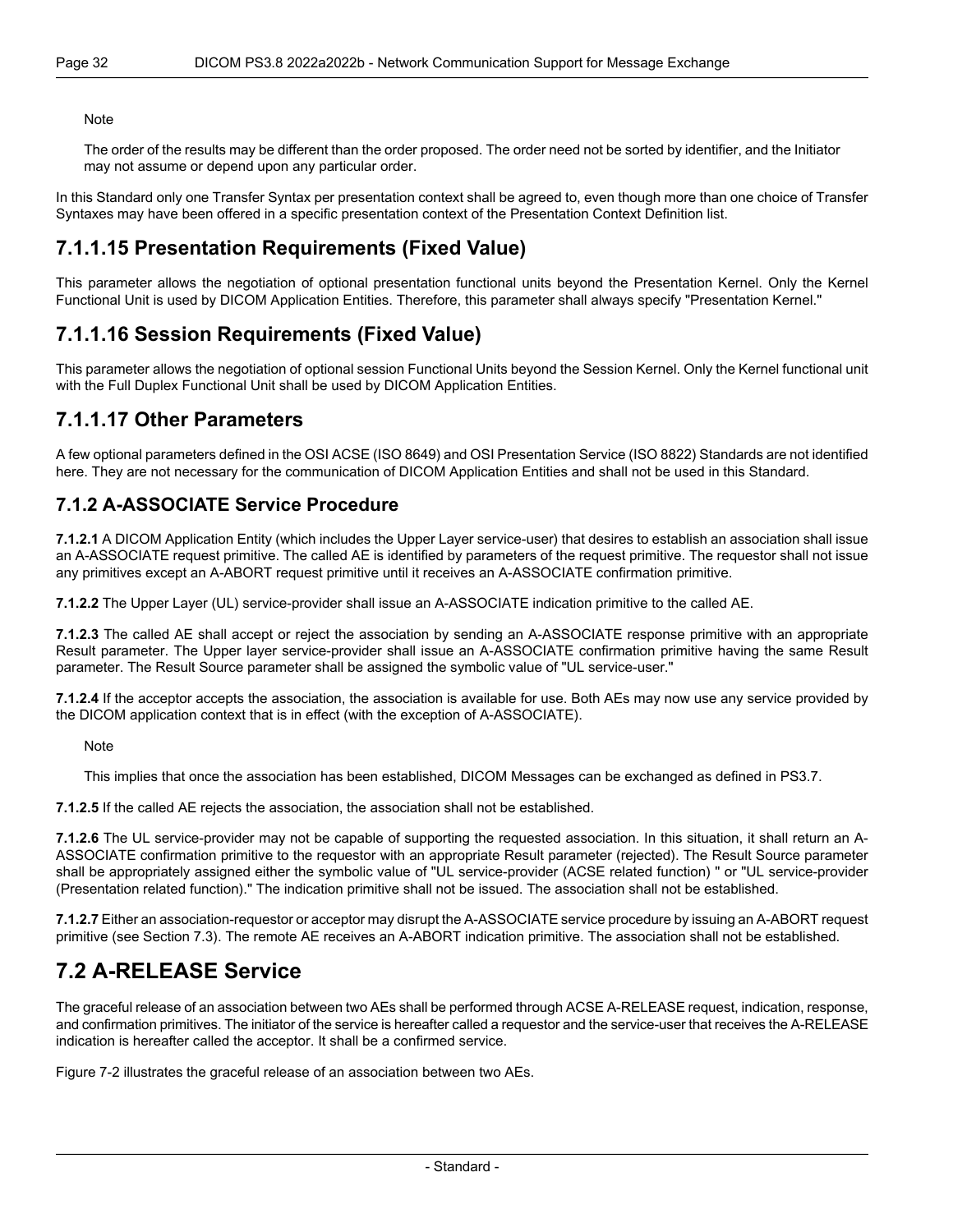Note

The order of the results may be different than the order proposed. The order need not be sorted by identifier, and the Initiator may not assume or depend upon any particular order.

In this Standard only one Transfer Syntax per presentation context shall be agreed to, even though more than one choice of Transfer Syntaxes may have been offered in a specific presentation context of the Presentation Context Definition list.

#### 7.1.1.15 Presentation Requirements (Fixed Value)

This parameter allows the negotiation of optional presentation functional units beyond the Presentation Kernel. Only the Kernel Functional Unit is used by DICOM Application Entities. Therefore, this parameter shall always specify "Presentation Kernel."

#### 7.1.1.16 Session Requirements (Fixed Value)

This parameter allows the negotiation of optional session Functional Units beyond the Session Kernel. Only the Kernel functional unit with the Full Duplex Functional Unit shall be used by DICOM Application Entities.

#### 7.1.1.17 Other Parameters

A few optional parameters defined in the OSI ACSE (ISO 8649) and OSI Presentation Service (ISO 8822) Standards are not identified here. They are not necessary for the communication of DICOM Application Entities and shall not be used in this Standard.

### 7.1.2 A-ASSOCIATE Service Procedure

**7.1.2.1** A DICOM Application Entity (which includes the Upper Layer service-user) that desires to establish an association shall issue an A-ASSOCIATE request primitive. The called AE is identified by parameters of the request primitive. The requestor shall not issue any primitives except an A-ABORT request primitive until it receives an A-ASSOCIATE confirmation primitive.

**7.1.2.2** The Upper Layer (UL) service-provider shall issue an A-ASSOCIATE indication primitive to the called AE.

**7.1.2.3** The called AE shall accept or reject the association by sending an A-ASSOCIATE response primitive with an appropriate Result parameter. The Upper layer service-provider shall issue an A-ASSOCIATE confirmation primitive having the same Result parameter. The Result Source parameter shall be assigned the symbolic value of "UL service-user."

**7.1.2.4** If the acceptor accepts the association, the association is available for use. Both AEs may now use any service provided by the DICOM application context that is in effect (with the exception of A-ASSOCIATE).

Note

This implies that once the association has been established, DICOM Messages can be exchanged as defined in PS3.7.

**7.1.2.5** If the called AE rejects the association, the association shall not be established.

**7.1.2.6** The UL service-provider may not be capable of supporting the requested association. In this situation, it shall return an A-ASSOCIATE confirmation primitive to the requestor with an appropriate Result parameter (rejected). The Result Source parameter shall be appropriately assigned either the symbolic value of "UL service-provider (ACSE related function) " or "UL service-provider (Presentation related function)." The indication primitive shall not be issued. The association shall not be established.

**7.1.2.7** Either an association-requestor or acceptor may disrupt the A-ASSOCIATE service procedure by issuing an A-ABORT request primitive (see Section 7.3). The remote AE receives an A-ABORT indication primitive. The association shall not be established.

## 7.2 A-RELEASE Service

The graceful release of an association between two AEs shall be performed through ACSE A-RELEASE request, indication, response, and confirmation primitives. The initiator of the service is hereafter called a requestor and the service-user that receives the A-RELEASE indication is hereafter called the acceptor. It shall be a confirmed service.

Figure 7-2 illustrates the graceful release of an association between two AEs.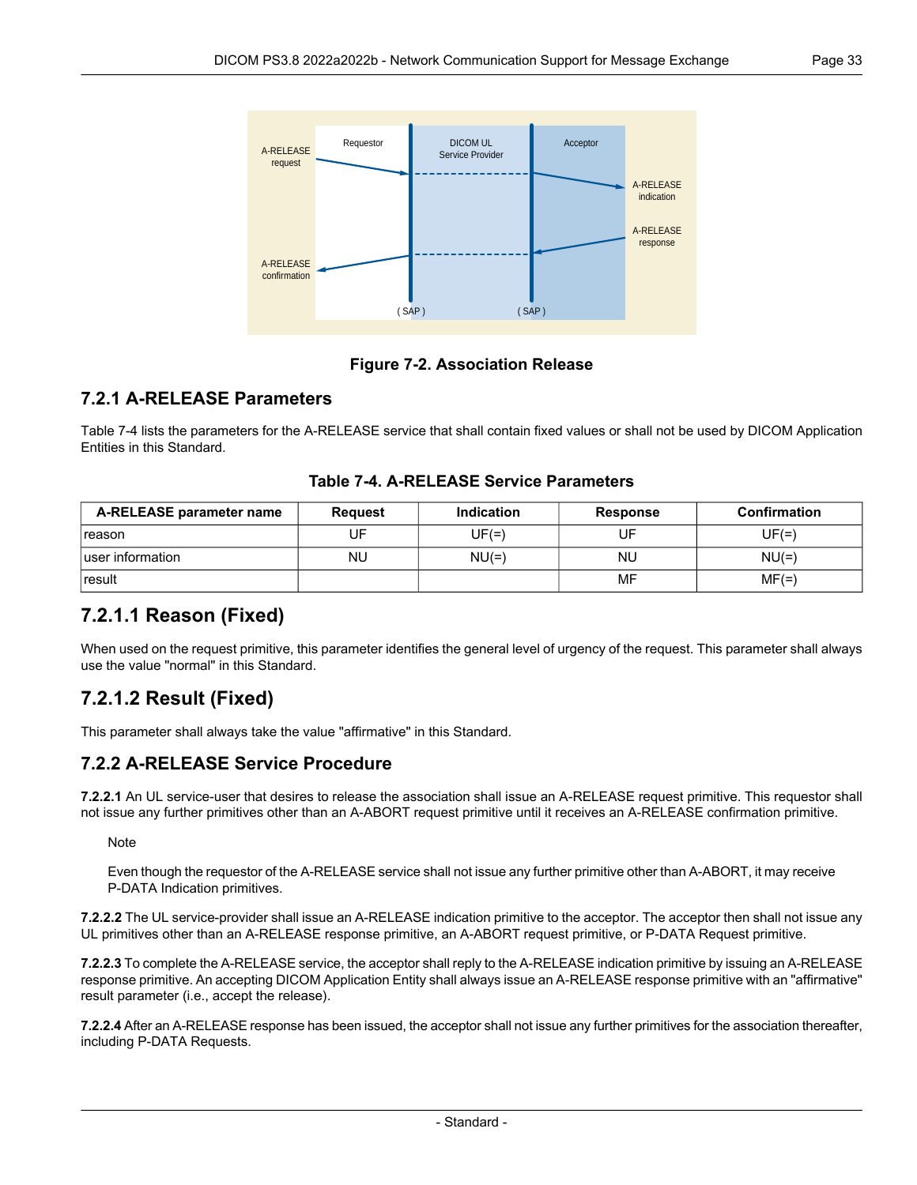Figure 7-2. Association Release

### 7.2.1 A-RELEASE Parameters

Table 7-4 lists the parameters for the A-RELEASE service that shall contain fixed values or shall not be used by DICOM Application Entities in this Standard.

**Table 7-4. A-RELEASE Service Parameters**

| A-RELEASE parameter name | Request | Indication | Response | Confirmation |
|---|---|---|---|---|
| reason | UF | UF(=) | UF | UF(=) |
| user information | NU | NU(=) | NU | NU(=) |
| result | | | MF | MF(=) |

#### 7.2.1.1 Reason (Fixed)

When used on the request primitive, this parameter identifies the general level of urgency of the request. This parameter shall always use the value "normal" in this Standard.

#### 7.2.1.2 Result (Fixed)

This parameter shall always take the value "affirmative" in this Standard.

### 7.2.2 A-RELEASE Service Procedure

**7.2.2.1** An UL service-user that desires to release the association shall issue an A-RELEASE request primitive. This requestor shall not issue any further primitives other than an A-ABORT request primitive until it receives an A-RELEASE confirmation primitive.

Note

Even though the requestor of the A-RELEASE service shall not issue any further primitive other than A-ABORT, it may receive P-DATA Indication primitives.

**7.2.2.2** The UL service-provider shall issue an A-RELEASE indication primitive to the acceptor. The acceptor then shall not issue any UL primitives other than an A-RELEASE response primitive, an A-ABORT request primitive, or P-DATA Request primitive.

**7.2.2.3** To complete the A-RELEASE service, the acceptor shall reply to the A-RELEASE indication primitive by issuing an A-RELEASE response primitive. An accepting DICOM Application Entity shall always issue an A-RELEASE response primitive with an "affirmative" result parameter (i.e., accept the release).

**7.2.2.4** After an A-RELEASE response has been issued, the acceptor shall not issue any further primitives for the association thereafter, including P-DATA Requests.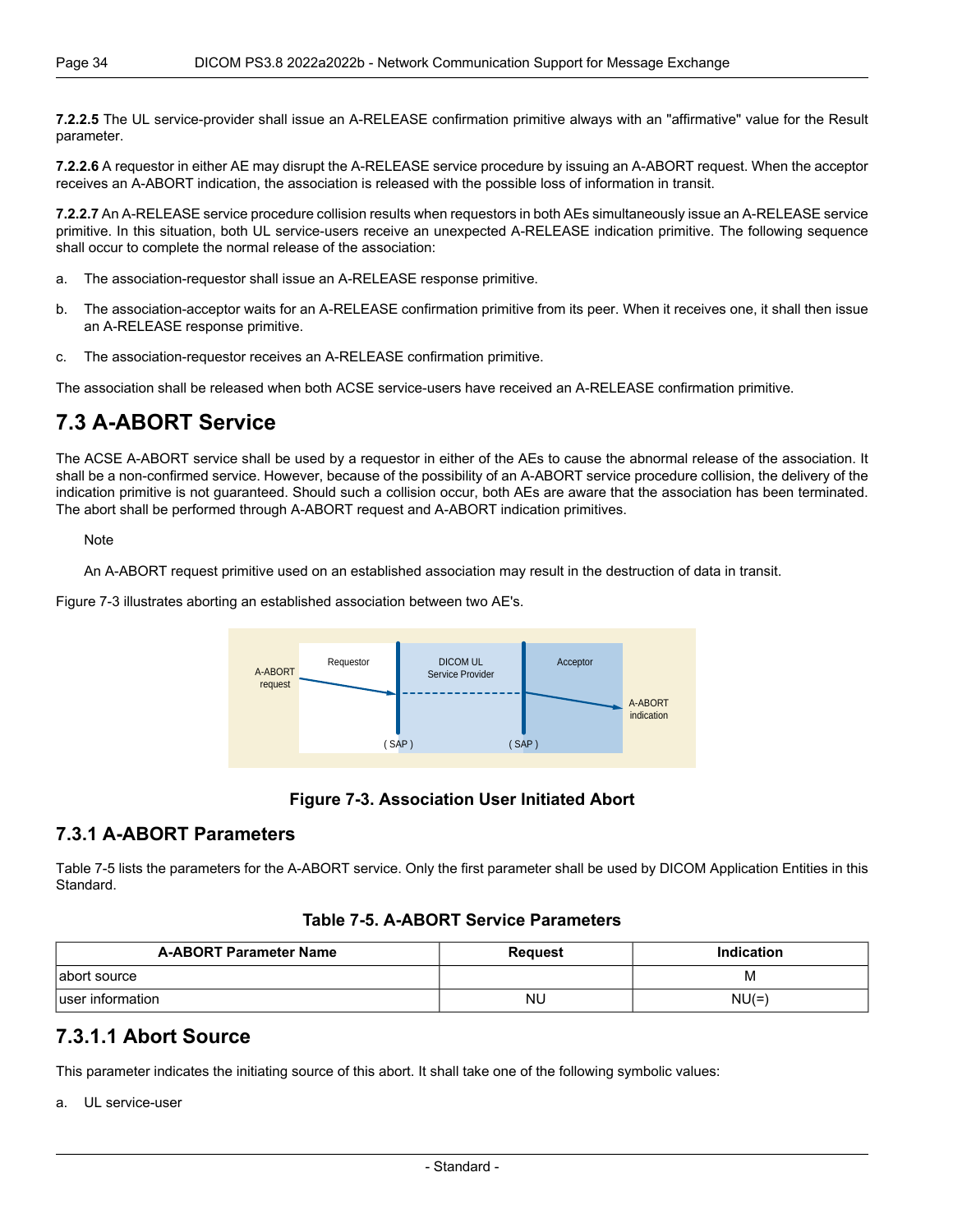**7.2.2.5** The UL service-provider shall issue an A-RELEASE confirmation primitive always with an "affirmative" value for the Result parameter.

**7.2.2.6** A requestor in either AE may disrupt the A-RELEASE service procedure by issuing an A-ABORT request. When the acceptor receives an A-ABORT indication, the association is released with the possible loss of information in transit.

**7.2.2.7** An A-RELEASE service procedure collision results when requestors in both AEs simultaneously issue an A-RELEASE service primitive. In this situation, both UL service-users receive an unexpected A-RELEASE indication primitive. The following sequence shall occur to complete the normal release of the association:

a. The association-requestor shall issue an A-RELEASE response primitive.

b. The association-acceptor waits for an A-RELEASE confirmation primitive from its peer. When it receives one, it shall then issue an A-RELEASE response primitive.

c. The association-requestor receives an A-RELEASE confirmation primitive.

The association shall be released when both ACSE service-users have received an A-RELEASE confirmation primitive.

## 7.3 A-ABORT Service

The ACSE A-ABORT service shall be used by a requestor in either of the AEs to cause the abnormal release of the association. It shall be a non-confirmed service. However, because of the possibility of an A-ABORT service procedure collision, the delivery of the indication primitive is not guaranteed. Should such a collision occur, both AEs are aware that the association has been terminated. The abort shall be performed through A-ABORT request and A-ABORT indication primitives.

Note

An A-ABORT request primitive used on an established association may result in the destruction of data in transit.

Figure 7-3 illustrates aborting an established association between two AE's.

A-ABORT request | Requestor | DICOM UL Service Provider | Acceptor | A-ABORT indication | ( SAP ) | ( SAP )

**Figure 7-3. Association User Initiated Abort**

### 7.3.1 A-ABORT Parameters

Table 7-5 lists the parameters for the A-ABORT service. Only the first parameter shall be used by DICOM Application Entities in this Standard.

**Table 7-5. A-ABORT Service Parameters**

| A-ABORT Parameter Name | Request | Indication |
|---|---|---|
| abort source | | M |
| user information | NU | NU(=) |

### 7.3.1.1 Abort Source

This parameter indicates the initiating source of this abort. It shall take one of the following symbolic values:

a. UL service-user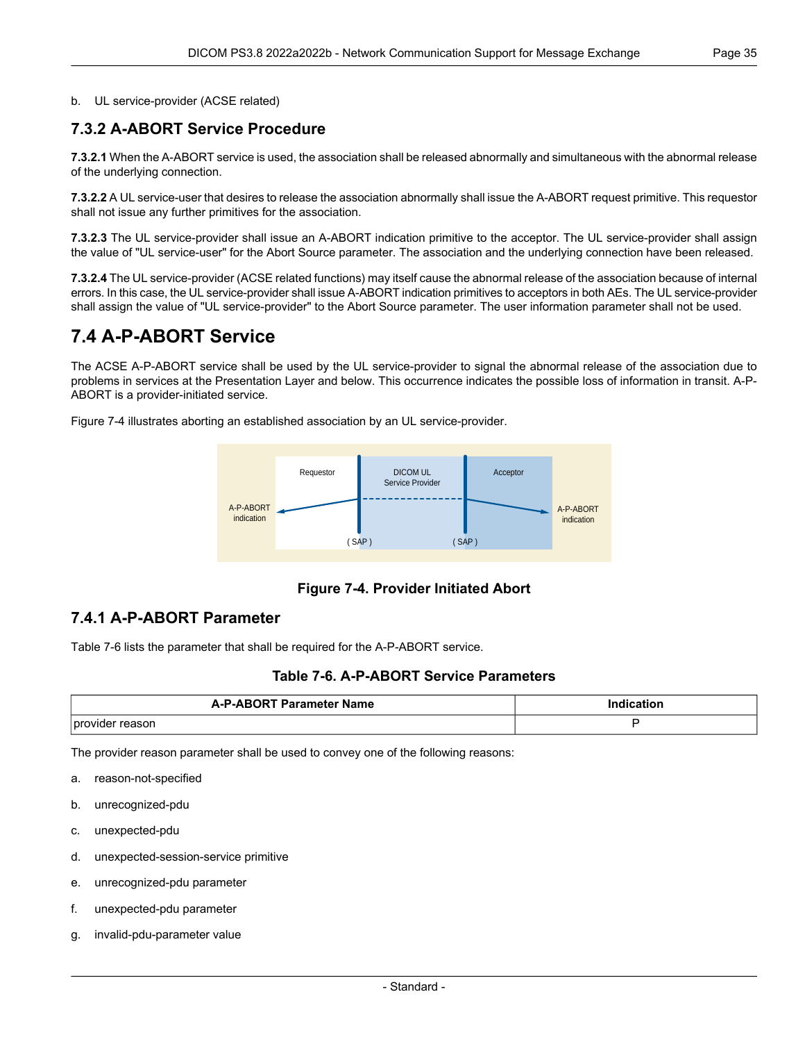b. UL service-provider (ACSE related)

### 7.3.2 A-ABORT Service Procedure

**7.3.2.1** When the A-ABORT service is used, the association shall be released abnormally and simultaneous with the abnormal release of the underlying connection.

**7.3.2.2** A UL service-user that desires to release the association abnormally shall issue the A-ABORT request primitive. This requestor shall not issue any further primitives for the association.

**7.3.2.3** The UL service-provider shall issue an A-ABORT indication primitive to the acceptor. The UL service-provider shall assign the value of "UL service-user" for the Abort Source parameter. The association and the underlying connection have been released.

**7.3.2.4** The UL service-provider (ACSE related functions) may itself cause the abnormal release of the association because of internal errors. In this case, the UL service-provider shall issue A-ABORT indication primitives to acceptors in both AEs. The UL service-provider shall assign the value of "UL service-provider" to the Abort Source parameter. The user information parameter shall not be used.

## 7.4 A-P-ABORT Service

The ACSE A-P-ABORT service shall be used by the UL service-provider to signal the abnormal release of the association due to problems in services at the Presentation Layer and below. This occurrence indicates the possible loss of information in transit. A-P-ABORT is a provider-initiated service.

Figure 7-4 illustrates aborting an established association by an UL service-provider.

**Figure 7-4. Provider Initiated Abort**

### 7.4.1 A-P-ABORT Parameter

Table 7-6 lists the parameter that shall be required for the A-P-ABORT service.

**Table 7-6. A-P-ABORT Service Parameters**

| A-P-ABORT Parameter Name | Indication |
|---|---|
| provider reason | P |

The provider reason parameter shall be used to convey one of the following reasons:

a. reason-not-specified

b. unrecognized-pdu

c. unexpected-pdu

d. unexpected-session-service primitive

e. unrecognized-pdu parameter

f. unexpected-pdu parameter

g. invalid-pdu-parameter value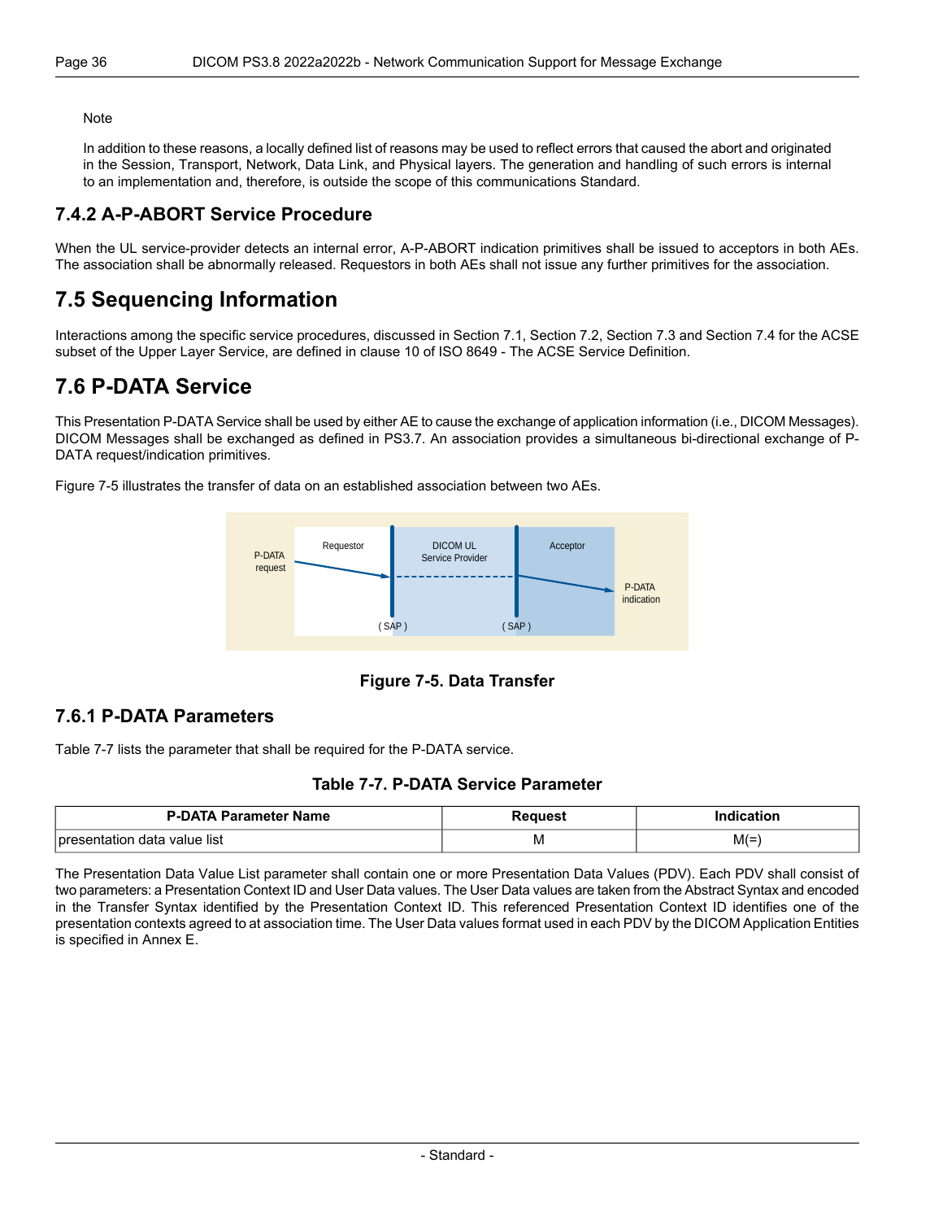Note

In addition to these reasons, a locally defined list of reasons may be used to reflect errors that caused the abort and originated in the Session, Transport, Network, Data Link, and Physical layers. The generation and handling of such errors is internal to an implementation and, therefore, is outside the scope of this communications Standard.

### 7.4.2 A-P-ABORT Service Procedure

When the UL service-provider detects an internal error, A-P-ABORT indication primitives shall be issued to acceptors in both AEs. The association shall be abnormally released. Requestors in both AEs shall not issue any further primitives for the association.

## 7.5 Sequencing Information

Interactions among the specific service procedures, discussed in Section 7.1, Section 7.2, Section 7.3 and Section 7.4 for the ACSE subset of the Upper Layer Service, are defined in clause 10 of ISO 8649 - The ACSE Service Definition.

## 7.6 P-DATA Service

This Presentation P-DATA Service shall be used by either AE to cause the exchange of application information (i.e., DICOM Messages). DICOM Messages shall be exchanged as defined in PS3.7. An association provides a simultaneous bi-directional exchange of P-DATA request/indication primitives.

Figure 7-5 illustrates the transfer of data on an established association between two AEs.

P-DATA request | Requestor | DICOM UL Service Provider | Acceptor | P-DATA indication | ( SAP ) | ( SAP )

**Figure 7-5. Data Transfer**

### 7.6.1 P-DATA Parameters

Table 7-7 lists the parameter that shall be required for the P-DATA service.

**Table 7-7. P-DATA Service Parameter**

| P-DATA Parameter Name | Request | Indication |
|---|---|---|
| presentation data value list | M | M(=) |

The Presentation Data Value List parameter shall contain one or more Presentation Data Values (PDV). Each PDV shall consist of two parameters: a Presentation Context ID and User Data values. The User Data values are taken from the Abstract Syntax and encoded in the Transfer Syntax identified by the Presentation Context ID. This referenced Presentation Context ID identifies one of the presentation contexts agreed to at association time. The User Data values format used in each PDV by the DICOM Application Entities is specified in Annex E.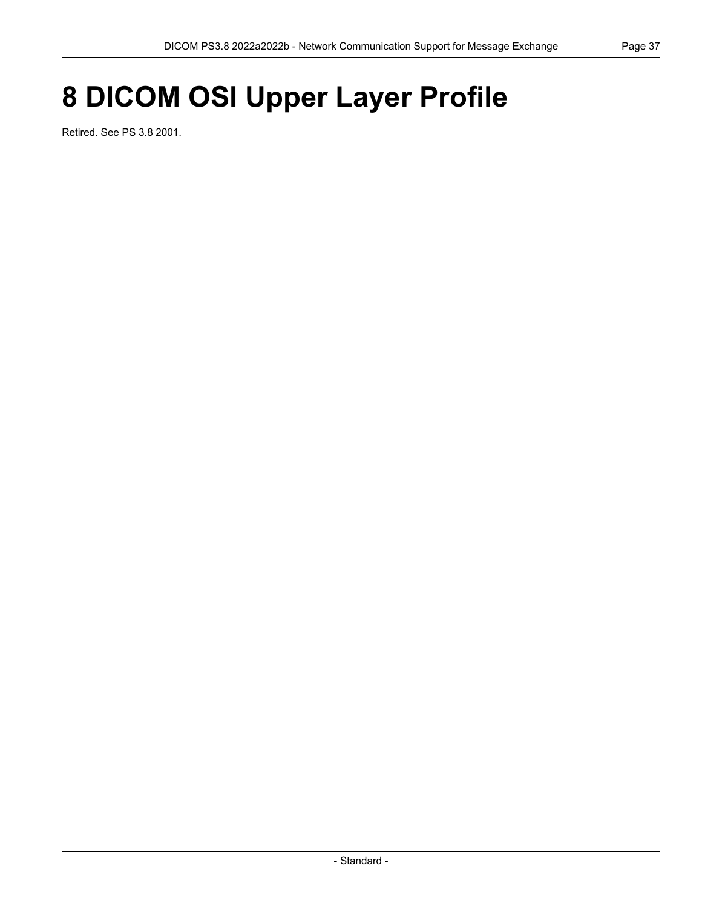# 8 DICOM OSI Upper Layer Profile

Retired. See PS 3.8 2001.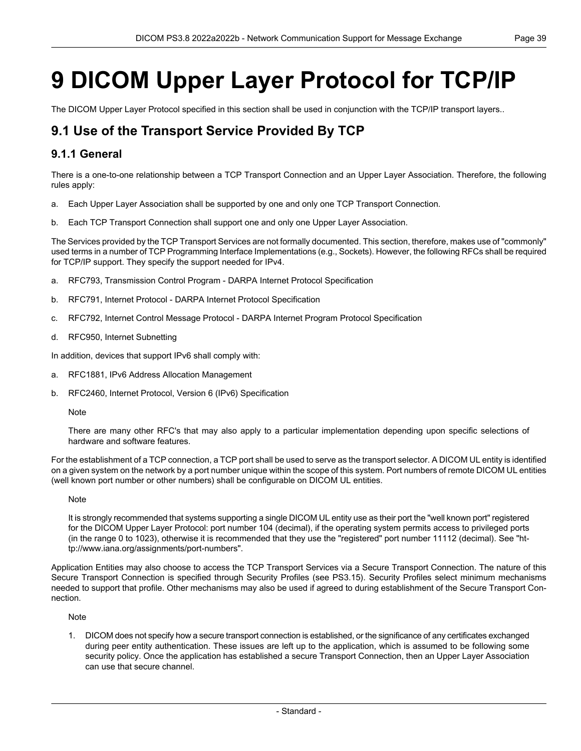# 9 DICOM Upper Layer Protocol for TCP/IP

The DICOM Upper Layer Protocol specified in this section shall be used in conjunction with the TCP/IP transport layers..

## 9.1 Use of the Transport Service Provided By TCP

### 9.1.1 General

There is a one-to-one relationship between a TCP Transport Connection and an Upper Layer Association. Therefore, the following rules apply:

a. Each Upper Layer Association shall be supported by one and only one TCP Transport Connection.

b. Each TCP Transport Connection shall support one and only one Upper Layer Association.

The Services provided by the TCP Transport Services are not formally documented. This section, therefore, makes use of "commonly" used terms in a number of TCP Programming Interface Implementations (e.g., Sockets). However, the following RFCs shall be required for TCP/IP support. They specify the support needed for IPv4.

a. RFC793, Transmission Control Program - DARPA Internet Protocol Specification

b. RFC791, Internet Protocol - DARPA Internet Protocol Specification

c. RFC792, Internet Control Message Protocol - DARPA Internet Program Protocol Specification

d. RFC950, Internet Subnetting

In addition, devices that support IPv6 shall comply with:

a. RFC1881, IPv6 Address Allocation Management

b. RFC2460, Internet Protocol, Version 6 (IPv6) Specification

Note

There are many other RFC's that may also apply to a particular implementation depending upon specific selections of hardware and software features.

For the establishment of a TCP connection, a TCP port shall be used to serve as the transport selector. A DICOM UL entity is identified on a given system on the network by a port number unique within the scope of this system. Port numbers of remote DICOM UL entities (well known port number or other numbers) shall be configurable on DICOM UL entities.

Note

It is strongly recommended that systems supporting a single DICOM UL entity use as their port the "well known port" registered for the DICOM Upper Layer Protocol: port number 104 (decimal), if the operating system permits access to privileged ports (in the range 0 to 1023), otherwise it is recommended that they use the "registered" port number 11112 (decimal). See "http://www.iana.org/assignments/port-numbers".

Application Entities may also choose to access the TCP Transport Services via a Secure Transport Connection. The nature of this Secure Transport Connection is specified through Security Profiles (see PS3.15). Security Profiles select minimum mechanisms needed to support that profile. Other mechanisms may also be used if agreed to during establishment of the Secure Transport Connection.

Note

1. DICOM does not specify how a secure transport connection is established, or the significance of any certificates exchanged during peer entity authentication. These issues are left up to the application, which is assumed to be following some security policy. Once the application has established a secure Transport Connection, then an Upper Layer Association can use that secure channel.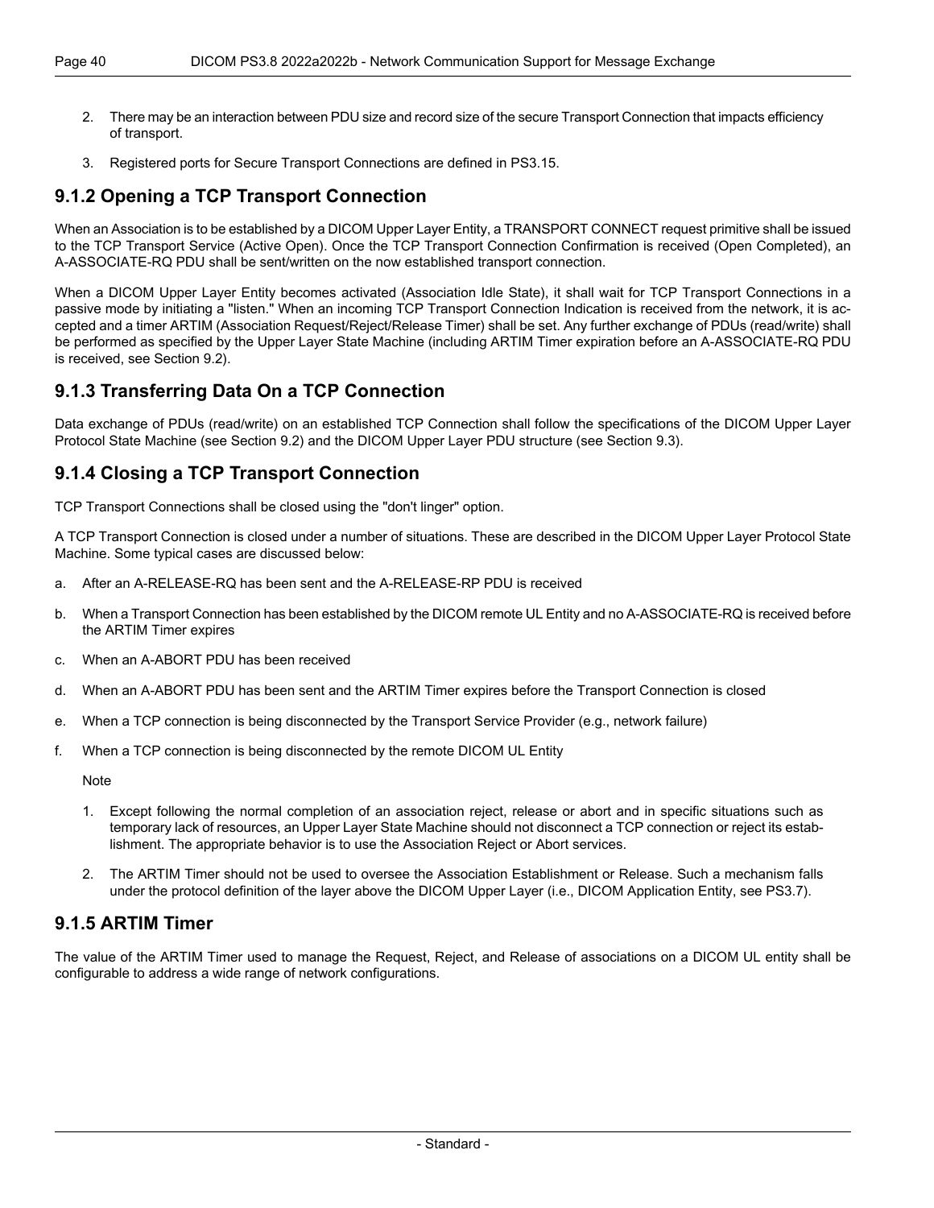2. There may be an interaction between PDU size and record size of the secure Transport Connection that impacts efficiency of transport.

3. Registered ports for Secure Transport Connections are defined in PS3.15.

### 9.1.2 Opening a TCP Transport Connection

When an Association is to be established by a DICOM Upper Layer Entity, a TRANSPORT CONNECT request primitive shall be issued to the TCP Transport Service (Active Open). Once the TCP Transport Connection Confirmation is received (Open Completed), an A-ASSOCIATE-RQ PDU shall be sent/written on the now established transport connection.

When a DICOM Upper Layer Entity becomes activated (Association Idle State), it shall wait for TCP Transport Connections in a passive mode by initiating a "listen." When an incoming TCP Transport Connection Indication is received from the network, it is accepted and a timer ARTIM (Association Request/Reject/Release Timer) shall be set. Any further exchange of PDUs (read/write) shall be performed as specified by the Upper Layer State Machine (including ARTIM Timer expiration before an A-ASSOCIATE-RQ PDU is received, see Section 9.2).

### 9.1.3 Transferring Data On a TCP Connection

Data exchange of PDUs (read/write) on an established TCP Connection shall follow the specifications of the DICOM Upper Layer Protocol State Machine (see Section 9.2) and the DICOM Upper Layer PDU structure (see Section 9.3).

### 9.1.4 Closing a TCP Transport Connection

TCP Transport Connections shall be closed using the "don't linger" option.

A TCP Transport Connection is closed under a number of situations. These are described in the DICOM Upper Layer Protocol State Machine. Some typical cases are discussed below:

a. After an A-RELEASE-RQ has been sent and the A-RELEASE-RP PDU is received

b. When a Transport Connection has been established by the DICOM remote UL Entity and no A-ASSOCIATE-RQ is received before the ARTIM Timer expires

c. When an A-ABORT PDU has been received

d. When an A-ABORT PDU has been sent and the ARTIM Timer expires before the Transport Connection is closed

e. When a TCP connection is being disconnected by the Transport Service Provider (e.g., network failure)

f. When a TCP connection is being disconnected by the remote DICOM UL Entity

Note

1. Except following the normal completion of an association reject, release or abort and in specific situations such as temporary lack of resources, an Upper Layer State Machine should not disconnect a TCP connection or reject its establishment. The appropriate behavior is to use the Association Reject or Abort services.

2. The ARTIM Timer should not be used to oversee the Association Establishment or Release. Such a mechanism falls under the protocol definition of the layer above the DICOM Upper Layer (i.e., DICOM Application Entity, see PS3.7).

### 9.1.5 ARTIM Timer

The value of the ARTIM Timer used to manage the Request, Reject, and Release of associations on a DICOM UL entity shall be configurable to address a wide range of network configurations.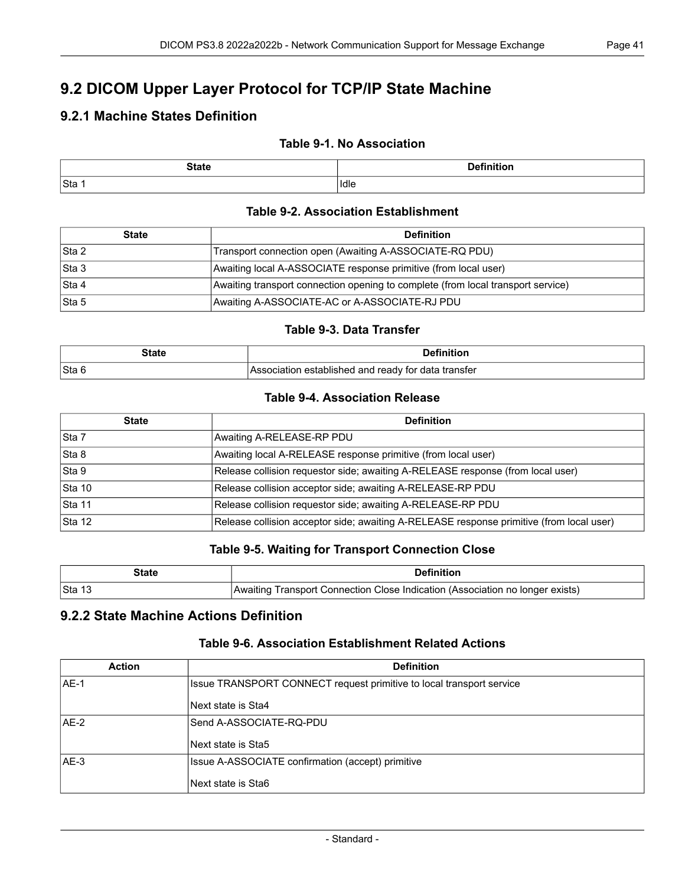## 9.2 DICOM Upper Layer Protocol for TCP/IP State Machine

### 9.2.1 Machine States Definition

**Table 9-1. No Association**

| State | Definition |
|---|---|
| Sta 1 | Idle |

**Table 9-2. Association Establishment**

| State | Definition |
|---|---|
| Sta 2 | Transport connection open (Awaiting A-ASSOCIATE-RQ PDU) |
| Sta 3 | Awaiting local A-ASSOCIATE response primitive (from local user) |
| Sta 4 | Awaiting transport connection opening to complete (from local transport service) |
| Sta 5 | Awaiting A-ASSOCIATE-AC or A-ASSOCIATE-RJ PDU |

**Table 9-3. Data Transfer**

| State | Definition |
|---|---|
| Sta 6 | Association established and ready for data transfer |

**Table 9-4. Association Release**

| State | Definition |
|---|---|
| Sta 7 | Awaiting A-RELEASE-RP PDU |
| Sta 8 | Awaiting local A-RELEASE response primitive (from local user) |
| Sta 9 | Release collision requestor side; awaiting A-RELEASE response (from local user) |
| Sta 10 | Release collision acceptor side; awaiting A-RELEASE-RP PDU |
| Sta 11 | Release collision requestor side; awaiting A-RELEASE-RP PDU |
| Sta 12 | Release collision acceptor side; awaiting A-RELEASE response primitive (from local user) |

**Table 9-5. Waiting for Transport Connection Close**

| State | Definition |
|---|---|
| Sta 13 | Awaiting Transport Connection Close Indication (Association no longer exists) |

### 9.2.2 State Machine Actions Definition

**Table 9-6. Association Establishment Related Actions**

| Action | Definition |
|---|---|
| AE-1 | Issue TRANSPORT CONNECT request primitive to local transport service<br><br>Next state is Sta4 |
| AE-2 | Send A-ASSOCIATE-RQ-PDU<br><br>Next state is Sta5 |
| AE-3 | Issue A-ASSOCIATE confirmation (accept) primitive<br><br>Next state is Sta6 |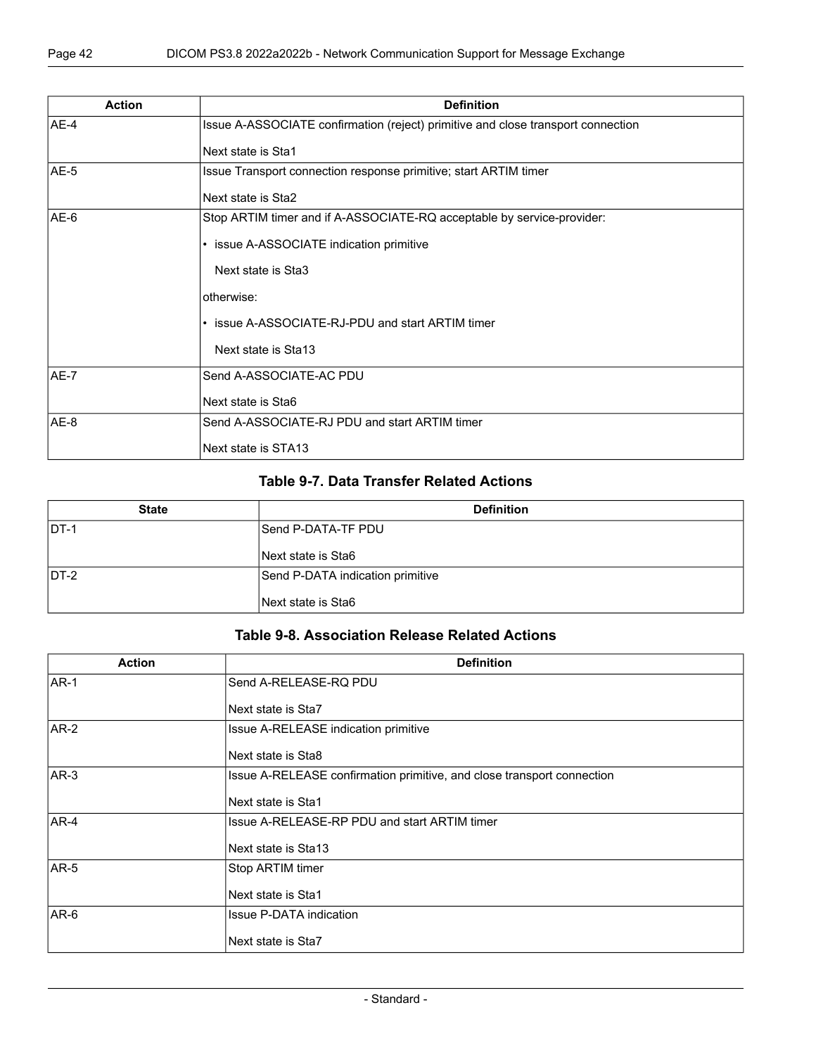| Action | Definition |
|---|---|
| AE-4 | Issue A-ASSOCIATE confirmation (reject) primitive and close transport connection<br><br>Next state is Sta1 |
| AE-5 | Issue Transport connection response primitive; start ARTIM timer<br><br>Next state is Sta2 |
| AE-6 | Stop ARTIM timer and if A-ASSOCIATE-RQ acceptable by service-provider:<br><br>• issue A-ASSOCIATE indication primitive<br><br>Next state is Sta3<br><br>otherwise:<br><br>• issue A-ASSOCIATE-RJ-PDU and start ARTIM timer<br><br>Next state is Sta13 |
| AE-7 | Send A-ASSOCIATE-AC PDU<br><br>Next state is Sta6 |
| AE-8 | Send A-ASSOCIATE-RJ PDU and start ARTIM timer<br><br>Next state is STA13 |

### Table 9-7. Data Transfer Related Actions

| State | Definition |
|---|---|
| DT-1 | Send P-DATA-TF PDU<br><br>Next state is Sta6 |
| DT-2 | Send P-DATA indication primitive<br><br>Next state is Sta6 |

### Table 9-8. Association Release Related Actions

| Action | Definition |
|---|---|
| AR-1 | Send A-RELEASE-RQ PDU<br><br>Next state is Sta7 |
| AR-2 | Issue A-RELEASE indication primitive<br><br>Next state is Sta8 |
| AR-3 | Issue A-RELEASE confirmation primitive, and close transport connection<br><br>Next state is Sta1 |
| AR-4 | Issue A-RELEASE-RP PDU and start ARTIM timer<br><br>Next state is Sta13 |
| AR-5 | Stop ARTIM timer<br><br>Next state is Sta1 |
| AR-6 | Issue P-DATA indication<br><br>Next state is Sta7 |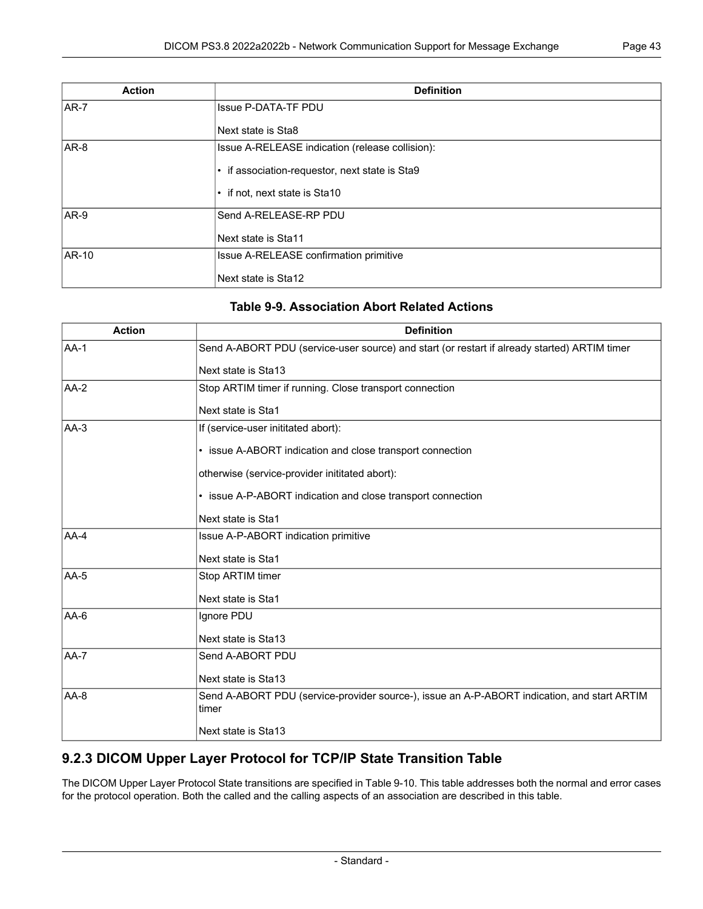| Action | Definition |
|---|---|
| AR-7 | Issue P-DATA-TF PDU<br><br>Next state is Sta8 |
| AR-8 | Issue A-RELEASE indication (release collision):<br><br>• if association-requestor, next state is Sta9<br><br>• if not, next state is Sta10 |
| AR-9 | Send A-RELEASE-RP PDU<br><br>Next state is Sta11 |
| AR-10 | Issue A-RELEASE confirmation primitive<br><br>Next state is Sta12 |

**Table 9-9. Association Abort Related Actions**

| Action | Definition |
|---|---|
| AA-1 | Send A-ABORT PDU (service-user source) and start (or restart if already started) ARTIM timer<br><br>Next state is Sta13 |
| AA-2 | Stop ARTIM timer if running. Close transport connection<br><br>Next state is Sta1 |
| AA-3 | If (service-user inititated abort):<br><br>• issue A-ABORT indication and close transport connection<br><br>otherwise (service-provider inititated abort):<br><br>• issue A-P-ABORT indication and close transport connection<br><br>Next state is Sta1 |
| AA-4 | Issue A-P-ABORT indication primitive<br><br>Next state is Sta1 |
| AA-5 | Stop ARTIM timer<br><br>Next state is Sta1 |
| AA-6 | Ignore PDU<br><br>Next state is Sta13 |
| AA-7 | Send A-ABORT PDU<br><br>Next state is Sta13 |
| AA-8 | Send A-ABORT PDU (service-provider source-), issue an A-P-ABORT indication, and start ARTIM timer<br><br>Next state is Sta13 |

### 9.2.3 DICOM Upper Layer Protocol for TCP/IP State Transition Table

The DICOM Upper Layer Protocol State transitions are specified in Table 9-10. This table addresses both the normal and error cases for the protocol operation. Both the called and the calling aspects of an association are described in this table.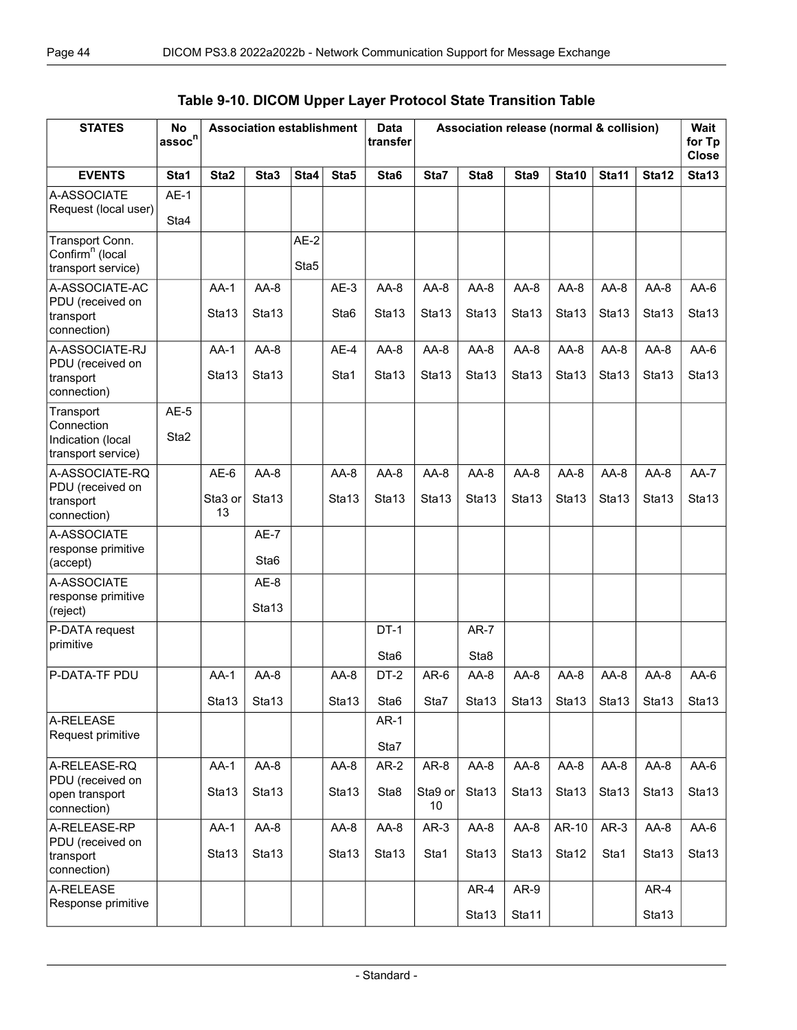**Table 9-10. DICOM Upper Layer Protocol State Transition Table**

| STATES | No assoc[n] | Association establishment | | | | Data transfer | Association release (normal & collision) | | | | | | Wait for Tp Close |
|---|---|---|---|---|---|---|---|---|---|---|---|---|---|
| **EVENTS** | **Sta1** | **Sta2** | **Sta3** | **Sta4** | **Sta5** | **Sta6** | **Sta7** | **Sta8** | **Sta9** | **Sta10** | **Sta11** | **Sta12** | **Sta13** |
| A-ASSOCIATE Request (local user) | AE-1 Sta4 | | | | | | | | | | | | |
| Transport Conn. Confirm[n] (local transport service) | | | | AE-2 Sta5 | | | | | | | | | |
| A-ASSOCIATE-AC PDU (received on transport connection) | | AA-1 Sta13 | AA-8 Sta13 | | AE-3 Sta6 | AA-8 Sta13 | AA-8 Sta13 | AA-8 Sta13 | AA-8 Sta13 | AA-8 Sta13 | AA-8 Sta13 | AA-8 Sta13 | AA-6 Sta13 |
| A-ASSOCIATE-RJ PDU (received on transport connection) | | AA-1 Sta13 | AA-8 Sta13 | | AE-4 Sta1 | AA-8 Sta13 | AA-8 Sta13 | AA-8 Sta13 | AA-8 Sta13 | AA-8 Sta13 | AA-8 Sta13 | AA-8 Sta13 | AA-6 Sta13 |
| Transport Connection Indication (local transport service) | AE-5 Sta2 | | | | | | | | | | | | |
| A-ASSOCIATE-RQ PDU (received on transport connection) | | AE-6 Sta3 or 13 | AA-8 Sta13 | | AA-8 Sta13 | AA-8 Sta13 | AA-8 Sta13 | AA-8 Sta13 | AA-8 Sta13 | AA-8 Sta13 | AA-8 Sta13 | AA-8 Sta13 | AA-7 Sta13 |
| A-ASSOCIATE response primitive (accept) | | | AE-7 Sta6 | | | | | | | | | | |
| A-ASSOCIATE response primitive (reject) | | | AE-8 Sta13 | | | | | | | | | | |
| P-DATA request primitive | | | | | | DT-1 Sta6 | | AR-7 Sta8 | | | | | |
| P-DATA-TF PDU | | AA-1 Sta13 | AA-8 Sta13 | | AA-8 Sta13 | DT-2 Sta6 | AR-6 Sta7 | AA-8 Sta13 | AA-8 Sta13 | AA-8 Sta13 | AA-8 Sta13 | AA-8 Sta13 | AA-6 Sta13 |
| A-RELEASE Request primitive | | | | | | AR-1 Sta7 | | | | | | | |
| A-RELEASE-RQ PDU (received on open transport connection) | | AA-1 Sta13 | AA-8 Sta13 | | AA-8 Sta13 | AR-2 Sta8 | AR-8 Sta9 or 10 | AA-8 Sta13 | AA-8 Sta13 | AA-8 Sta13 | AA-8 Sta13 | AA-8 Sta13 | AA-6 Sta13 |
| A-RELEASE-RP PDU (received on transport connection) | | AA-1 Sta13 | AA-8 Sta13 | | AA-8 Sta13 | AA-8 Sta13 | AR-3 Sta1 | AA-8 Sta13 | AA-8 Sta13 | AR-10 Sta12 | AR-3 Sta1 | AA-8 Sta13 | AA-6 Sta13 |
| A-RELEASE Response primitive | | | | | | | | AR-4 Sta13 | AR-9 Sta11 | | | AR-4 Sta13 | |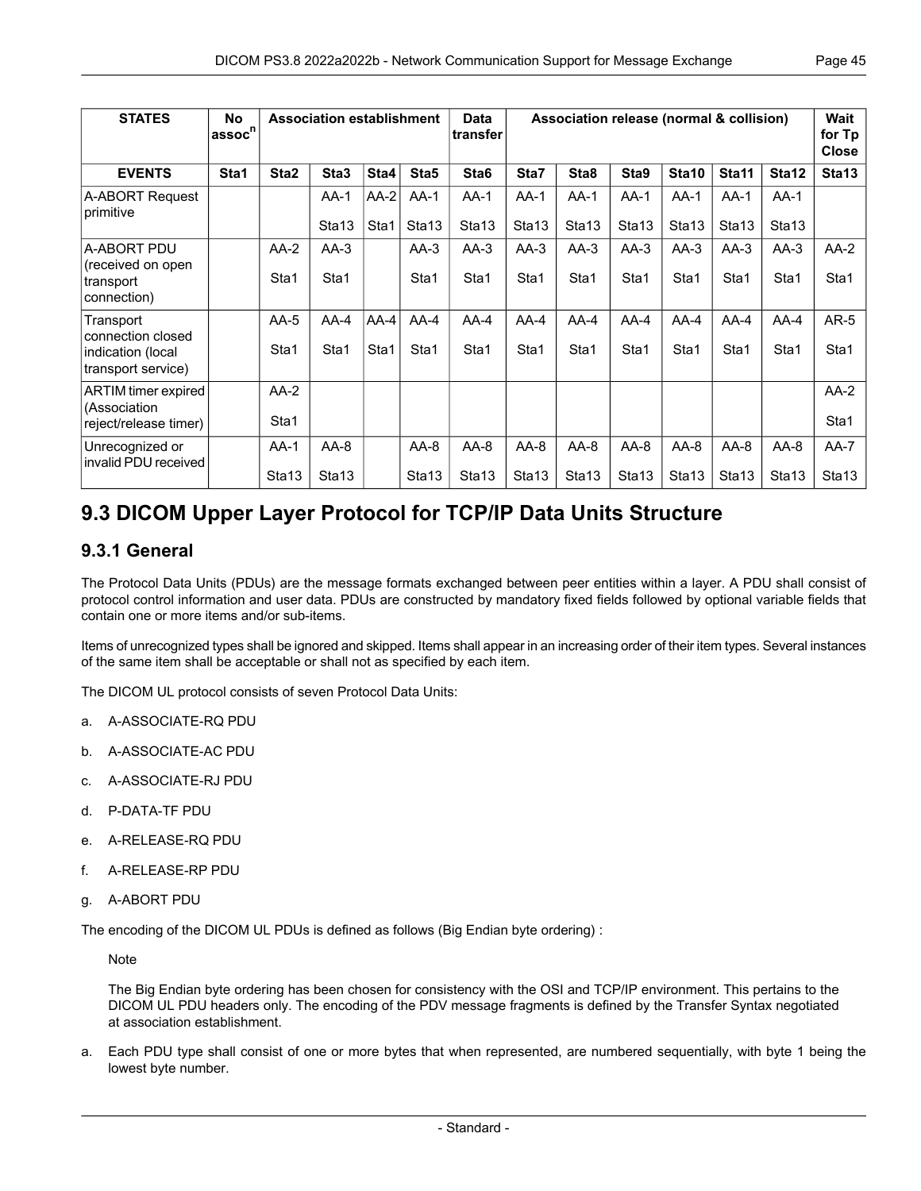| STATES | No assoc[n] | Association establishment | | | | Data transfer | Association release (normal & collision) | | | | | | Wait for Tp Close |
|---|---|---|---|---|---|---|---|---|---|---|---|---|---|
| **EVENTS** | **Sta1** | **Sta2** | **Sta3** | **Sta4** | **Sta5** | **Sta6** | **Sta7** | **Sta8** | **Sta9** | **Sta10** | **Sta11** | **Sta12** | **Sta13** |
| A-ABORT Request primitive | | | AA-1 Sta13 | AA-2 Sta1 | AA-1 Sta13 | AA-1 Sta13 | AA-1 Sta13 | AA-1 Sta13 | AA-1 Sta13 | AA-1 Sta13 | AA-1 Sta13 | AA-1 Sta13 | |
| A-ABORT PDU (received on open transport connection) | | AA-2 Sta1 | AA-3 Sta1 | | AA-3 Sta1 | AA-3 Sta1 | AA-3 Sta1 | AA-3 Sta1 | AA-3 Sta1 | AA-3 Sta1 | AA-3 Sta1 | AA-3 Sta1 | AA-2 Sta1 |
| Transport connection closed indication (local transport service) | | AA-5 Sta1 | AA-4 Sta1 | AA-4 Sta1 | AA-4 Sta1 | AA-4 Sta1 | AA-4 Sta1 | AA-4 Sta1 | AA-4 Sta1 | AA-4 Sta1 | AA-4 Sta1 | AA-4 Sta1 | AR-5 Sta1 |
| ARTIM timer expired (Association reject/release timer) | | AA-2 Sta1 | | | | | | | | | | | AA-2 Sta1 |
| Unrecognized or invalid PDU received | | AA-1 Sta13 | AA-8 Sta13 | | AA-8 Sta13 | AA-8 Sta13 | AA-8 Sta13 | AA-8 Sta13 | AA-8 Sta13 | AA-8 Sta13 | AA-8 Sta13 | AA-8 Sta13 | AA-7 Sta13 |

# 9.3 DICOM Upper Layer Protocol for TCP/IP Data Units Structure

## 9.3.1 General

The Protocol Data Units (PDUs) are the message formats exchanged between peer entities within a layer. A PDU shall consist of protocol control information and user data. PDUs are constructed by mandatory fixed fields followed by optional variable fields that contain one or more items and/or sub-items.

Items of unrecognized types shall be ignored and skipped. Items shall appear in an increasing order of their item types. Several instances of the same item shall be acceptable or shall not as specified by each item.

The DICOM UL protocol consists of seven Protocol Data Units:

a. A-ASSOCIATE-RQ PDU

b. A-ASSOCIATE-AC PDU

c. A-ASSOCIATE-RJ PDU

d. P-DATA-TF PDU

e. A-RELEASE-RQ PDU

f. A-RELEASE-RP PDU

g. A-ABORT PDU

The encoding of the DICOM UL PDUs is defined as follows (Big Endian byte ordering) :

Note

The Big Endian byte ordering has been chosen for consistency with the OSI and TCP/IP environment. This pertains to the DICOM UL PDU headers only. The encoding of the PDV message fragments is defined by the Transfer Syntax negotiated at association establishment.

a. Each PDU type shall consist of one or more bytes that when represented, are numbered sequentially, with byte 1 being the lowest byte number.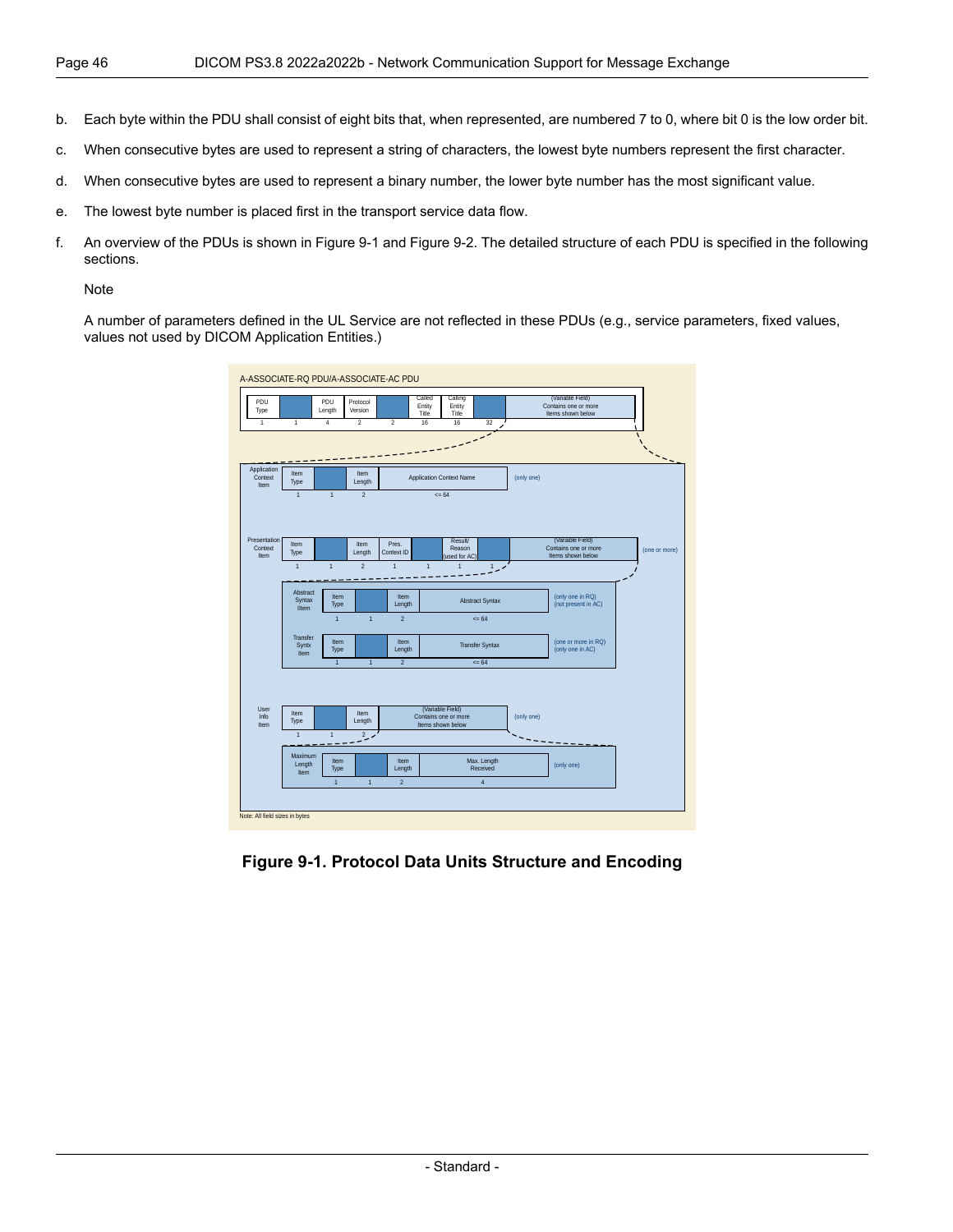b. Each byte within the PDU shall consist of eight bits that, when represented, are numbered 7 to 0, where bit 0 is the low order bit.

c. When consecutive bytes are used to represent a string of characters, the lowest byte numbers represent the first character.

d. When consecutive bytes are used to represent a binary number, the lower byte number has the most significant value.

e. The lowest byte number is placed first in the transport service data flow.

f. An overview of the PDUs is shown in Figure 9-1 and Figure 9-2. The detailed structure of each PDU is specified in the following sections.

   Note

   A number of parameters defined in the UL Service are not reflected in these PDUs (e.g., service parameters, fixed values, values not used by DICOM Application Entities.)

**Figure 9-1. Protocol Data Units Structure and Encoding**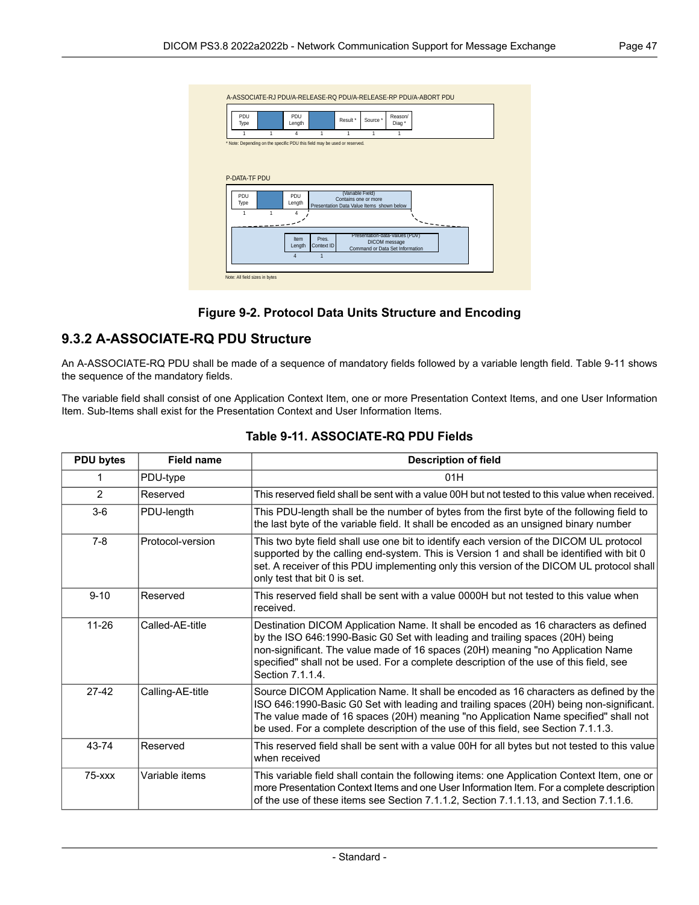A-ASSOCIATE-RJ PDU/A-RELEASE-RQ PDU/A-RELEASE-RP PDU/A-ABORT PDU

| PDU Type | | PDU Length | | Result * | Source * | Reason/ Diag * |
|---|---|---|---|---|---|---|
| 1 | 1 | 4 | 1 | 1 | 1 | 1 |

* Note: Depending on the specific PDU this field may be used or reserved.

P-DATA-TF PDU

| PDU Type | | PDU Length | (Variable Field) Contains one or more Presentation Data Value Items shown below |
|---|---|---|---|
| 1 | 1 | 4 | |

| Item Length | Pres. Context ID | Presentation-data-values (PDV) DICOM message Command or Data Set Information |
|---|---|---|
| 4 | 1 | |

Note: All field sizes in bytes

**Figure 9-2. Protocol Data Units Structure and Encoding**

## 9.3.2 A-ASSOCIATE-RQ PDU Structure

An A-ASSOCIATE-RQ PDU shall be made of a sequence of mandatory fields followed by a variable length field. Table 9-11 shows the sequence of the mandatory fields.

The variable field shall consist of one Application Context Item, one or more Presentation Context Items, and one User Information Item. Sub-Items shall exist for the Presentation Context and User Information Items.

**Table 9-11. ASSOCIATE-RQ PDU Fields**

| PDU bytes | Field name | Description of field |
|---|---|---|
| 1 | PDU-type | 01H |
| 2 | Reserved | This reserved field shall be sent with a value 00H but not tested to this value when received. |
| 3-6 | PDU-length | This PDU-length shall be the number of bytes from the first byte of the following field to the last byte of the variable field. It shall be encoded as an unsigned binary number |
| 7-8 | Protocol-version | This two byte field shall use one bit to identify each version of the DICOM UL protocol supported by the calling end-system. This is Version 1 and shall be identified with bit 0 set. A receiver of this PDU implementing only this version of the DICOM UL protocol shall only test that bit 0 is set. |
| 9-10 | Reserved | This reserved field shall be sent with a value 0000H but not tested to this value when received. |
| 11-26 | Called-AE-title | Destination DICOM Application Name. It shall be encoded as 16 characters as defined by the ISO 646:1990-Basic G0 Set with leading and trailing spaces (20H) being non-significant. The value made of 16 spaces (20H) meaning "no Application Name specified" shall not be used. For a complete description of the use of this field, see Section 7.1.1.4. |
| 27-42 | Calling-AE-title | Source DICOM Application Name. It shall be encoded as 16 characters as defined by the ISO 646:1990-Basic G0 Set with leading and trailing spaces (20H) being non-significant. The value made of 16 spaces (20H) meaning "no Application Name specified" shall not be used. For a complete description of the use of this field, see Section 7.1.1.3. |
| 43-74 | Reserved | This reserved field shall be sent with a value 00H for all bytes but not tested to this value when received |
| 75-xxx | Variable items | This variable field shall contain the following items: one Application Context Item, one or more Presentation Context Items and one User Information Item. For a complete description of the use of these items see Section 7.1.1.2, Section 7.1.1.13, and Section 7.1.1.6. |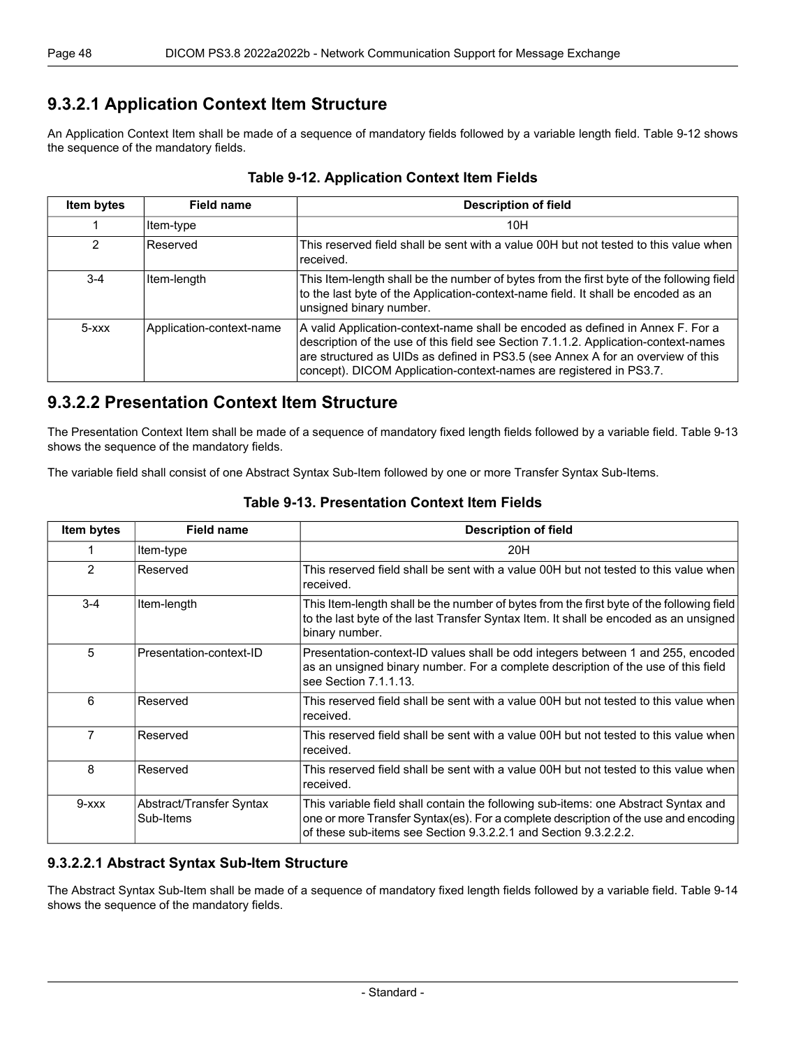### 9.3.2.1 Application Context Item Structure

An Application Context Item shall be made of a sequence of mandatory fields followed by a variable length field. Table 9-12 shows the sequence of the mandatory fields.

**Table 9-12. Application Context Item Fields**

| Item bytes | Field name | Description of field |
|---|---|---|
| 1 | Item-type | 10H |
| 2 | Reserved | This reserved field shall be sent with a value 00H but not tested to this value when received. |
| 3-4 | Item-length | This Item-length shall be the number of bytes from the first byte of the following field to the last byte of the Application-context-name field. It shall be encoded as an unsigned binary number. |
| 5-xxx | Application-context-name | A valid Application-context-name shall be encoded as defined in Annex F. For a description of the use of this field see Section 7.1.1.2. Application-context-names are structured as UIDs as defined in PS3.5 (see Annex A for an overview of this concept). DICOM Application-context-names are registered in PS3.7. |

### 9.3.2.2 Presentation Context Item Structure

The Presentation Context Item shall be made of a sequence of mandatory fixed length fields followed by a variable field. Table 9-13 shows the sequence of the mandatory fields.

The variable field shall consist of one Abstract Syntax Sub-Item followed by one or more Transfer Syntax Sub-Items.

**Table 9-13. Presentation Context Item Fields**

| Item bytes | Field name | Description of field |
|---|---|---|
| 1 | Item-type | 20H |
| 2 | Reserved | This reserved field shall be sent with a value 00H but not tested to this value when received. |
| 3-4 | Item-length | This Item-length shall be the number of bytes from the first byte of the following field to the last byte of the last Transfer Syntax Item. It shall be encoded as an unsigned binary number. |
| 5 | Presentation-context-ID | Presentation-context-ID values shall be odd integers between 1 and 255, encoded as an unsigned binary number. For a complete description of the use of this field see Section 7.1.1.13. |
| 6 | Reserved | This reserved field shall be sent with a value 00H but not tested to this value when received. |
| 7 | Reserved | This reserved field shall be sent with a value 00H but not tested to this value when received. |
| 8 | Reserved | This reserved field shall be sent with a value 00H but not tested to this value when received. |
| 9-xxx | Abstract/Transfer Syntax Sub-Items | This variable field shall contain the following sub-items: one Abstract Syntax and one or more Transfer Syntax(es). For a complete description of the use and encoding of these sub-items see Section 9.3.2.2.1 and Section 9.3.2.2.2. |

#### 9.3.2.2.1 Abstract Syntax Sub-Item Structure

The Abstract Syntax Sub-Item shall be made of a sequence of mandatory fixed length fields followed by a variable field. Table 9-14 shows the sequence of the mandatory fields.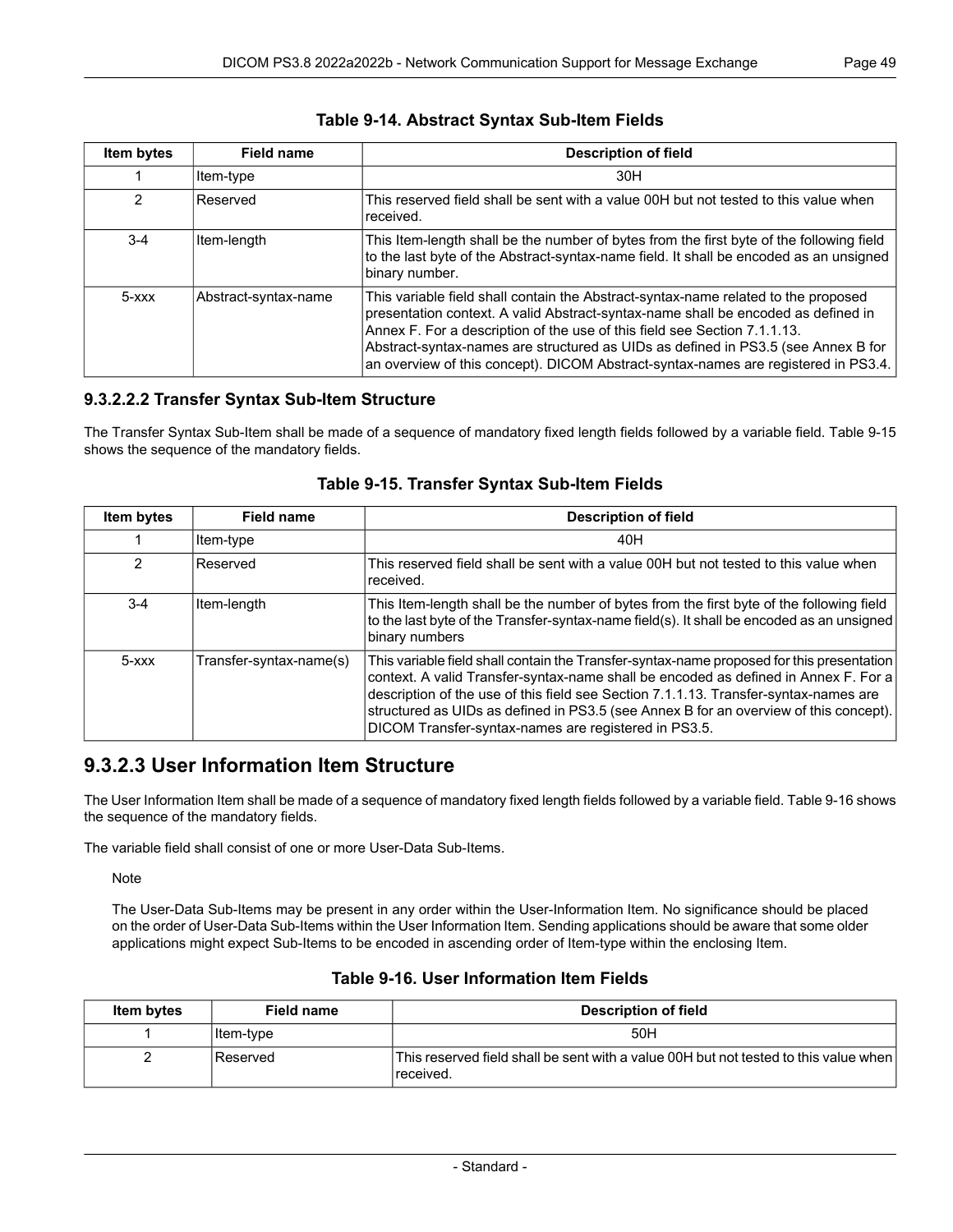**Table 9-14. Abstract Syntax Sub-Item Fields**

| Item bytes | Field name | Description of field |
|---|---|---|
| 1 | Item-type | 30H |
| 2 | Reserved | This reserved field shall be sent with a value 00H but not tested to this value when received. |
| 3-4 | Item-length | This Item-length shall be the number of bytes from the first byte of the following field to the last byte of the Abstract-syntax-name field. It shall be encoded as an unsigned binary number. |
| 5-xxx | Abstract-syntax-name | This variable field shall contain the Abstract-syntax-name related to the proposed presentation context. A valid Abstract-syntax-name shall be encoded as defined in Annex F. For a description of the use of this field see Section 7.1.1.13. Abstract-syntax-names are structured as UIDs as defined in PS3.5 (see Annex B for an overview of this concept). DICOM Abstract-syntax-names are registered in PS3.4. |

### 9.3.2.2.2 Transfer Syntax Sub-Item Structure

The Transfer Syntax Sub-Item shall be made of a sequence of mandatory fixed length fields followed by a variable field. Table 9-15 shows the sequence of the mandatory fields.

**Table 9-15. Transfer Syntax Sub-Item Fields**

| Item bytes | Field name | Description of field |
|---|---|---|
| 1 | Item-type | 40H |
| 2 | Reserved | This reserved field shall be sent with a value 00H but not tested to this value when received. |
| 3-4 | Item-length | This Item-length shall be the number of bytes from the first byte of the following field to the last byte of the Transfer-syntax-name field(s). It shall be encoded as an unsigned binary numbers |
| 5-xxx | Transfer-syntax-name(s) | This variable field shall contain the Transfer-syntax-name proposed for this presentation context. A valid Transfer-syntax-name shall be encoded as defined in Annex F. For a description of the use of this field see Section 7.1.1.13. Transfer-syntax-names are structured as UIDs as defined in PS3.5 (see Annex B for an overview of this concept). DICOM Transfer-syntax-names are registered in PS3.5. |

## 9.3.2.3 User Information Item Structure

The User Information Item shall be made of a sequence of mandatory fixed length fields followed by a variable field. Table 9-16 shows the sequence of the mandatory fields.

The variable field shall consist of one or more User-Data Sub-Items.

> Note
>
> The User-Data Sub-Items may be present in any order within the User-Information Item. No significance should be placed on the order of User-Data Sub-Items within the User Information Item. Sending applications should be aware that some older applications might expect Sub-Items to be encoded in ascending order of Item-type within the enclosing Item.

**Table 9-16. User Information Item Fields**

| Item bytes | Field name | Description of field |
|---|---|---|
| 1 | Item-type | 50H |
| 2 | Reserved | This reserved field shall be sent with a value 00H but not tested to this value when received. |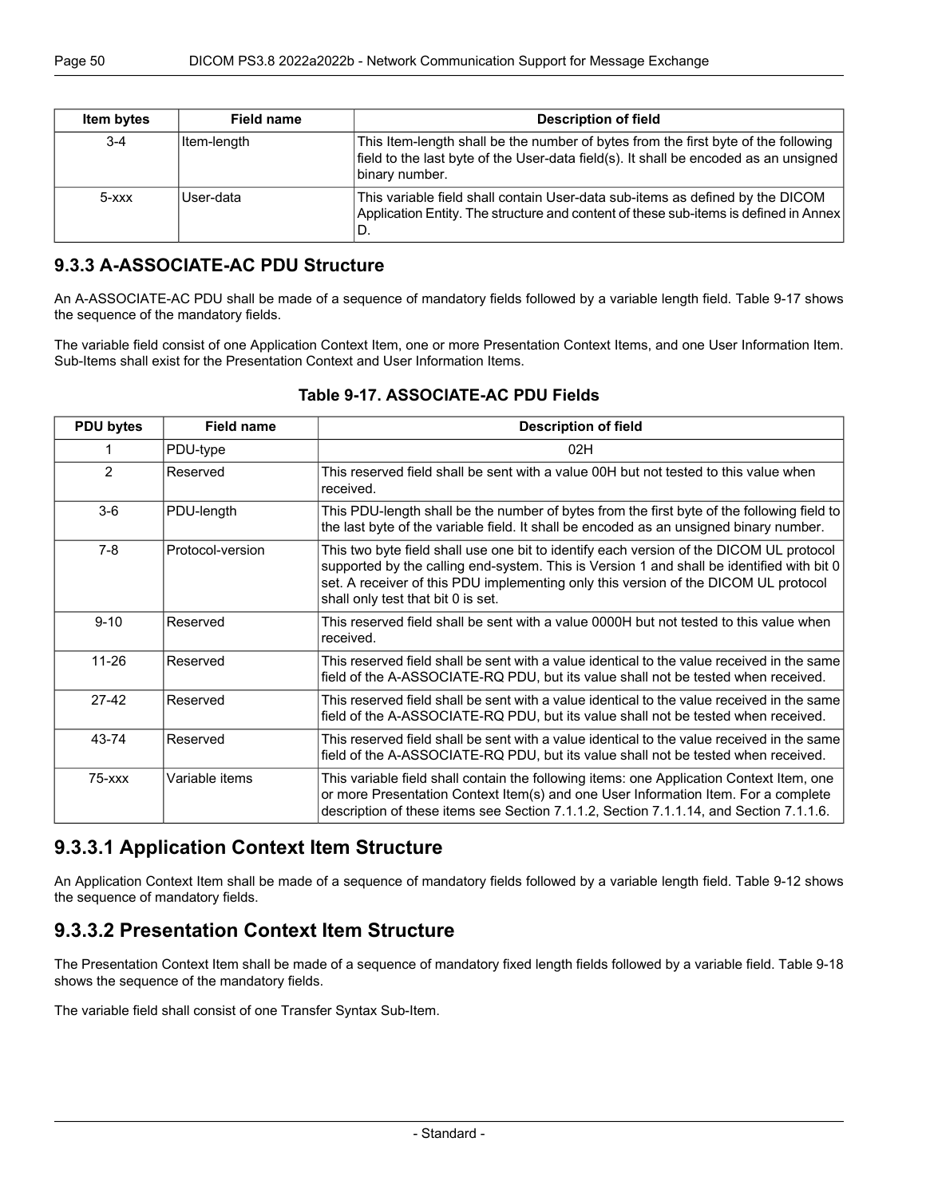| Item bytes | Field name | Description of field |
| --- | --- | --- |
| 3-4 | Item-length | This Item-length shall be the number of bytes from the first byte of the following field to the last byte of the User-data field(s). It shall be encoded as an unsigned binary number. |
| 5-xxx | User-data | This variable field shall contain User-data sub-items as defined by the DICOM Application Entity. The structure and content of these sub-items is defined in Annex D. |

## 9.3.3 A-ASSOCIATE-AC PDU Structure

An A-ASSOCIATE-AC PDU shall be made of a sequence of mandatory fields followed by a variable length field. Table 9-17 shows the sequence of the mandatory fields.

The variable field consist of one Application Context Item, one or more Presentation Context Items, and one User Information Item. Sub-Items shall exist for the Presentation Context and User Information Items.

**Table 9-17. ASSOCIATE-AC PDU Fields**

| PDU bytes | Field name | Description of field |
| --- | --- | --- |
| 1 | PDU-type | 02H |
| 2 | Reserved | This reserved field shall be sent with a value 00H but not tested to this value when received. |
| 3-6 | PDU-length | This PDU-length shall be the number of bytes from the first byte of the following field to the last byte of the variable field. It shall be encoded as an unsigned binary number. |
| 7-8 | Protocol-version | This two byte field shall use one bit to identify each version of the DICOM UL protocol supported by the calling end-system. This is Version 1 and shall be identified with bit 0 set. A receiver of this PDU implementing only this version of the DICOM UL protocol shall only test that bit 0 is set. |
| 9-10 | Reserved | This reserved field shall be sent with a value 0000H but not tested to this value when received. |
| 11-26 | Reserved | This reserved field shall be sent with a value identical to the value received in the same field of the A-ASSOCIATE-RQ PDU, but its value shall not be tested when received. |
| 27-42 | Reserved | This reserved field shall be sent with a value identical to the value received in the same field of the A-ASSOCIATE-RQ PDU, but its value shall not be tested when received. |
| 43-74 | Reserved | This reserved field shall be sent with a value identical to the value received in the same field of the A-ASSOCIATE-RQ PDU, but its value shall not be tested when received. |
| 75-xxx | Variable items | This variable field shall contain the following items: one Application Context Item, one or more Presentation Context Item(s) and one User Information Item. For a complete description of these items see Section 7.1.1.2, Section 7.1.1.14, and Section 7.1.1.6. |

## 9.3.3.1 Application Context Item Structure

An Application Context Item shall be made of a sequence of mandatory fields followed by a variable length field. Table 9-12 shows the sequence of mandatory fields.

## 9.3.3.2 Presentation Context Item Structure

The Presentation Context Item shall be made of a sequence of mandatory fixed length fields followed by a variable field. Table 9-18 shows the sequence of the mandatory fields.

The variable field shall consist of one Transfer Syntax Sub-Item.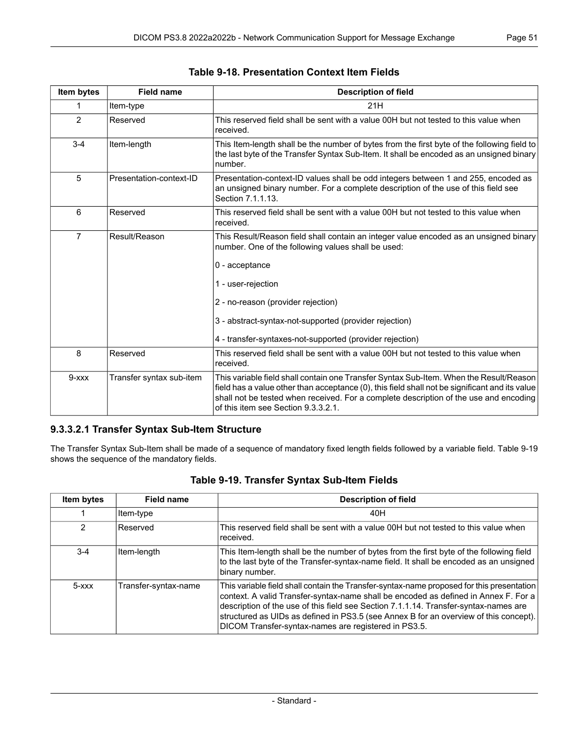**Table 9-18. Presentation Context Item Fields**

| Item bytes | Field name | Description of field |
|---|---|---|
| 1 | Item-type | 21H |
| 2 | Reserved | This reserved field shall be sent with a value 00H but not tested to this value when received. |
| 3-4 | Item-length | This Item-length shall be the number of bytes from the first byte of the following field to the last byte of the Transfer Syntax Sub-Item. It shall be encoded as an unsigned binary number. |
| 5 | Presentation-context-ID | Presentation-context-ID values shall be odd integers between 1 and 255, encoded as an unsigned binary number. For a complete description of the use of this field see Section 7.1.1.13. |
| 6 | Reserved | This reserved field shall be sent with a value 00H but not tested to this value when received. |
| 7 | Result/Reason | This Result/Reason field shall contain an integer value encoded as an unsigned binary number. One of the following values shall be used:<br><br>0 - acceptance<br><br>1 - user-rejection<br><br>2 - no-reason (provider rejection)<br><br>3 - abstract-syntax-not-supported (provider rejection)<br><br>4 - transfer-syntaxes-not-supported (provider rejection) |
| 8 | Reserved | This reserved field shall be sent with a value 00H but not tested to this value when received. |
| 9-xxx | Transfer syntax sub-item | This variable field shall contain one Transfer Syntax Sub-Item. When the Result/Reason field has a value other than acceptance (0), this field shall not be significant and its value shall not be tested when received. For a complete description of the use and encoding of this item see Section 9.3.3.2.1. |

### 9.3.3.2.1 Transfer Syntax Sub-Item Structure

The Transfer Syntax Sub-Item shall be made of a sequence of mandatory fixed length fields followed by a variable field. Table 9-19 shows the sequence of the mandatory fields.

**Table 9-19. Transfer Syntax Sub-Item Fields**

| Item bytes | Field name | Description of field |
|---|---|---|
| 1 | Item-type | 40H |
| 2 | Reserved | This reserved field shall be sent with a value 00H but not tested to this value when received. |
| 3-4 | Item-length | This Item-length shall be the number of bytes from the first byte of the following field to the last byte of the Transfer-syntax-name field. It shall be encoded as an unsigned binary number. |
| 5-xxx | Transfer-syntax-name | This variable field shall contain the Transfer-syntax-name proposed for this presentation context. A valid Transfer-syntax-name shall be encoded as defined in Annex F. For a description of the use of this field see Section 7.1.1.14. Transfer-syntax-names are structured as UIDs as defined in PS3.5 (see Annex B for an overview of this concept). DICOM Transfer-syntax-names are registered in PS3.5. |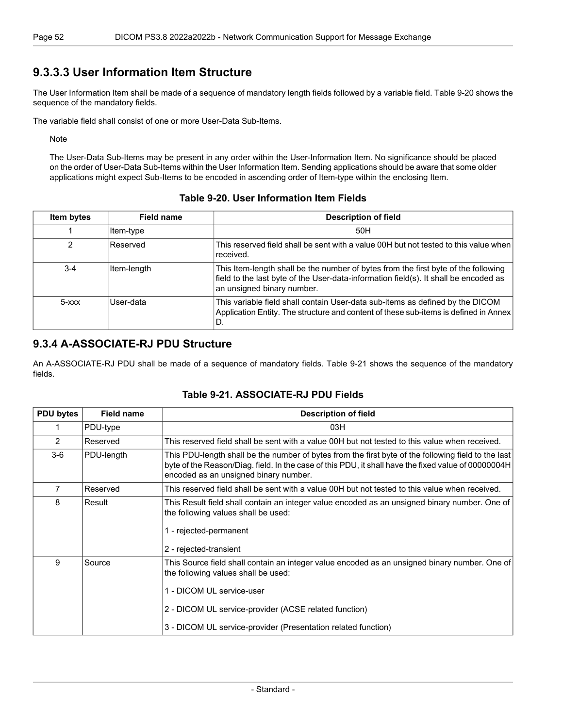### 9.3.3.3 User Information Item Structure

The User Information Item shall be made of a sequence of mandatory length fields followed by a variable field. Table 9-20 shows the sequence of the mandatory fields.

The variable field shall consist of one or more User-Data Sub-Items.

Note

The User-Data Sub-Items may be present in any order within the User-Information Item. No significance should be placed on the order of User-Data Sub-Items within the User Information Item. Sending applications should be aware that some older applications might expect Sub-Items to be encoded in ascending order of Item-type within the enclosing Item.

**Table 9-20. User Information Item Fields**

| Item bytes | Field name | Description of field |
|---|---|---|
| 1 | Item-type | 50H |
| 2 | Reserved | This reserved field shall be sent with a value 00H but not tested to this value when received. |
| 3-4 | Item-length | This Item-length shall be the number of bytes from the first byte of the following field to the last byte of the User-data-information field(s). It shall be encoded as an unsigned binary number. |
| 5-xxx | User-data | This variable field shall contain User-data sub-items as defined by the DICOM Application Entity. The structure and content of these sub-items is defined in Annex D. |

## 9.3.4 A-ASSOCIATE-RJ PDU Structure

An A-ASSOCIATE-RJ PDU shall be made of a sequence of mandatory fields. Table 9-21 shows the sequence of the mandatory fields.

**Table 9-21. ASSOCIATE-RJ PDU Fields**

| PDU bytes | Field name | Description of field |
|---|---|---|
| 1 | PDU-type | 03H |
| 2 | Reserved | This reserved field shall be sent with a value 00H but not tested to this value when received. |
| 3-6 | PDU-length | This PDU-length shall be the number of bytes from the first byte of the following field to the last byte of the Reason/Diag. field. In the case of this PDU, it shall have the fixed value of 00000004H encoded as an unsigned binary number. |
| 7 | Reserved | This reserved field shall be sent with a value 00H but not tested to this value when received. |
| 8 | Result | This Result field shall contain an integer value encoded as an unsigned binary number. One of the following values shall be used: <br><br> 1 - rejected-permanent <br><br> 2 - rejected-transient |
| 9 | Source | This Source field shall contain an integer value encoded as an unsigned binary number. One of the following values shall be used: <br><br> 1 - DICOM UL service-user <br><br> 2 - DICOM UL service-provider (ACSE related function) <br><br> 3 - DICOM UL service-provider (Presentation related function) |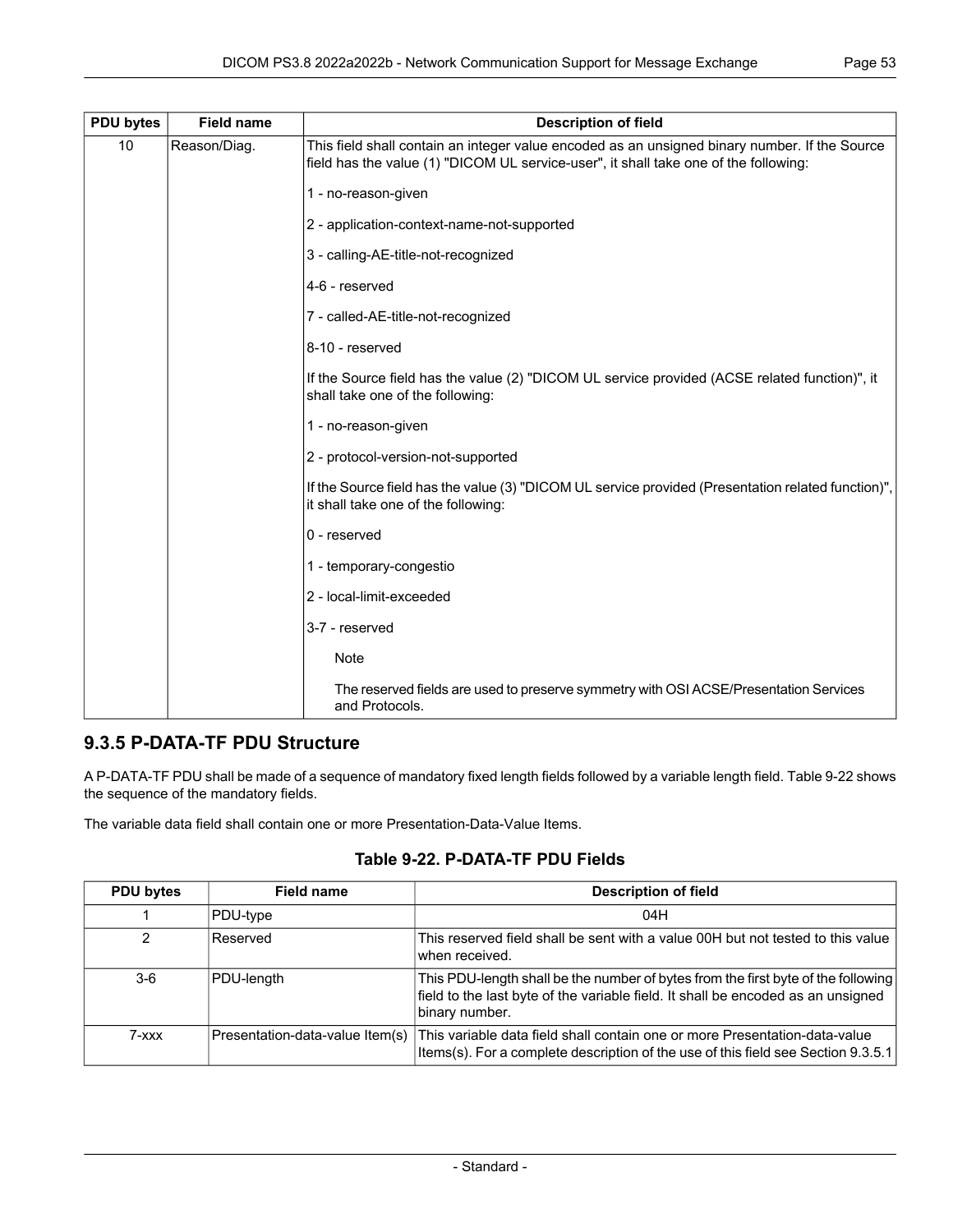| PDU bytes | Field name | Description of field |
|---|---|---|
| 10 | Reason/Diag. | This field shall contain an integer value encoded as an unsigned binary number. If the Source field has the value (1) "DICOM UL service-user", it shall take one of the following:<br><br>1 - no-reason-given<br><br>2 - application-context-name-not-supported<br><br>3 - calling-AE-title-not-recognized<br><br>4-6 - reserved<br><br>7 - called-AE-title-not-recognized<br><br>8-10 - reserved<br><br>If the Source field has the value (2) "DICOM UL service provided (ACSE related function)", it shall take one of the following:<br><br>1 - no-reason-given<br><br>2 - protocol-version-not-supported<br><br>If the Source field has the value (3) "DICOM UL service provided (Presentation related function)", it shall take one of the following:<br><br>0 - reserved<br><br>1 - temporary-congestio<br><br>2 - local-limit-exceeded<br><br>3-7 - reserved<br><br>Note<br><br>The reserved fields are used to preserve symmetry with OSI ACSE/Presentation Services and Protocols. |

### 9.3.5 P-DATA-TF PDU Structure

A P-DATA-TF PDU shall be made of a sequence of mandatory fixed length fields followed by a variable length field. Table 9-22 shows the sequence of the mandatory fields.

The variable data field shall contain one or more Presentation-Data-Value Items.

**Table 9-22. P-DATA-TF PDU Fields**

| PDU bytes | Field name | Description of field |
|---|---|---|
| 1 | PDU-type | 04H |
| 2 | Reserved | This reserved field shall be sent with a value 00H but not tested to this value when received. |
| 3-6 | PDU-length | This PDU-length shall be the number of bytes from the first byte of the following field to the last byte of the variable field. It shall be encoded as an unsigned binary number. |
| 7-xxx | Presentation-data-value Item(s) | This variable data field shall contain one or more Presentation-data-value Items(s). For a complete description of the use of this field see Section 9.3.5.1 |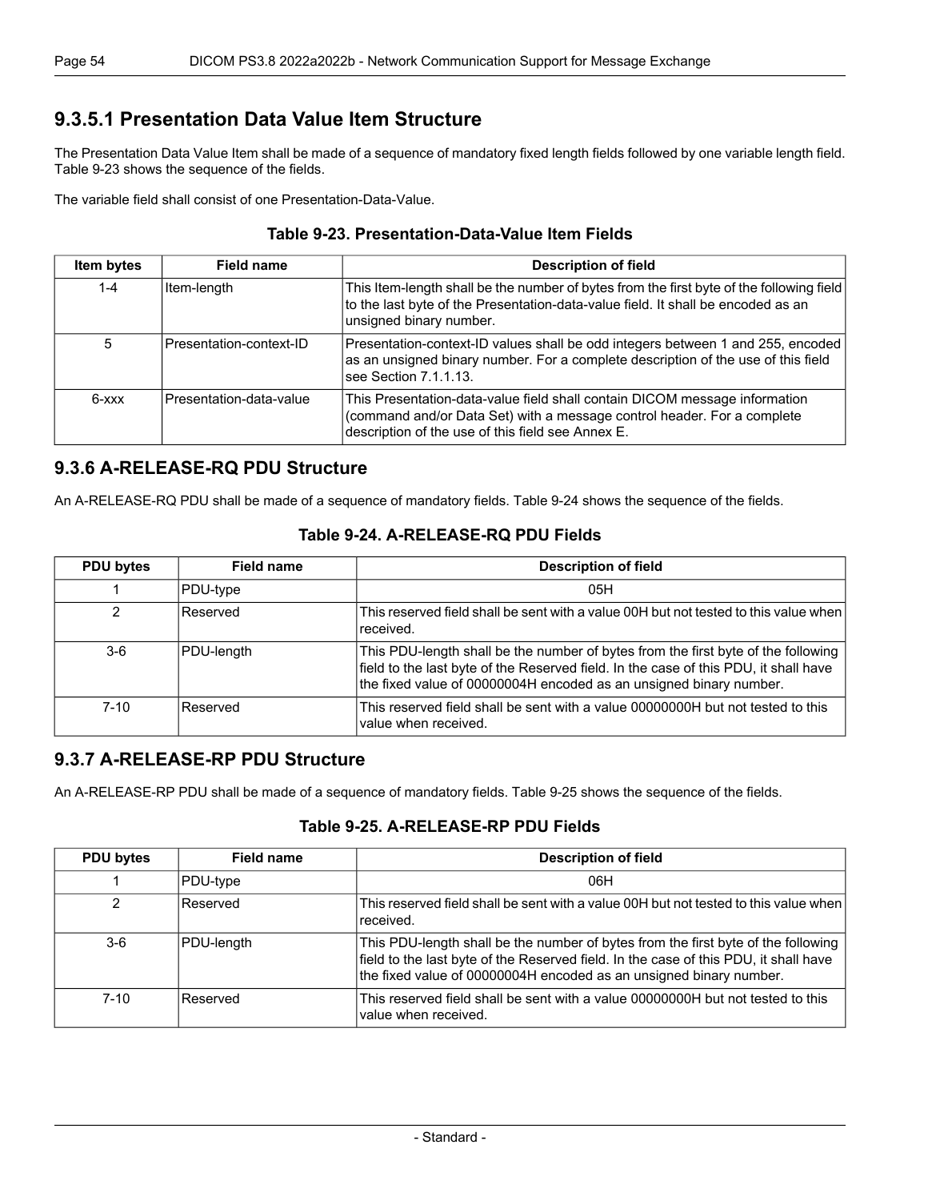### 9.3.5.1 Presentation Data Value Item Structure

The Presentation Data Value Item shall be made of a sequence of mandatory fixed length fields followed by one variable length field. Table 9-23 shows the sequence of the fields.

The variable field shall consist of one Presentation-Data-Value.

**Table 9-23. Presentation-Data-Value Item Fields**

| Item bytes | Field name | Description of field |
| --- | --- | --- |
| 1-4 | Item-length | This Item-length shall be the number of bytes from the first byte of the following field to the last byte of the Presentation-data-value field. It shall be encoded as an unsigned binary number. |
| 5 | Presentation-context-ID | Presentation-context-ID values shall be odd integers between 1 and 255, encoded as an unsigned binary number. For a complete description of the use of this field see Section 7.1.1.13. |
| 6-xxx | Presentation-data-value | This Presentation-data-value field shall contain DICOM message information (command and/or Data Set) with a message control header. For a complete description of the use of this field see Annex E. |

### 9.3.6 A-RELEASE-RQ PDU Structure

An A-RELEASE-RQ PDU shall be made of a sequence of mandatory fields. Table 9-24 shows the sequence of the fields.

**Table 9-24. A-RELEASE-RQ PDU Fields**

| PDU bytes | Field name | Description of field |
| --- | --- | --- |
| 1 | PDU-type | 05H |
| 2 | Reserved | This reserved field shall be sent with a value 00H but not tested to this value when received. |
| 3-6 | PDU-length | This PDU-length shall be the number of bytes from the first byte of the following field to the last byte of the Reserved field. In the case of this PDU, it shall have the fixed value of 00000004H encoded as an unsigned binary number. |
| 7-10 | Reserved | This reserved field shall be sent with a value 00000000H but not tested to this value when received. |

### 9.3.7 A-RELEASE-RP PDU Structure

An A-RELEASE-RP PDU shall be made of a sequence of mandatory fields. Table 9-25 shows the sequence of the fields.

**Table 9-25. A-RELEASE-RP PDU Fields**

| PDU bytes | Field name | Description of field |
| --- | --- | --- |
| 1 | PDU-type | 06H |
| 2 | Reserved | This reserved field shall be sent with a value 00H but not tested to this value when received. |
| 3-6 | PDU-length | This PDU-length shall be the number of bytes from the first byte of the following field to the last byte of the Reserved field. In the case of this PDU, it shall have the fixed value of 00000004H encoded as an unsigned binary number. |
| 7-10 | Reserved | This reserved field shall be sent with a value 00000000H but not tested to this value when received. |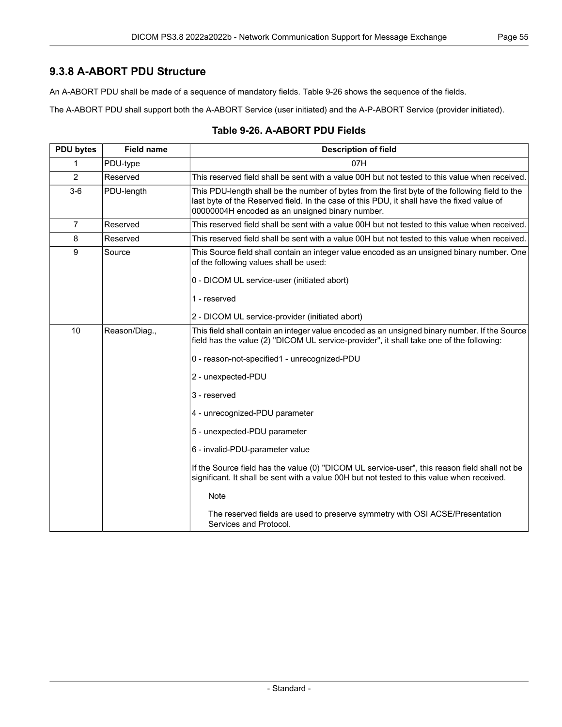### 9.3.8 A-ABORT PDU Structure

An A-ABORT PDU shall be made of a sequence of mandatory fields. Table 9-26 shows the sequence of the fields.

The A-ABORT PDU shall support both the A-ABORT Service (user initiated) and the A-P-ABORT Service (provider initiated).

**Table 9-26. A-ABORT PDU Fields**

| PDU bytes | Field name | Description of field |
|---|---|---|
| 1 | PDU-type | 07H |
| 2 | Reserved | This reserved field shall be sent with a value 00H but not tested to this value when received. |
| 3-6 | PDU-length | This PDU-length shall be the number of bytes from the first byte of the following field to the last byte of the Reserved field. In the case of this PDU, it shall have the fixed value of 00000004H encoded as an unsigned binary number. |
| 7 | Reserved | This reserved field shall be sent with a value 00H but not tested to this value when received. |
| 8 | Reserved | This reserved field shall be sent with a value 00H but not tested to this value when received. |
| 9 | Source | This Source field shall contain an integer value encoded as an unsigned binary number. One of the following values shall be used:<br><br>0 - DICOM UL service-user (initiated abort)<br><br>1 - reserved<br><br>2 - DICOM UL service-provider (initiated abort) |
| 10 | Reason/Diag., | This field shall contain an integer value encoded as an unsigned binary number. If the Source field has the value (2) "DICOM UL service-provider", it shall take one of the following:<br><br>0 - reason-not-specified1 - unrecognized-PDU<br><br>2 - unexpected-PDU<br><br>3 - reserved<br><br>4 - unrecognized-PDU parameter<br><br>5 - unexpected-PDU parameter<br><br>6 - invalid-PDU-parameter value<br><br>If the Source field has the value (0) "DICOM UL service-user", this reason field shall not be significant. It shall be sent with a value 00H but not tested to this value when received.<br><br>Note<br><br>The reserved fields are used to preserve symmetry with OSI ACSE/Presentation Services and Protocol. |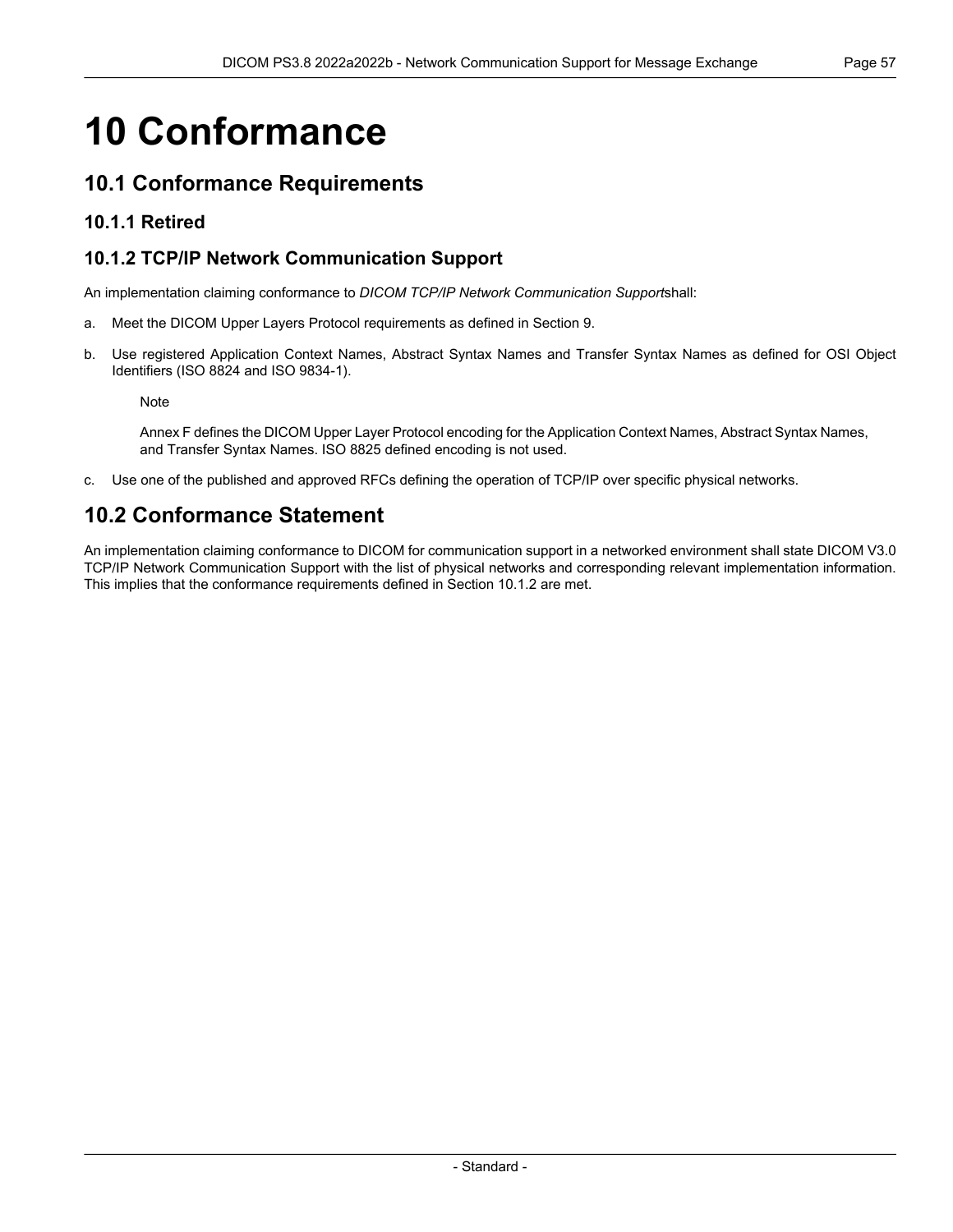# 10 Conformance

## 10.1 Conformance Requirements

### 10.1.1 Retired

### 10.1.2 TCP/IP Network Communication Support

An implementation claiming conformance to *DICOM TCP/IP Network Communication Support*shall:

a. Meet the DICOM Upper Layers Protocol requirements as defined in Section 9.

b. Use registered Application Context Names, Abstract Syntax Names and Transfer Syntax Names as defined for OSI Object Identifiers (ISO 8824 and ISO 9834-1).

   Note

   Annex F defines the DICOM Upper Layer Protocol encoding for the Application Context Names, Abstract Syntax Names, and Transfer Syntax Names. ISO 8825 defined encoding is not used.

c. Use one of the published and approved RFCs defining the operation of TCP/IP over specific physical networks.

## 10.2 Conformance Statement

An implementation claiming conformance to DICOM for communication support in a networked environment shall state DICOM V3.0 TCP/IP Network Communication Support with the list of physical networks and corresponding relevant implementation information. This implies that the conformance requirements defined in Section 10.1.2 are met.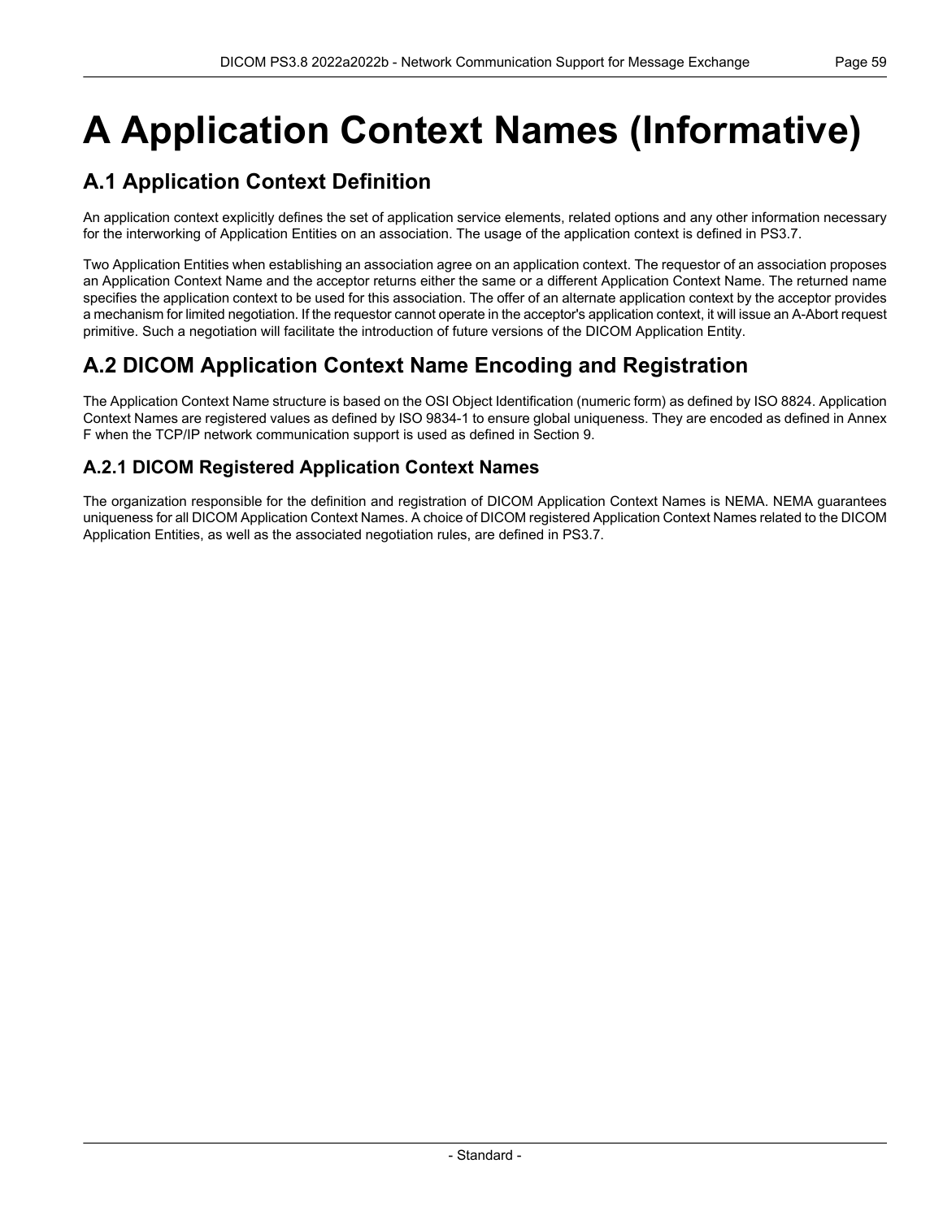# A Application Context Names (Informative)

## A.1 Application Context Definition

An application context explicitly defines the set of application service elements, related options and any other information necessary for the interworking of Application Entities on an association. The usage of the application context is defined in PS3.7.

Two Application Entities when establishing an association agree on an application context. The requestor of an association proposes an Application Context Name and the acceptor returns either the same or a different Application Context Name. The returned name specifies the application context to be used for this association. The offer of an alternate application context by the acceptor provides a mechanism for limited negotiation. If the requestor cannot operate in the acceptor's application context, it will issue an A-Abort request primitive. Such a negotiation will facilitate the introduction of future versions of the DICOM Application Entity.

## A.2 DICOM Application Context Name Encoding and Registration

The Application Context Name structure is based on the OSI Object Identification (numeric form) as defined by ISO 8824. Application Context Names are registered values as defined by ISO 9834-1 to ensure global uniqueness. They are encoded as defined in Annex F when the TCP/IP network communication support is used as defined in Section 9.

### A.2.1 DICOM Registered Application Context Names

The organization responsible for the definition and registration of DICOM Application Context Names is NEMA. NEMA guarantees uniqueness for all DICOM Application Context Names. A choice of DICOM registered Application Context Names related to the DICOM Application Entities, as well as the associated negotiation rules, are defined in PS3.7.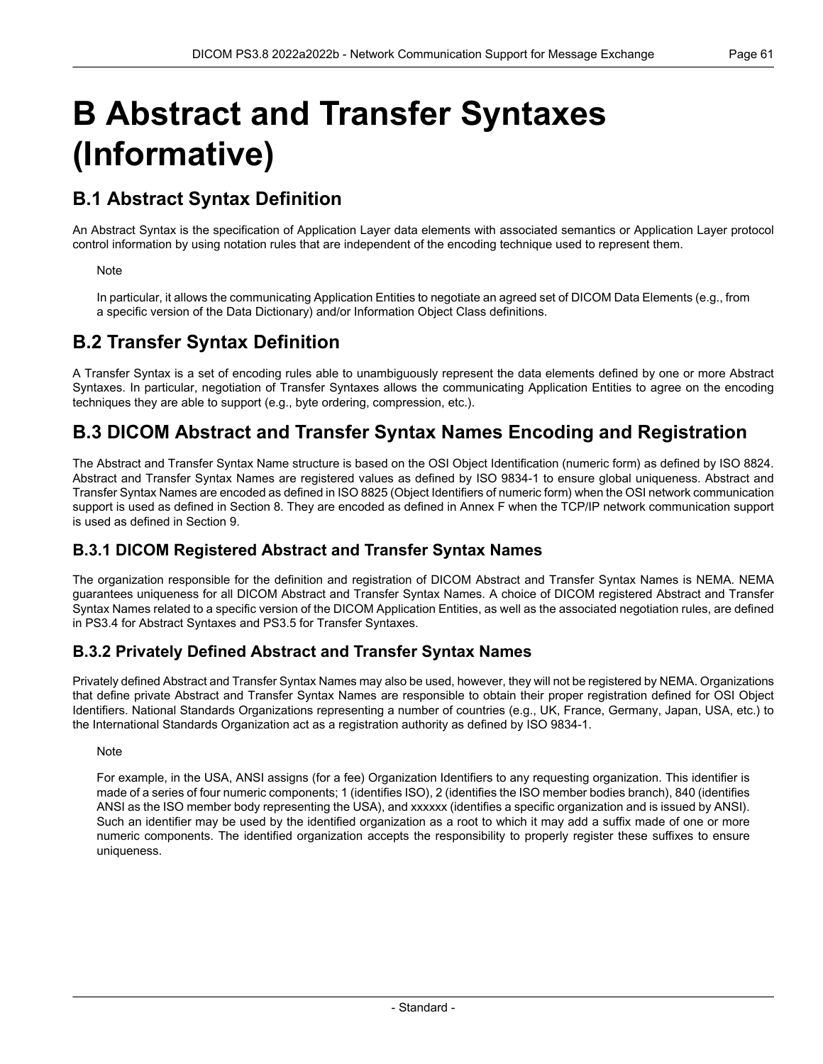# B Abstract and Transfer Syntaxes (Informative)

## B.1 Abstract Syntax Definition

An Abstract Syntax is the specification of Application Layer data elements with associated semantics or Application Layer protocol control information by using notation rules that are independent of the encoding technique used to represent them.

> Note
>
> In particular, it allows the communicating Application Entities to negotiate an agreed set of DICOM Data Elements (e.g., from a specific version of the Data Dictionary) and/or Information Object Class definitions.

## B.2 Transfer Syntax Definition

A Transfer Syntax is a set of encoding rules able to unambiguously represent the data elements defined by one or more Abstract Syntaxes. In particular, negotiation of Transfer Syntaxes allows the communicating Application Entities to agree on the encoding techniques they are able to support (e.g., byte ordering, compression, etc.).

## B.3 DICOM Abstract and Transfer Syntax Names Encoding and Registration

The Abstract and Transfer Syntax Name structure is based on the OSI Object Identification (numeric form) as defined by ISO 8824. Abstract and Transfer Syntax Names are registered values as defined by ISO 9834-1 to ensure global uniqueness. Abstract and Transfer Syntax Names are encoded as defined in ISO 8825 (Object Identifiers of numeric form) when the OSI network communication support is used as defined in Section 8. They are encoded as defined in Annex F when the TCP/IP network communication support is used as defined in Section 9.

### B.3.1 DICOM Registered Abstract and Transfer Syntax Names

The organization responsible for the definition and registration of DICOM Abstract and Transfer Syntax Names is NEMA. NEMA guarantees uniqueness for all DICOM Abstract and Transfer Syntax Names. A choice of DICOM registered Abstract and Transfer Syntax Names related to a specific version of the DICOM Application Entities, as well as the associated negotiation rules, are defined in PS3.4 for Abstract Syntaxes and PS3.5 for Transfer Syntaxes.

### B.3.2 Privately Defined Abstract and Transfer Syntax Names

Privately defined Abstract and Transfer Syntax Names may also be used, however, they will not be registered by NEMA. Organizations that define private Abstract and Transfer Syntax Names are responsible to obtain their proper registration defined for OSI Object Identifiers. National Standards Organizations representing a number of countries (e.g., UK, France, Germany, Japan, USA, etc.) to the International Standards Organization act as a registration authority as defined by ISO 9834-1.

> Note
>
> For example, in the USA, ANSI assigns (for a fee) Organization Identifiers to any requesting organization. This identifier is made of a series of four numeric components; 1 (identifies ISO), 2 (identifies the ISO member bodies branch), 840 (identifies ANSI as the ISO member body representing the USA), and xxxxxx (identifies a specific organization and is issued by ANSI). Such an identifier may be used by the identified organization as a root to which it may add a suffix made of one or more numeric components. The identified organization accepts the responsibility to properly register these suffixes to ensure uniqueness.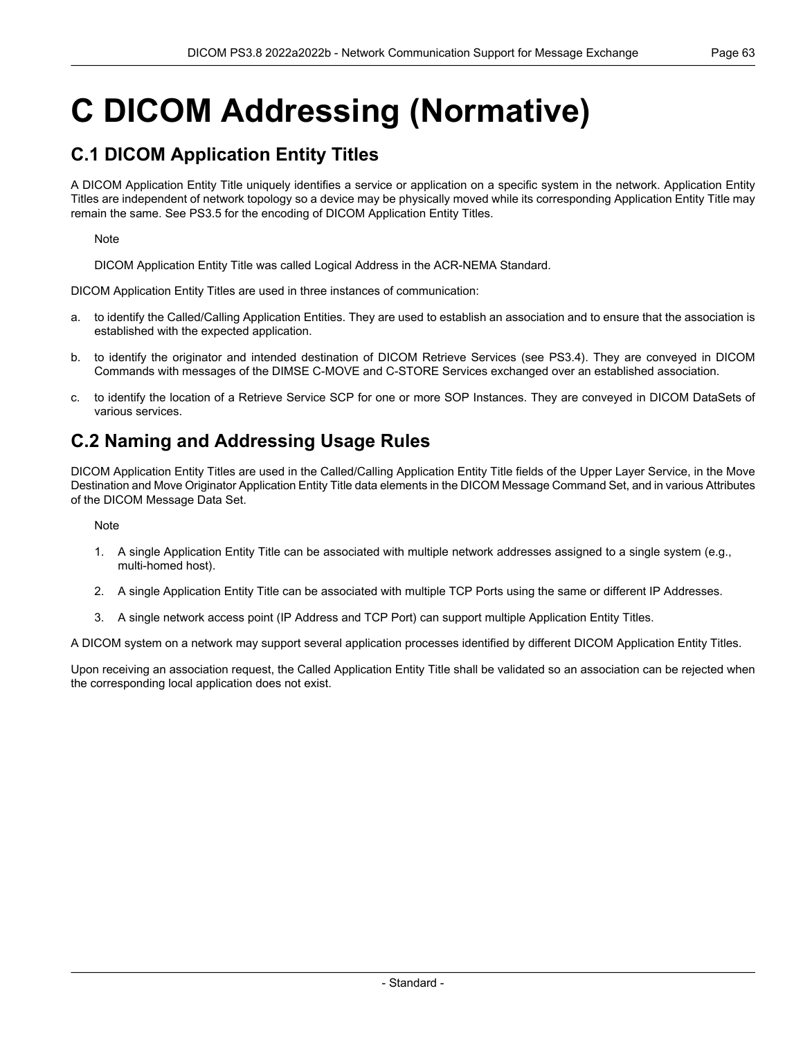# C DICOM Addressing (Normative)

## C.1 DICOM Application Entity Titles

A DICOM Application Entity Title uniquely identifies a service or application on a specific system in the network. Application Entity Titles are independent of network topology so a device may be physically moved while its corresponding Application Entity Title may remain the same. See PS3.5 for the encoding of DICOM Application Entity Titles.

Note

DICOM Application Entity Title was called Logical Address in the ACR-NEMA Standard.

DICOM Application Entity Titles are used in three instances of communication:

a. to identify the Called/Calling Application Entities. They are used to establish an association and to ensure that the association is established with the expected application.

b. to identify the originator and intended destination of DICOM Retrieve Services (see PS3.4). They are conveyed in DICOM Commands with messages of the DIMSE C-MOVE and C-STORE Services exchanged over an established association.

c. to identify the location of a Retrieve Service SCP for one or more SOP Instances. They are conveyed in DICOM DataSets of various services.

## C.2 Naming and Addressing Usage Rules

DICOM Application Entity Titles are used in the Called/Calling Application Entity Title fields of the Upper Layer Service, in the Move Destination and Move Originator Application Entity Title data elements in the DICOM Message Command Set, and in various Attributes of the DICOM Message Data Set.

Note

1. A single Application Entity Title can be associated with multiple network addresses assigned to a single system (e.g., multi-homed host).
2. A single Application Entity Title can be associated with multiple TCP Ports using the same or different IP Addresses.
3. A single network access point (IP Address and TCP Port) can support multiple Application Entity Titles.

A DICOM system on a network may support several application processes identified by different DICOM Application Entity Titles.

Upon receiving an association request, the Called Application Entity Title shall be validated so an association can be rejected when the corresponding local application does not exist.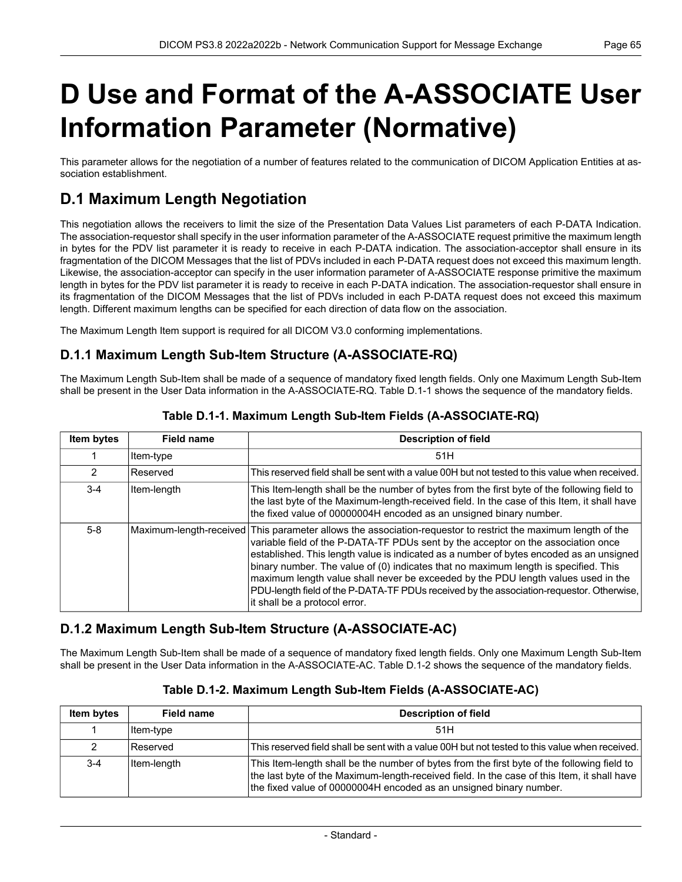# D Use and Format of the A-ASSOCIATE User Information Parameter (Normative)

This parameter allows for the negotiation of a number of features related to the communication of DICOM Application Entities at association establishment.

## D.1 Maximum Length Negotiation

This negotiation allows the receivers to limit the size of the Presentation Data Values List parameters of each P-DATA Indication. The association-requestor shall specify in the user information parameter of the A-ASSOCIATE request primitive the maximum length in bytes for the PDV list parameter it is ready to receive in each P-DATA indication. The association-acceptor shall ensure in its fragmentation of the DICOM Messages that the list of PDVs included in each P-DATA request does not exceed this maximum length. Likewise, the association-acceptor can specify in the user information parameter of A-ASSOCIATE response primitive the maximum length in bytes for the PDV list parameter it is ready to receive in each P-DATA indication. The association-requestor shall ensure in its fragmentation of the DICOM Messages that the list of PDVs included in each P-DATA request does not exceed this maximum length. Different maximum lengths can be specified for each direction of data flow on the association.

The Maximum Length Item support is required for all DICOM V3.0 conforming implementations.

### D.1.1 Maximum Length Sub-Item Structure (A-ASSOCIATE-RQ)

The Maximum Length Sub-Item shall be made of a sequence of mandatory fixed length fields. Only one Maximum Length Sub-Item shall be present in the User Data information in the A-ASSOCIATE-RQ. Table D.1-1 shows the sequence of the mandatory fields.

**Table D.1-1. Maximum Length Sub-Item Fields (A-ASSOCIATE-RQ)**

| Item bytes | Field name | Description of field |
|---|---|---|
| 1 | Item-type | 51H |
| 2 | Reserved | This reserved field shall be sent with a value 00H but not tested to this value when received. |
| 3-4 | Item-length | This Item-length shall be the number of bytes from the first byte of the following field to the last byte of the Maximum-length-received field. In the case of this Item, it shall have the fixed value of 00000004H encoded as an unsigned binary number. |
| 5-8 | Maximum-length-received | This parameter allows the association-requestor to restrict the maximum length of the variable field of the P-DATA-TF PDUs sent by the acceptor on the association once established. This length value is indicated as a number of bytes encoded as an unsigned binary number. The value of (0) indicates that no maximum length is specified. This maximum length value shall never be exceeded by the PDU length values used in the PDU-length field of the P-DATA-TF PDUs received by the association-requestor. Otherwise, it shall be a protocol error. |

### D.1.2 Maximum Length Sub-Item Structure (A-ASSOCIATE-AC)

The Maximum Length Sub-Item shall be made of a sequence of mandatory fixed length fields. Only one Maximum Length Sub-Item shall be present in the User Data information in the A-ASSOCIATE-AC. Table D.1-2 shows the sequence of the mandatory fields.

**Table D.1-2. Maximum Length Sub-Item Fields (A-ASSOCIATE-AC)**

| Item bytes | Field name | Description of field |
|---|---|---|
| 1 | Item-type | 51H |
| 2 | Reserved | This reserved field shall be sent with a value 00H but not tested to this value when received. |
| 3-4 | Item-length | This Item-length shall be the number of bytes from the first byte of the following field to the last byte of the Maximum-length-received field. In the case of this Item, it shall have the fixed value of 00000004H encoded as an unsigned binary number. |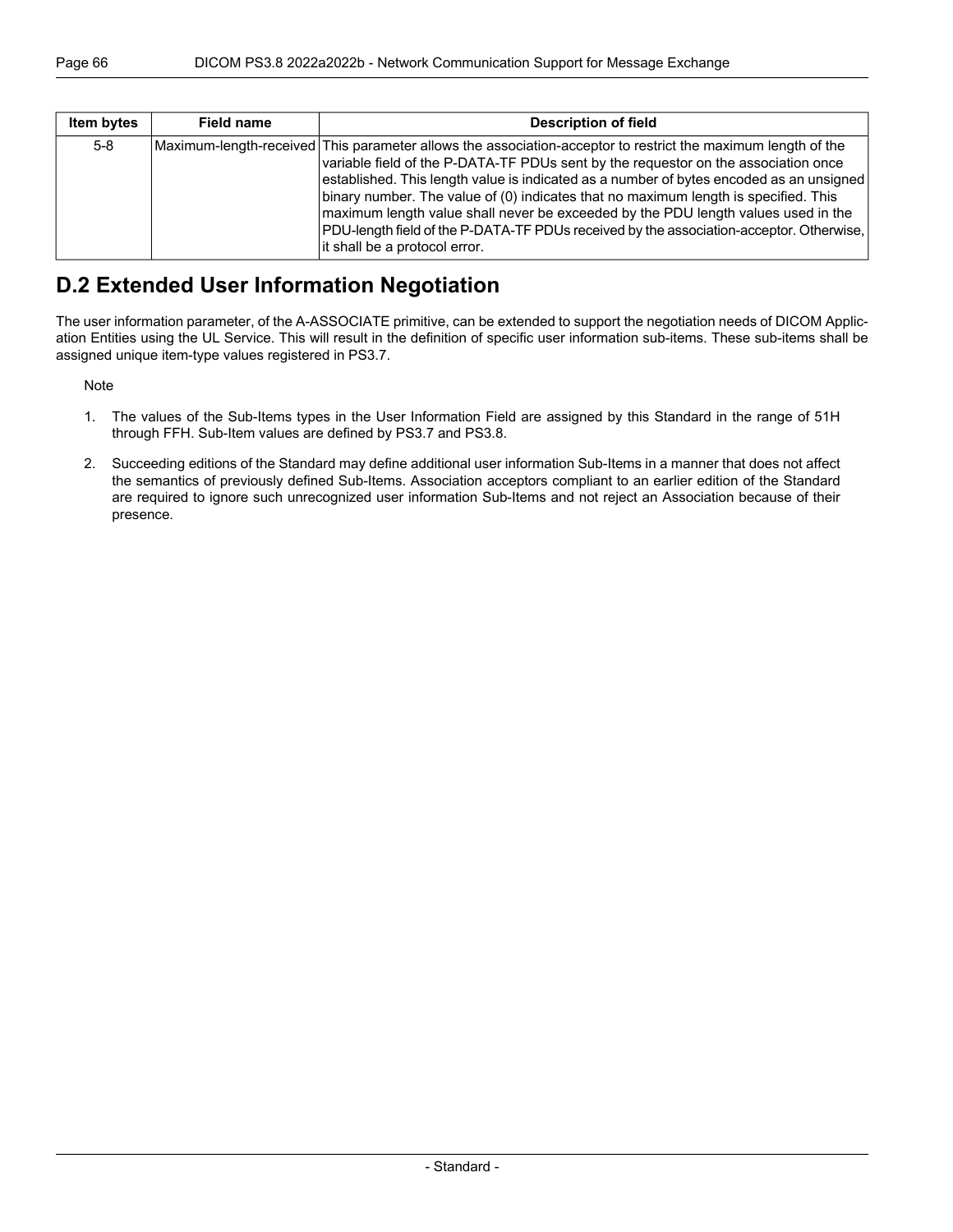| Item bytes | Field name | Description of field |
|---|---|---|
| 5-8 | Maximum-length-received | This parameter allows the association-acceptor to restrict the maximum length of the variable field of the P-DATA-TF PDUs sent by the requestor on the association once established. This length value is indicated as a number of bytes encoded as an unsigned binary number. The value of (0) indicates that no maximum length is specified. This maximum length value shall never be exceeded by the PDU length values used in the PDU-length field of the P-DATA-TF PDUs received by the association-acceptor. Otherwise, it shall be a protocol error. |

## D.2 Extended User Information Negotiation

The user information parameter, of the A-ASSOCIATE primitive, can be extended to support the negotiation needs of DICOM Application Entities using the UL Service. This will result in the definition of specific user information sub-items. These sub-items shall be assigned unique item-type values registered in PS3.7.

Note

1. The values of the Sub-Items types in the User Information Field are assigned by this Standard in the range of 51H through FFH. Sub-Item values are defined by PS3.7 and PS3.8.
2. Succeeding editions of the Standard may define additional user information Sub-Items in a manner that does not affect the semantics of previously defined Sub-Items. Association acceptors compliant to an earlier edition of the Standard are required to ignore such unrecognized user information Sub-Items and not reject an Association because of their presence.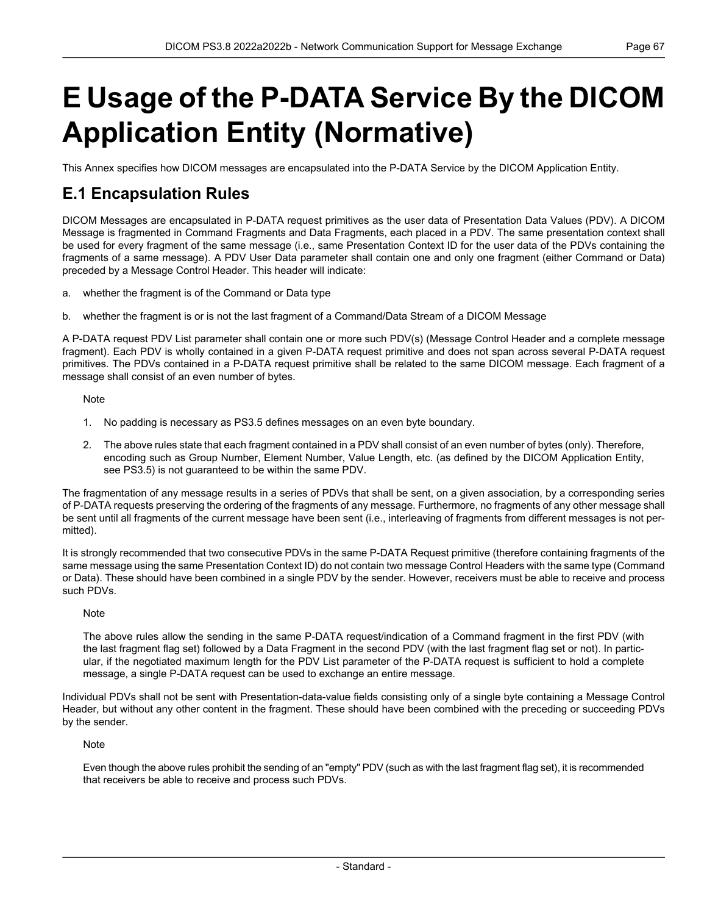# E Usage of the P-DATA Service By the DICOM Application Entity (Normative)

This Annex specifies how DICOM messages are encapsulated into the P-DATA Service by the DICOM Application Entity.

## E.1 Encapsulation Rules

DICOM Messages are encapsulated in P-DATA request primitives as the user data of Presentation Data Values (PDV). A DICOM Message is fragmented in Command Fragments and Data Fragments, each placed in a PDV. The same presentation context shall be used for every fragment of the same message (i.e., same Presentation Context ID for the user data of the PDVs containing the fragments of a same message). A PDV User Data parameter shall contain one and only one fragment (either Command or Data) preceded by a Message Control Header. This header will indicate:

a. whether the fragment is of the Command or Data type

b. whether the fragment is or is not the last fragment of a Command/Data Stream of a DICOM Message

A P-DATA request PDV List parameter shall contain one or more such PDV(s) (Message Control Header and a complete message fragment). Each PDV is wholly contained in a given P-DATA request primitive and does not span across several P-DATA request primitives. The PDVs contained in a P-DATA request primitive shall be related to the same DICOM message. Each fragment of a message shall consist of an even number of bytes.

Note

1. No padding is necessary as PS3.5 defines messages on an even byte boundary.
2. The above rules state that each fragment contained in a PDV shall consist of an even number of bytes (only). Therefore, encoding such as Group Number, Element Number, Value Length, etc. (as defined by the DICOM Application Entity, see PS3.5) is not guaranteed to be within the same PDV.

The fragmentation of any message results in a series of PDVs that shall be sent, on a given association, by a corresponding series of P-DATA requests preserving the ordering of the fragments of any message. Furthermore, no fragments of any other message shall be sent until all fragments of the current message have been sent (i.e., interleaving of fragments from different messages is not permitted).

It is strongly recommended that two consecutive PDVs in the same P-DATA Request primitive (therefore containing fragments of the same message using the same Presentation Context ID) do not contain two message Control Headers with the same type (Command or Data). These should have been combined in a single PDV by the sender. However, receivers must be able to receive and process such PDVs.

Note

The above rules allow the sending in the same P-DATA request/indication of a Command fragment in the first PDV (with the last fragment flag set) followed by a Data Fragment in the second PDV (with the last fragment flag set or not). In particular, if the negotiated maximum length for the PDV List parameter of the P-DATA request is sufficient to hold a complete message, a single P-DATA request can be used to exchange an entire message.

Individual PDVs shall not be sent with Presentation-data-value fields consisting only of a single byte containing a Message Control Header, but without any other content in the fragment. These should have been combined with the preceding or succeeding PDVs by the sender.

Note

Even though the above rules prohibit the sending of an "empty" PDV (such as with the last fragment flag set), it is recommended that receivers be able to receive and process such PDVs.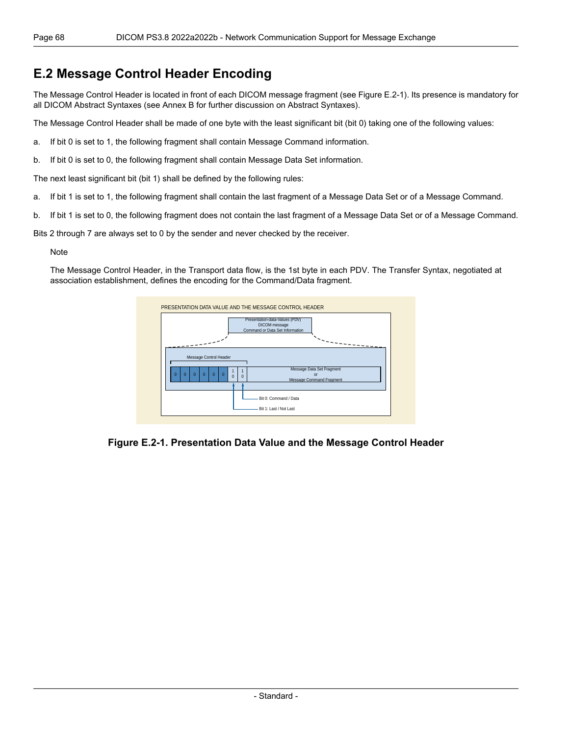## E.2 Message Control Header Encoding

The Message Control Header is located in front of each DICOM message fragment (see Figure E.2-1). Its presence is mandatory for all DICOM Abstract Syntaxes (see Annex B for further discussion on Abstract Syntaxes).

The Message Control Header shall be made of one byte with the least significant bit (bit 0) taking one of the following values:

a. If bit 0 is set to 1, the following fragment shall contain Message Command information.

b. If bit 0 is set to 0, the following fragment shall contain Message Data Set information.

The next least significant bit (bit 1) shall be defined by the following rules:

a. If bit 1 is set to 1, the following fragment shall contain the last fragment of a Message Data Set or of a Message Command.

b. If bit 1 is set to 0, the following fragment does not contain the last fragment of a Message Data Set or of a Message Command.

Bits 2 through 7 are always set to 0 by the sender and never checked by the receiver.

Note

The Message Control Header, in the Transport data flow, is the 1st byte in each PDV. The Transfer Syntax, negotiated at association establishment, defines the encoding for the Command/Data fragment.

PRESENTATION DATA VALUE AND THE MESSAGE CONTROL HEADER

Presentation-data-Values (PDV)
DICOM message
Command or Data Set Information

Message Control Header

| 0 | 0 | 0 | 0 | 0 | 0 | 1 0 | 1 0 | Message Data Set Fragment or Message Command Fragment |
|---|---|---|---|---|---|---|---|---|

Bit 0: Command / Data

Bit 1: Last / Not Last

**Figure E.2-1. Presentation Data Value and the Message Control Header**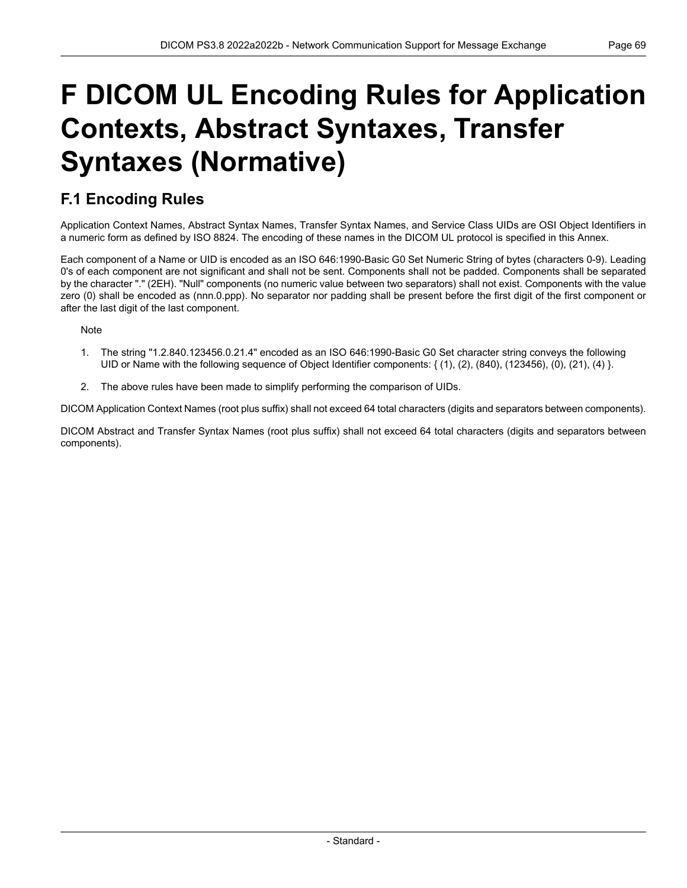# F DICOM UL Encoding Rules for Application Contexts, Abstract Syntaxes, Transfer Syntaxes (Normative)

## F.1 Encoding Rules

Application Context Names, Abstract Syntax Names, Transfer Syntax Names, and Service Class UIDs are OSI Object Identifiers in a numeric form as defined by ISO 8824. The encoding of these names in the DICOM UL protocol is specified in this Annex.

Each component of a Name or UID is encoded as an ISO 646:1990-Basic G0 Set Numeric String of bytes (characters 0-9). Leading 0's of each component are not significant and shall not be sent. Components shall not be padded. Components shall be separated by the character "." (2EH). "Null" components (no numeric value between two separators) shall not exist. Components with the value zero (0) shall be encoded as (nnn.0.ppp). No separator nor padding shall be present before the first digit of the first component or after the last digit of the last component.

Note

1. The string "1.2.840.123456.0.21.4" encoded as an ISO 646:1990-Basic G0 Set character string conveys the following UID or Name with the following sequence of Object Identifier components: { (1), (2), (840), (123456), (0), (21), (4) }.
2. The above rules have been made to simplify performing the comparison of UIDs.

DICOM Application Context Names (root plus suffix) shall not exceed 64 total characters (digits and separators between components).

DICOM Abstract and Transfer Syntax Names (root plus suffix) shall not exceed 64 total characters (digits and separators between components).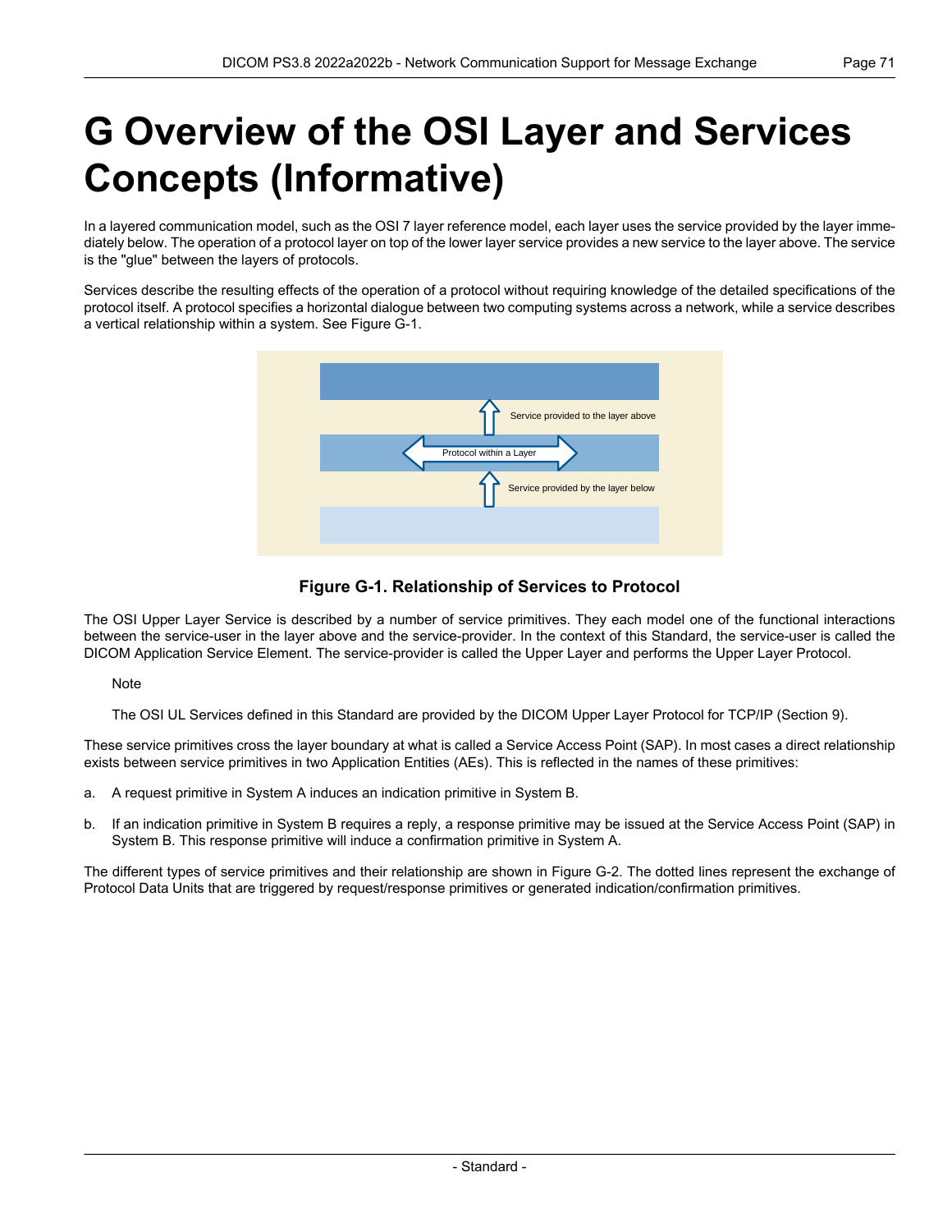# G Overview of the OSI Layer and Services Concepts (Informative)

In a layered communication model, such as the OSI 7 layer reference model, each layer uses the service provided by the layer immediately below. The operation of a protocol layer on top of the lower layer service provides a new service to the layer above. The service is the "glue" between the layers of protocols.

Services describe the resulting effects of the operation of a protocol without requiring knowledge of the detailed specifications of the protocol itself. A protocol specifies a horizontal dialogue between two computing systems across a network, while a service describes a vertical relationship within a system. See Figure G-1.

Service provided to the layer above

Protocol within a Layer

Service provided by the layer below

**Figure G-1. Relationship of Services to Protocol**

The OSI Upper Layer Service is described by a number of service primitives. They each model one of the functional interactions between the service-user in the layer above and the service-provider. In the context of this Standard, the service-user is called the DICOM Application Service Element. The service-provider is called the Upper Layer and performs the Upper Layer Protocol.

Note

The OSI UL Services defined in this Standard are provided by the DICOM Upper Layer Protocol for TCP/IP (Section 9).

These service primitives cross the layer boundary at what is called a Service Access Point (SAP). In most cases a direct relationship exists between service primitives in two Application Entities (AEs). This is reflected in the names of these primitives:

a. A request primitive in System A induces an indication primitive in System B.

b. If an indication primitive in System B requires a reply, a response primitive may be issued at the Service Access Point (SAP) in System B. This response primitive will induce a confirmation primitive in System A.

The different types of service primitives and their relationship are shown in Figure G-2. The dotted lines represent the exchange of Protocol Data Units that are triggered by request/response primitives or generated indication/confirmation primitives.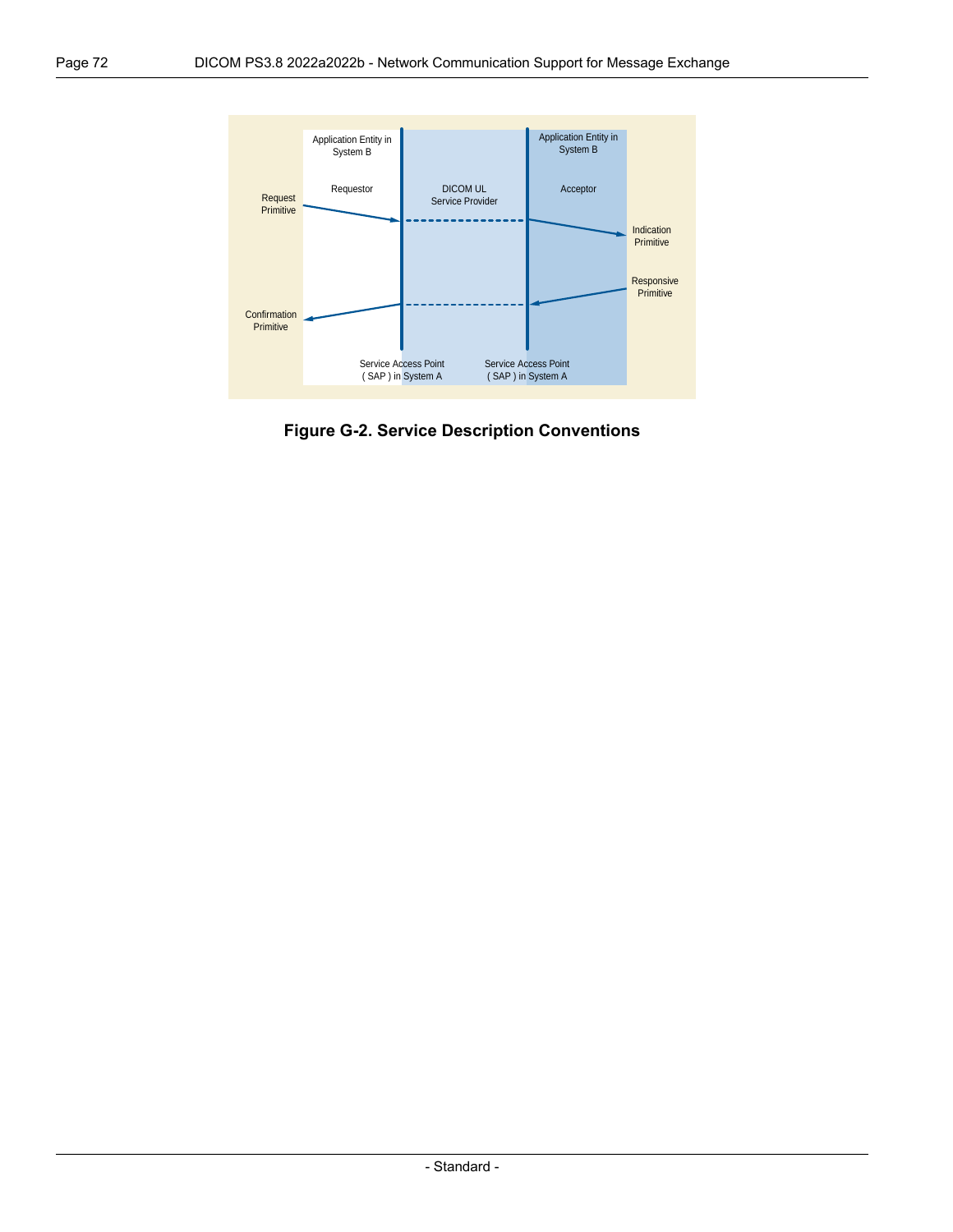Application Entity in System B

Requestor

DICOM UL Service Provider

Application Entity in System B

Acceptor

Request Primitive

Indication Primitive

Responsive Primitive

Confirmation Primitive

Service Access Point ( SAP ) in System A

Service Access Point ( SAP ) in System A

**Figure G-2. Service Description Conventions**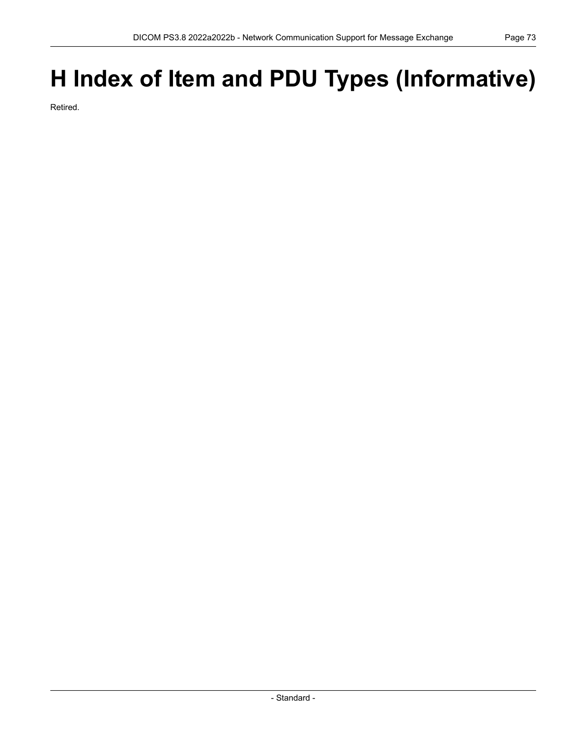# H Index of Item and PDU Types (Informative)

Retired.